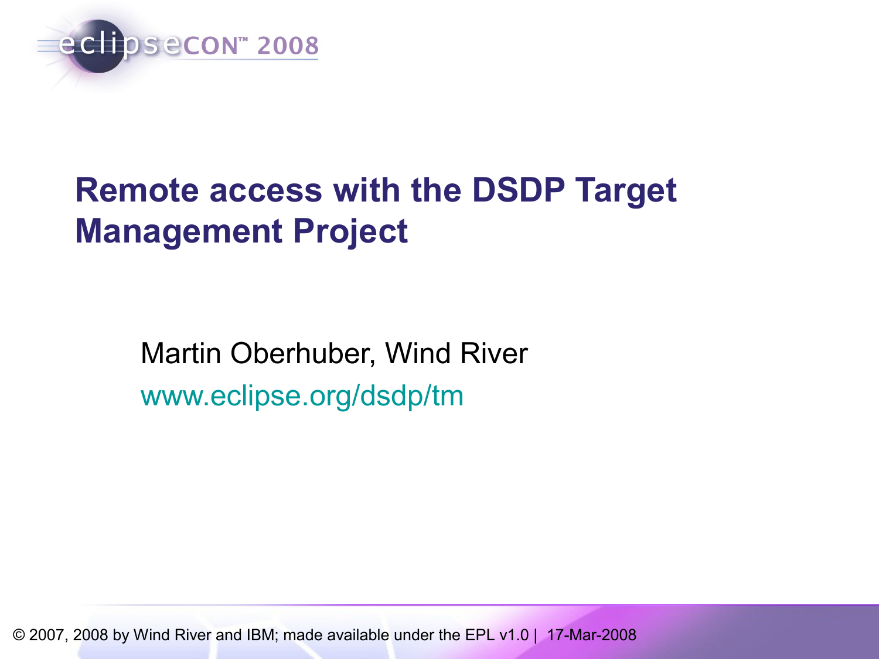# Remote access with the DSDP Target Management Project

Martin Oberhuber, Wind River

www.eclipse.org/dsdp/tm

© 2007, 2008 by Wind River and IBM; made available under the EPL v1.0 | 17-Mar-2008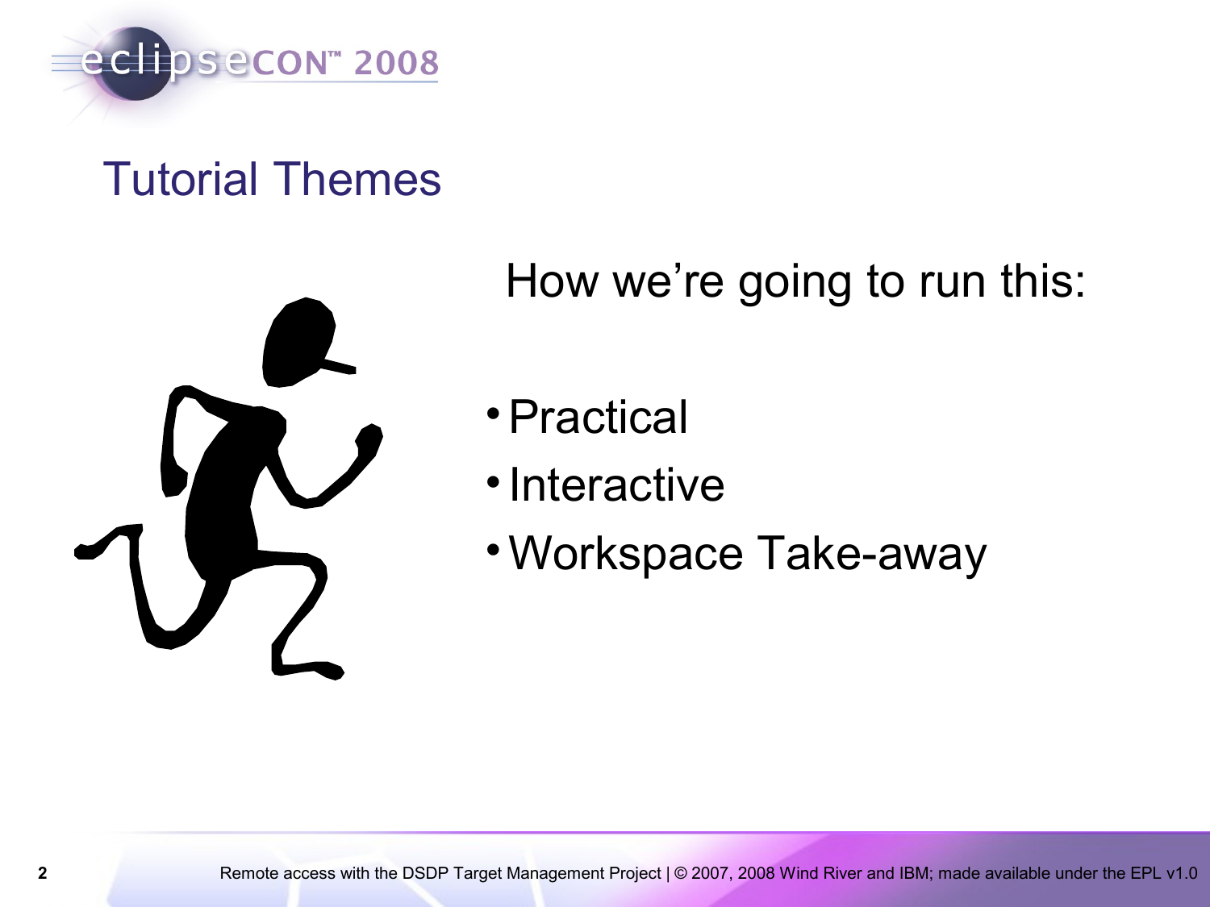# Tutorial Themes

How we're going to run this:

- Practical
- Interactive
- Workspace Take-away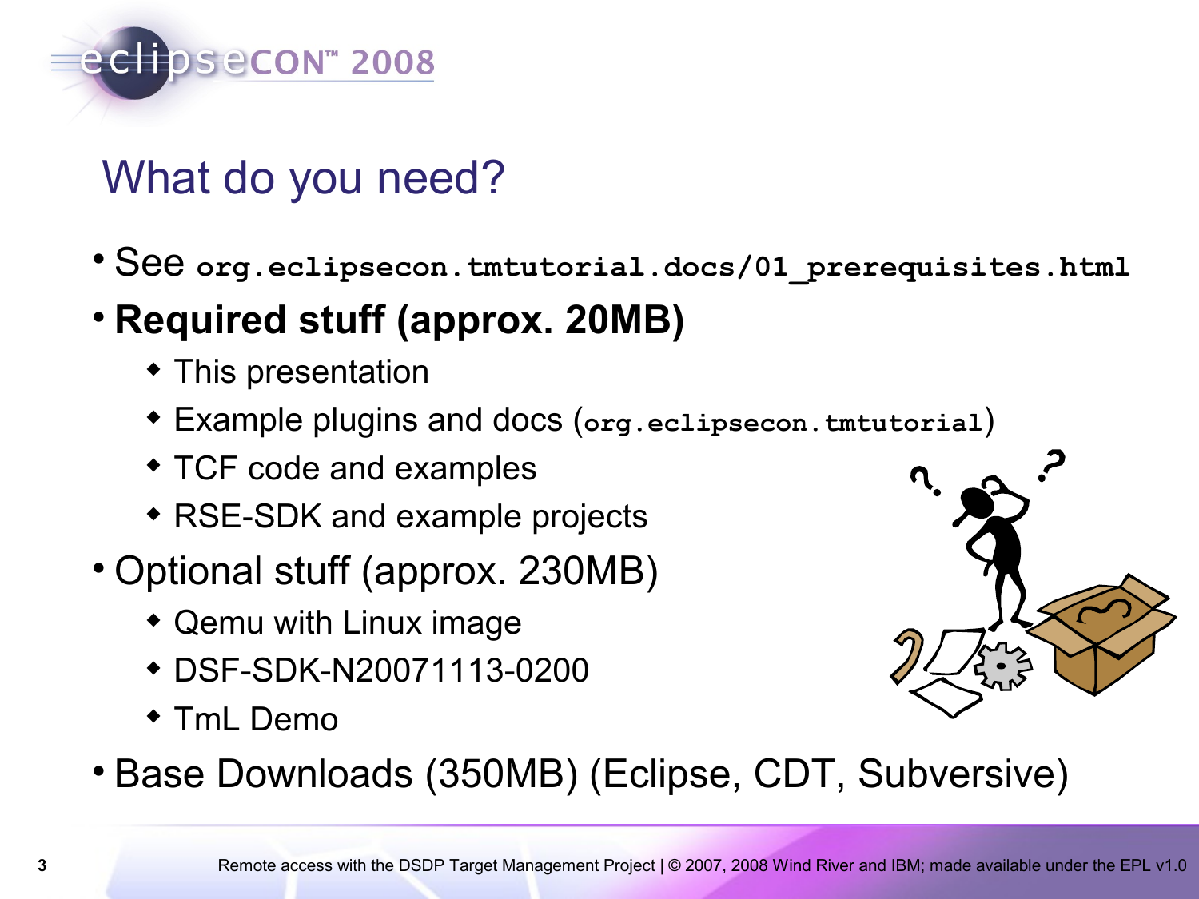# What do you need?

- See `org.eclipsecon.tmtutorial.docs/01_prerequisites.html`
- **Required stuff (approx. 20MB)**
  - This presentation
  - Example plugins and docs (`org.eclipsecon.tmtutorial`)
  - TCF code and examples
  - RSE-SDK and example projects
- Optional stuff (approx. 230MB)
  - Qemu with Linux image
  - DSF-SDK-N20071113-0200
  - TmL Demo
- Base Downloads (350MB) (Eclipse, CDT, Subversive)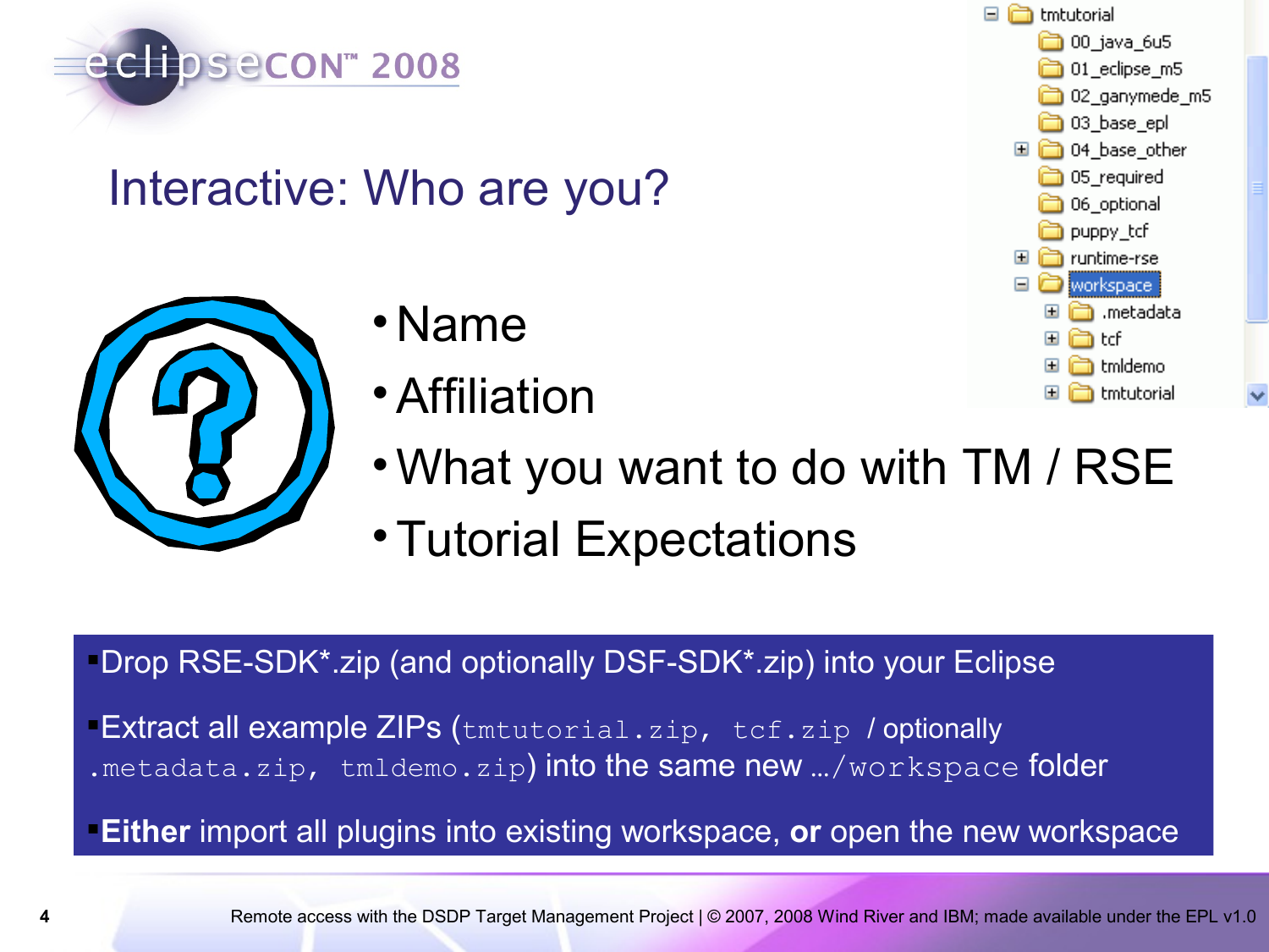# Interactive: Who are you?

- Name
- Affiliation
- What you want to do with TM / RSE
- Tutorial Expectations

- tmtutorial
  - 00_java_6u5
  - 01_eclipse_m5
  - 02_ganymede_m5
  - 03_base_epl
  - 04_base_other
  - 05_required
  - 06_optional
  - puppy_tcf
  - runtime-rse
  - workspace
    - .metadata
    - tcf
    - tmldemo
    - tmtutorial

- Drop RSE-SDK*.zip (and optionally DSF-SDK*.zip) into your Eclipse
- Extract all example ZIPs (`tmtutorial.zip`, `tcf.zip` / optionally `.metadata.zip`, `tmldemo.zip`) into the same new …`/workspace` folder
- **Either** import all plugins into existing workspace, **or** open the new workspace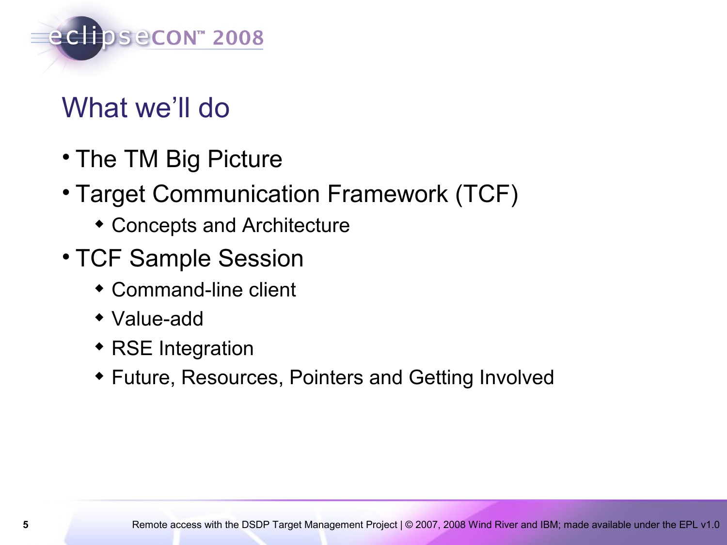# What we'll do

- The TM Big Picture
- Target Communication Framework (TCF)
  - Concepts and Architecture
- TCF Sample Session
  - Command-line client
  - Value-add
  - RSE Integration
  - Future, Resources, Pointers and Getting Involved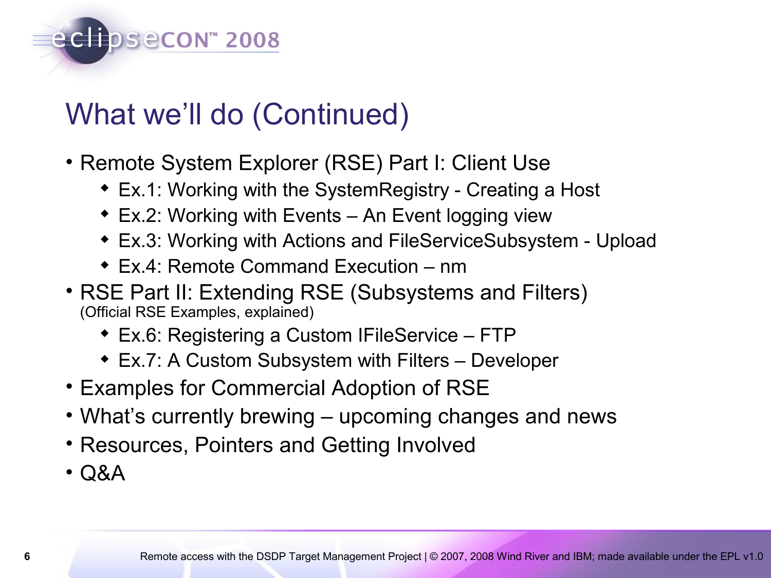# What we'll do (Continued)

- Remote System Explorer (RSE) Part I: Client Use
  - Ex.1: Working with the SystemRegistry - Creating a Host
  - Ex.2: Working with Events – An Event logging view
  - Ex.3: Working with Actions and FileServiceSubsystem - Upload
  - Ex.4: Remote Command Execution – nm
- RSE Part II: Extending RSE (Subsystems and Filters)
  (Official RSE Examples, explained)
  - Ex.6: Registering a Custom IFileService – FTP
  - Ex.7: A Custom Subsystem with Filters – Developer
- Examples for Commercial Adoption of RSE
- What's currently brewing – upcoming changes and news
- Resources, Pointers and Getting Involved
- Q&A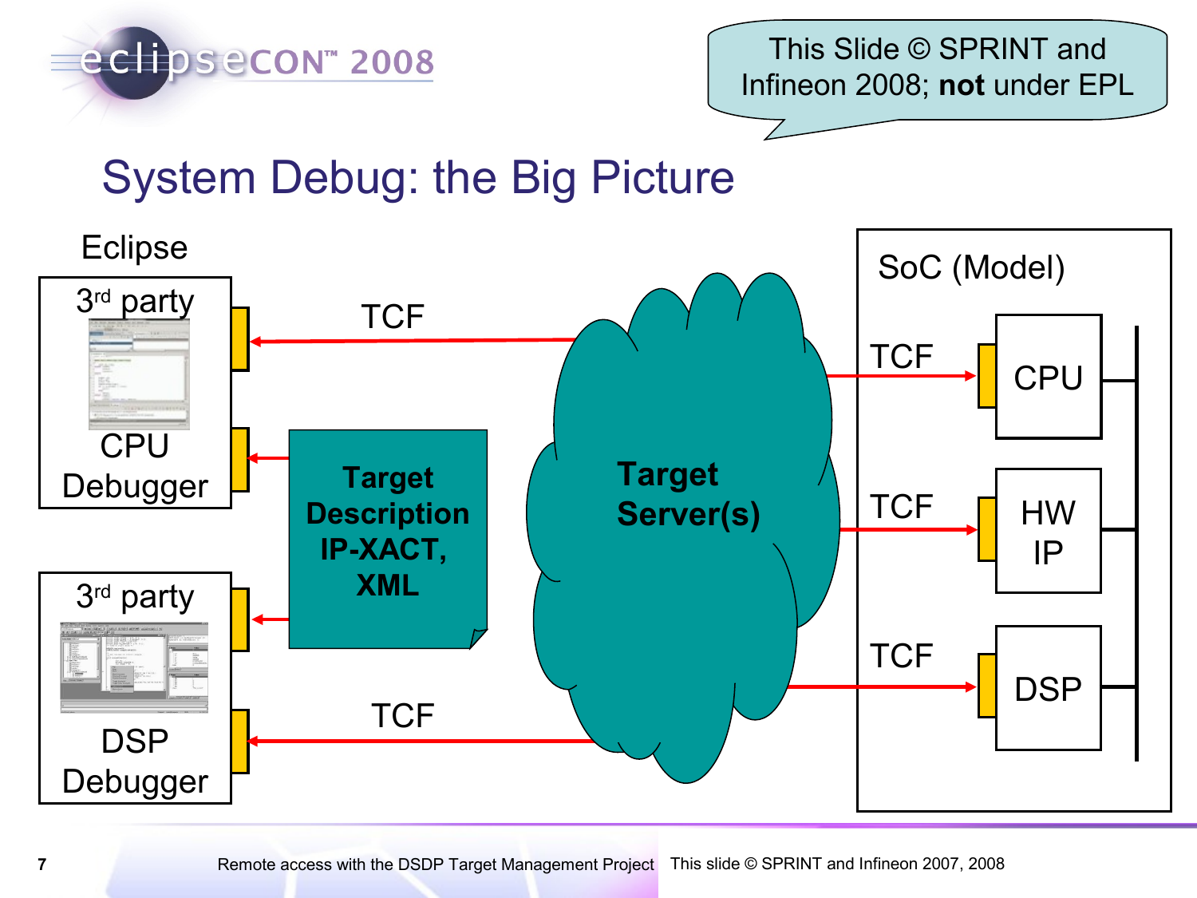This Slide © SPRINT and Infineon 2008; **not** under EPL

# System Debug: the Big Picture

Eclipse

3rd party CPU Debugger

3rd party DSP Debugger

TCF

TCF

**Target Description IP-XACT, XML**

**Target Server(s)**

SoC (Model)

TCF — CPU

TCF — HW IP

TCF — DSP

Remote access with the DSDP Target Management Project

This slide © SPRINT and Infineon 2007, 2008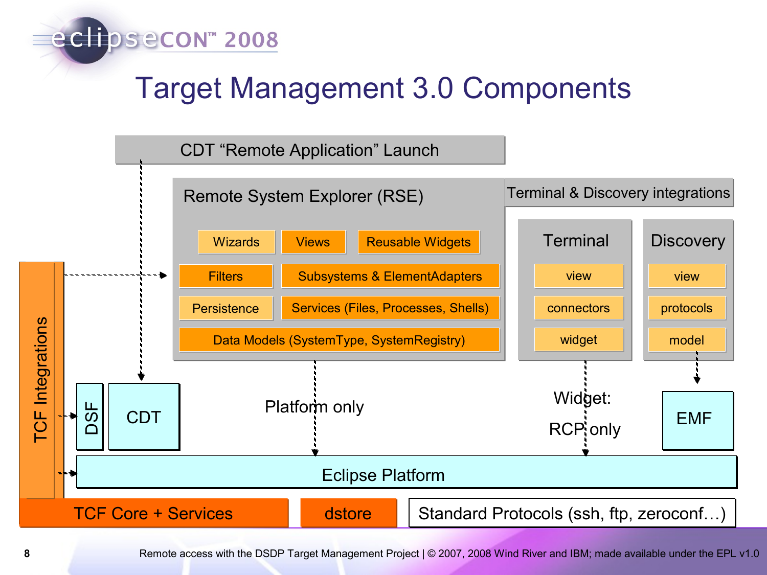# Target Management 3.0 Components

CDT "Remote Application" Launch

Remote System Explorer (RSE)

- Wizards
- Views
- Reusable Widgets
- Filters
- Subsystems & ElementAdapters
- Persistence
- Services (Files, Processes, Shells)
- Data Models (SystemType, SystemRegistry)

Terminal & Discovery integrations

Terminal

- view
- connectors
- widget

Discovery

- view
- protocols
- model

TCF Integrations

DSF

CDT

Platform only

Widget:

RCP only

EMF

Eclipse Platform

TCF Core + Services

dstore

Standard Protocols (ssh, ftp, zeroconf…)

Remote access with the DSDP Target Management Project | © 2007, 2008 Wind River and IBM; made available under the EPL v1.0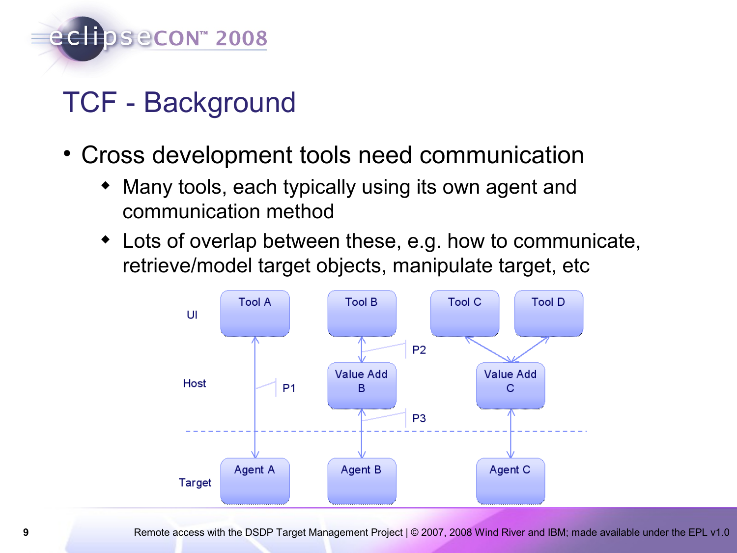# TCF - Background

- Cross development tools need communication
  - Many tools, each typically using its own agent and communication method
  - Lots of overlap between these, e.g. how to communicate, retrieve/model target objects, manipulate target, etc

UI

Tool A Tool B Tool C Tool D

P2

Host

P1

Value Add B

Value Add C

P3

Target

Agent A Agent B Agent C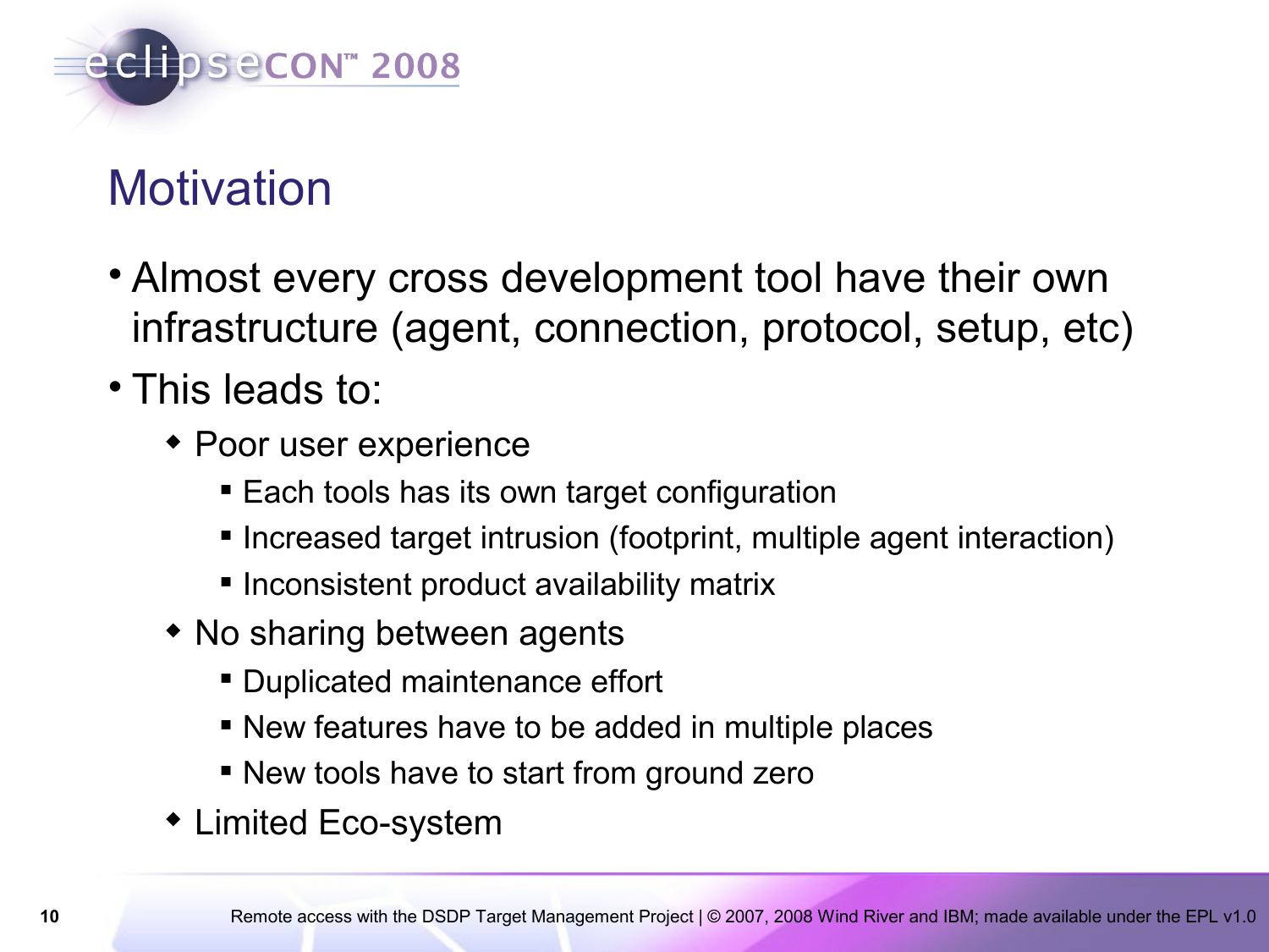# Motivation

- Almost every cross development tool have their own infrastructure (agent, connection, protocol, setup, etc)
- This leads to:
  - Poor user experience
    - Each tools has its own target configuration
    - Increased target intrusion (footprint, multiple agent interaction)
    - Inconsistent product availability matrix
  - No sharing between agents
    - Duplicated maintenance effort
    - New features have to be added in multiple places
    - New tools have to start from ground zero
  - Limited Eco-system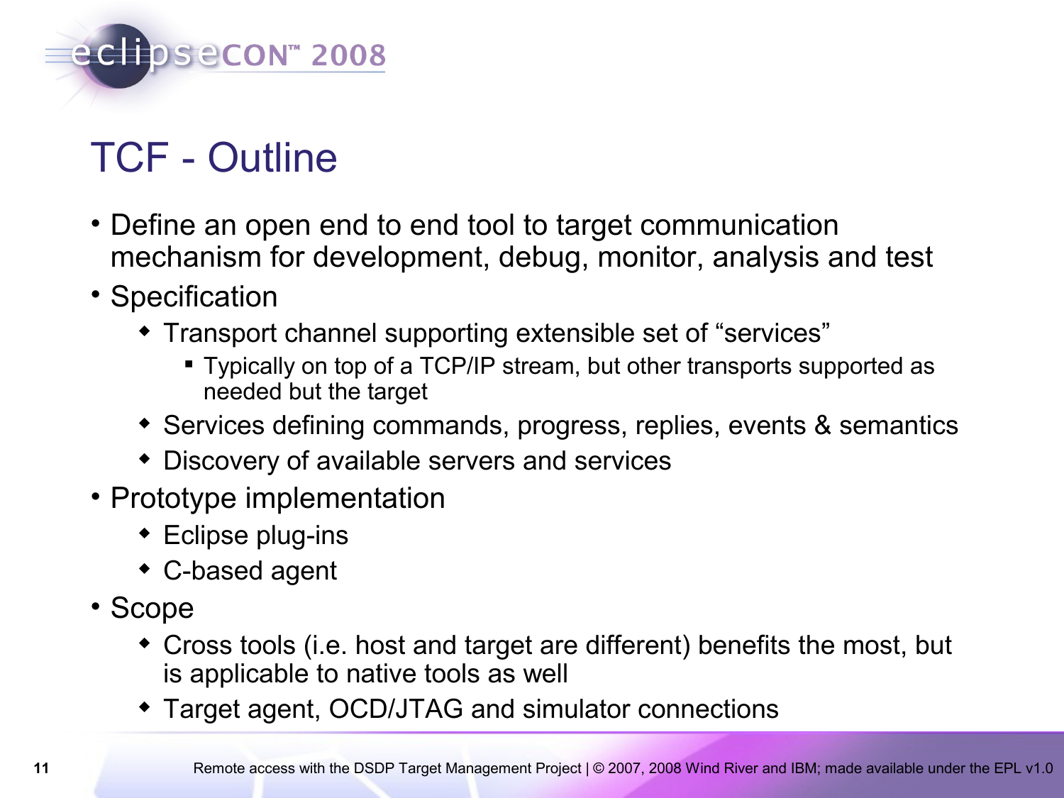# TCF - Outline

- Define an open end to end tool to target communication mechanism for development, debug, monitor, analysis and test
- Specification
  - Transport channel supporting extensible set of “services”
    - Typically on top of a TCP/IP stream, but other transports supported as needed but the target
  - Services defining commands, progress, replies, events & semantics
  - Discovery of available servers and services
- Prototype implementation
  - Eclipse plug-ins
  - C-based agent
- Scope
  - Cross tools (i.e. host and target are different) benefits the most, but is applicable to native tools as well
  - Target agent, OCD/JTAG and simulator connections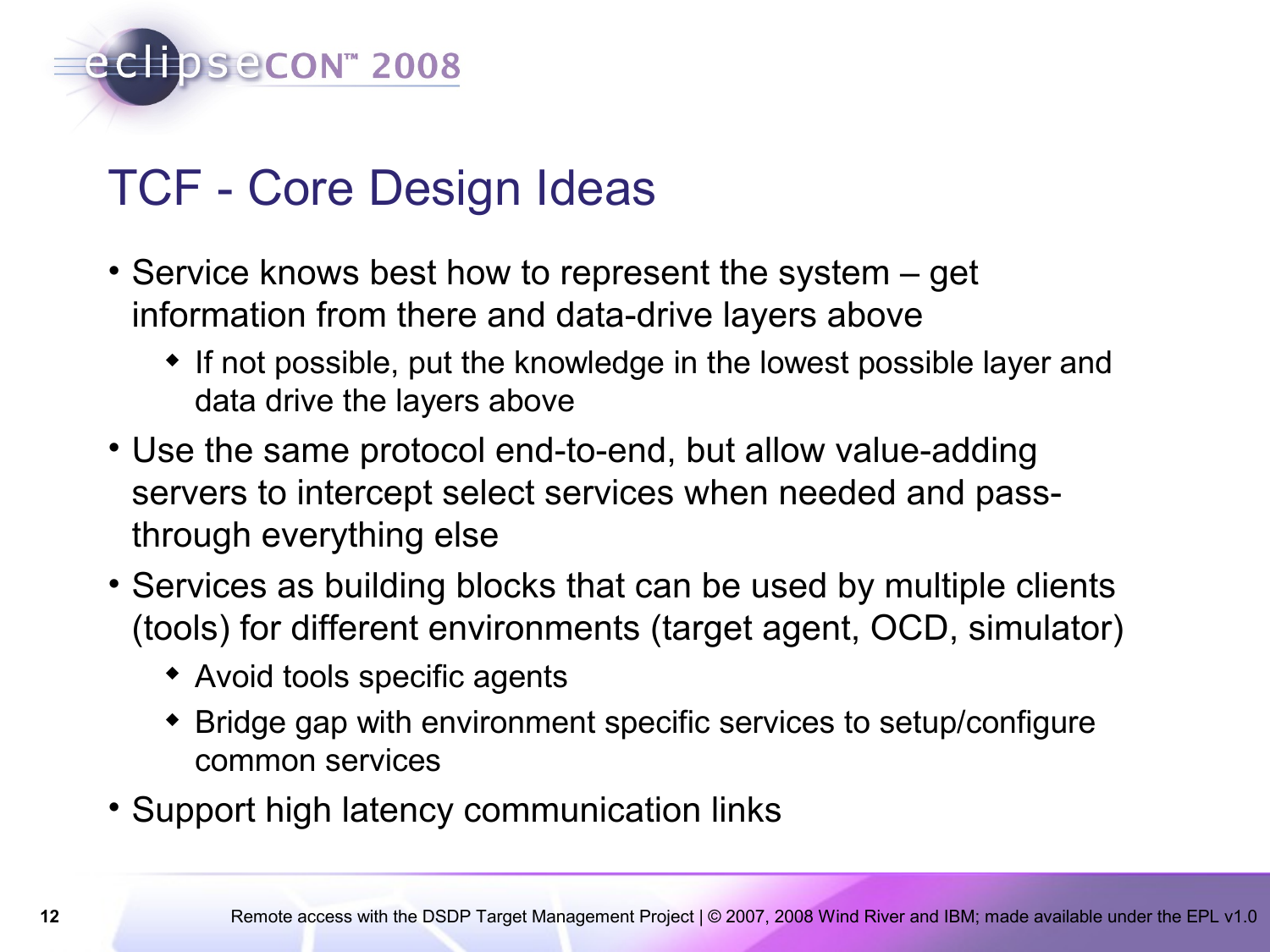# TCF - Core Design Ideas

- Service knows best how to represent the system – get information from there and data-drive layers above
  - If not possible, put the knowledge in the lowest possible layer and data drive the layers above
- Use the same protocol end-to-end, but allow value-adding servers to intercept select services when needed and pass-through everything else
- Services as building blocks that can be used by multiple clients (tools) for different environments (target agent, OCD, simulator)
  - Avoid tools specific agents
  - Bridge gap with environment specific services to setup/configure common services
- Support high latency communication links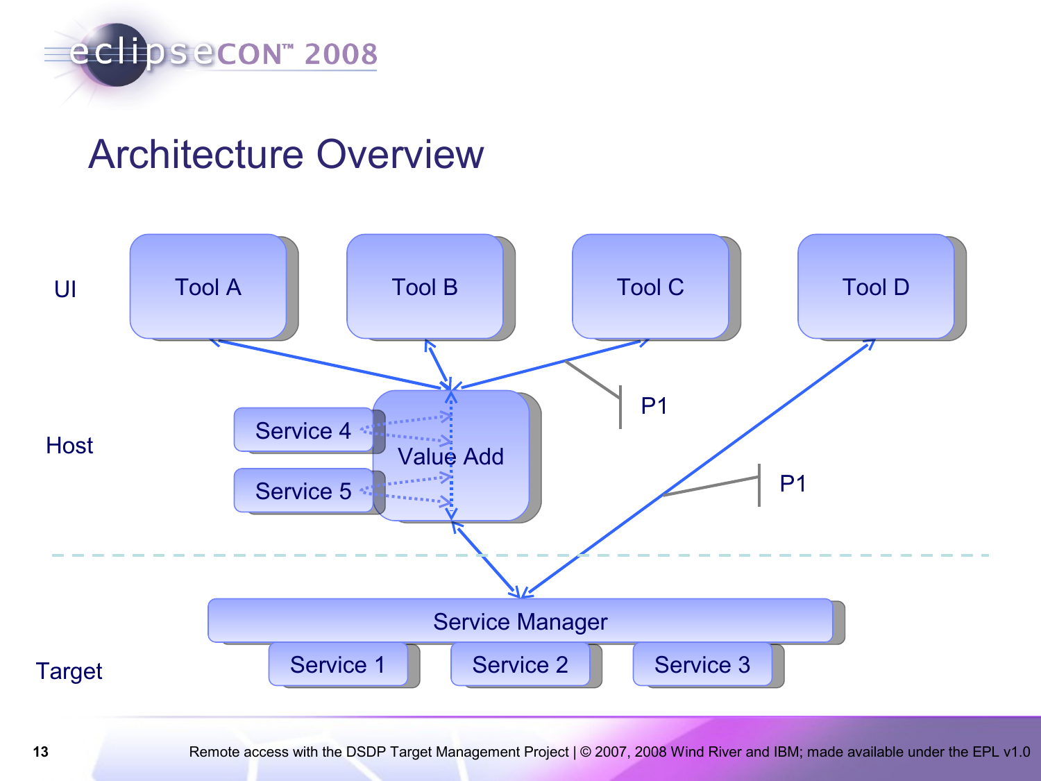# Architecture Overview

UI

Tool A

Tool B

Tool C

Tool D

Host

Service 4

Value Add

Service 5

P1

P1

Target

Service Manager

Service 1

Service 2

Service 3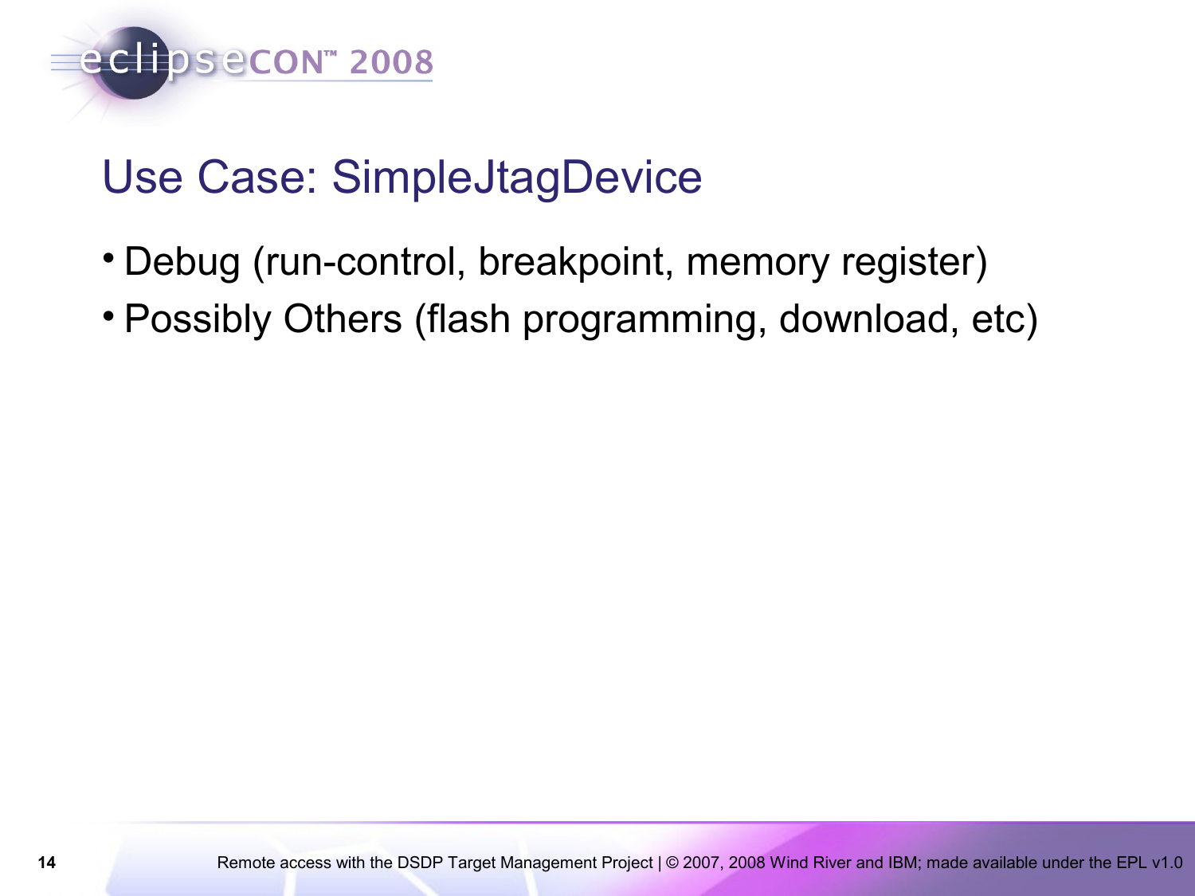# Use Case: SimpleJtagDevice

- Debug (run-control, breakpoint, memory register)
- Possibly Others (flash programming, download, etc)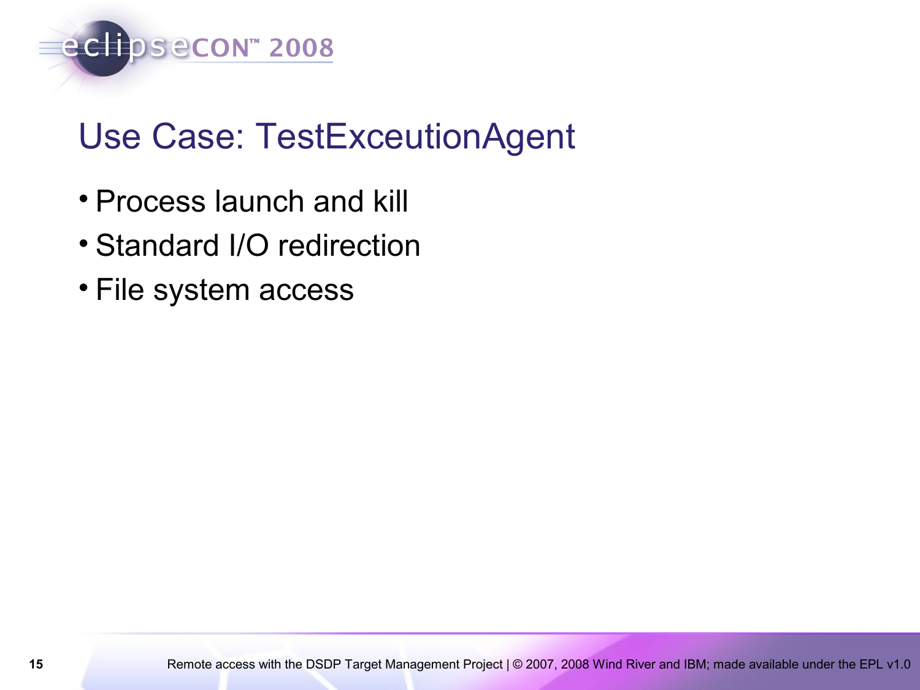# Use Case: TestExceutionAgent

- Process launch and kill
- Standard I/O redirection
- File system access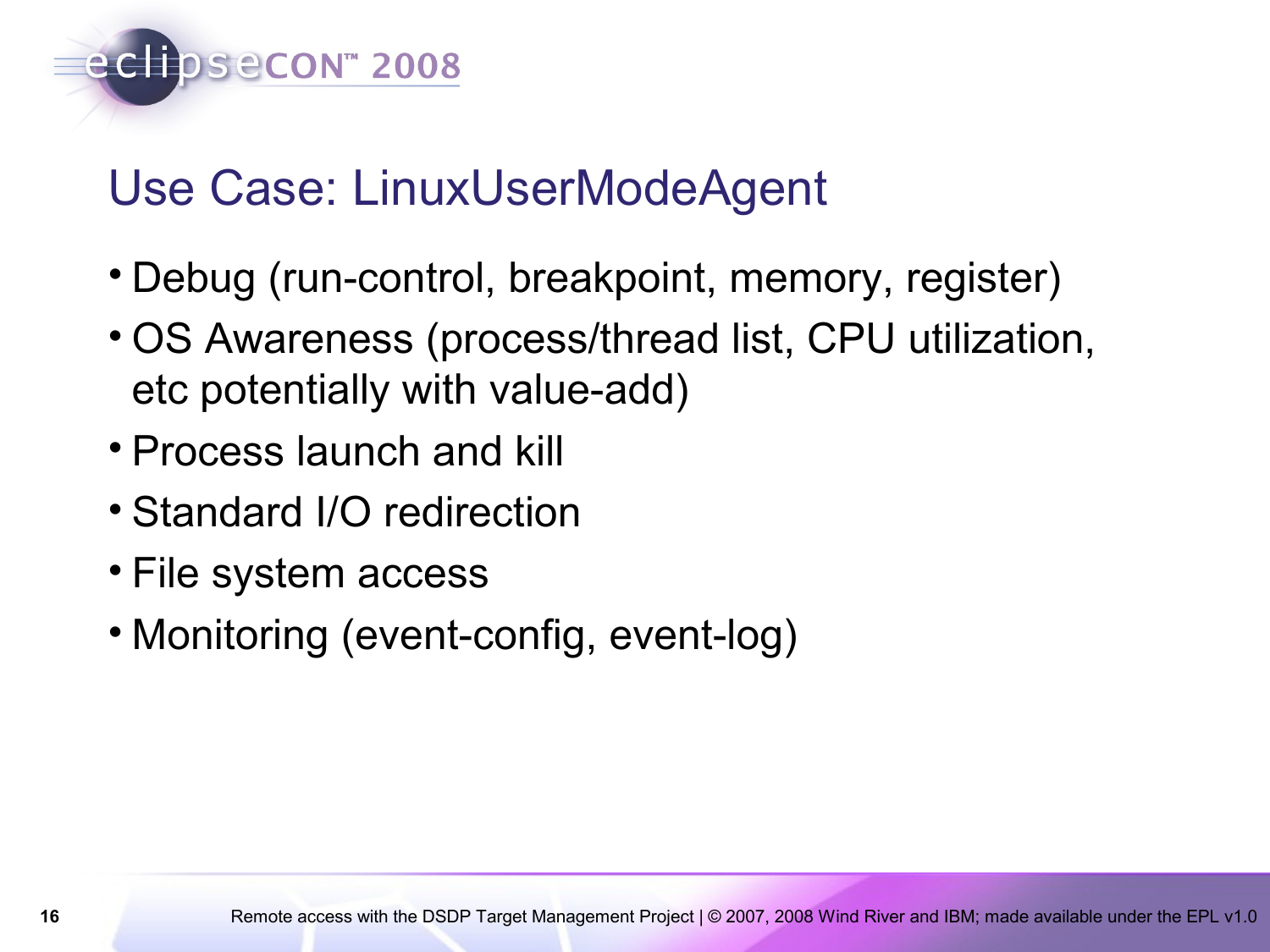# Use Case: LinuxUserModeAgent

- Debug (run-control, breakpoint, memory, register)
- OS Awareness (process/thread list, CPU utilization, etc potentially with value-add)
- Process launch and kill
- Standard I/O redirection
- File system access
- Monitoring (event-config, event-log)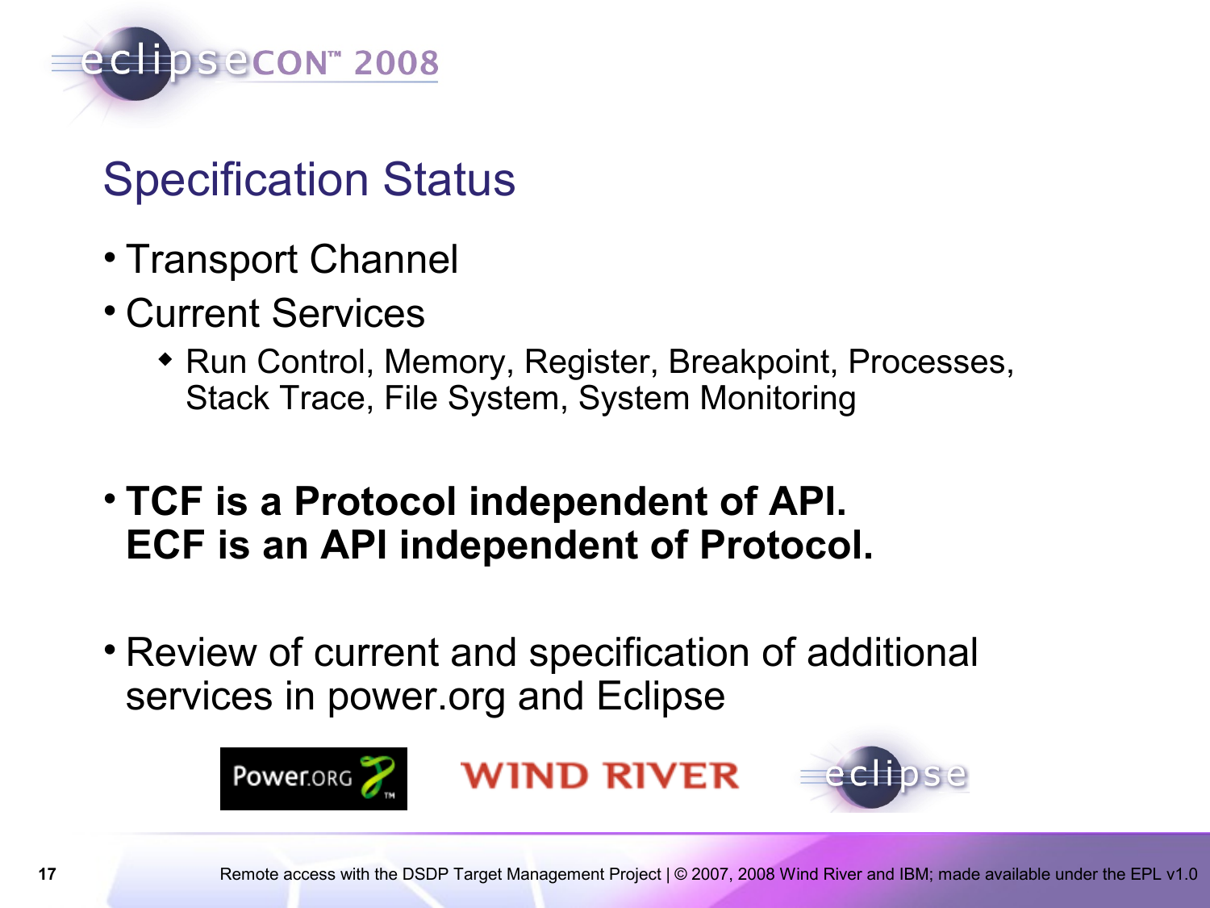# Specification Status

- Transport Channel
- Current Services
  - Run Control, Memory, Register, Breakpoint, Processes, Stack Trace, File System, System Monitoring
- **TCF is a Protocol independent of API.
  ECF is an API independent of Protocol.**
- Review of current and specification of additional services in power.org and Eclipse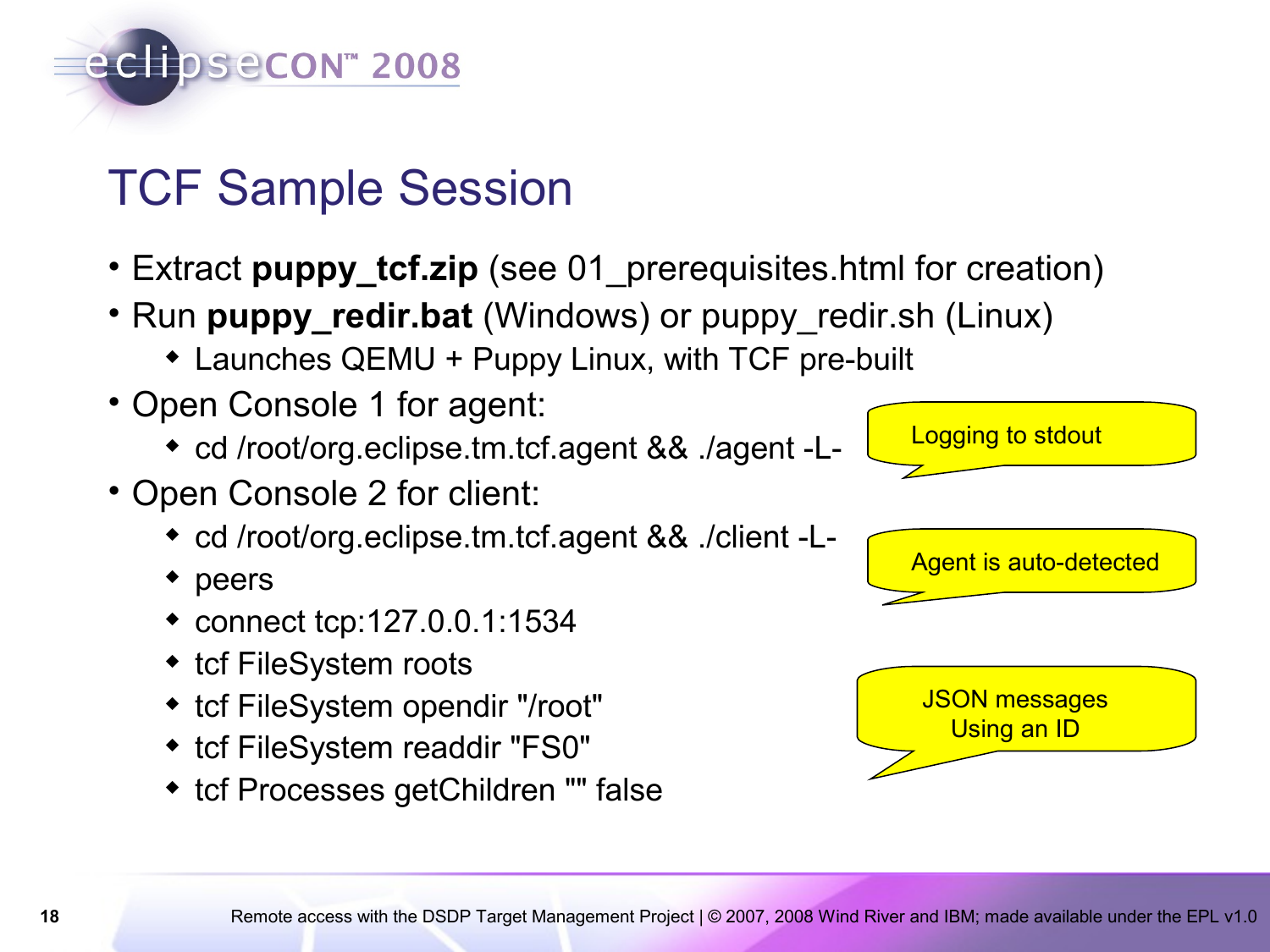# TCF Sample Session

- Extract **puppy_tcf.zip** (see 01_prerequisites.html for creation)
- Run **puppy_redir.bat** (Windows) or puppy_redir.sh (Linux)
  - Launches QEMU + Puppy Linux, with TCF pre-built
- Open Console 1 for agent:
  - cd /root/org.eclipse.tm.tcf.agent && ./agent -L-
- Open Console 2 for client:
  - cd /root/org.eclipse.tm.tcf.agent && ./client -L-
  - peers
  - connect tcp:127.0.0.1:1534
  - tcf FileSystem roots
  - tcf FileSystem opendir "/root"
  - tcf FileSystem readdir "FS0"
  - tcf Processes getChildren "" false

Logging to stdout

Agent is auto-detected

JSON messages
Using an ID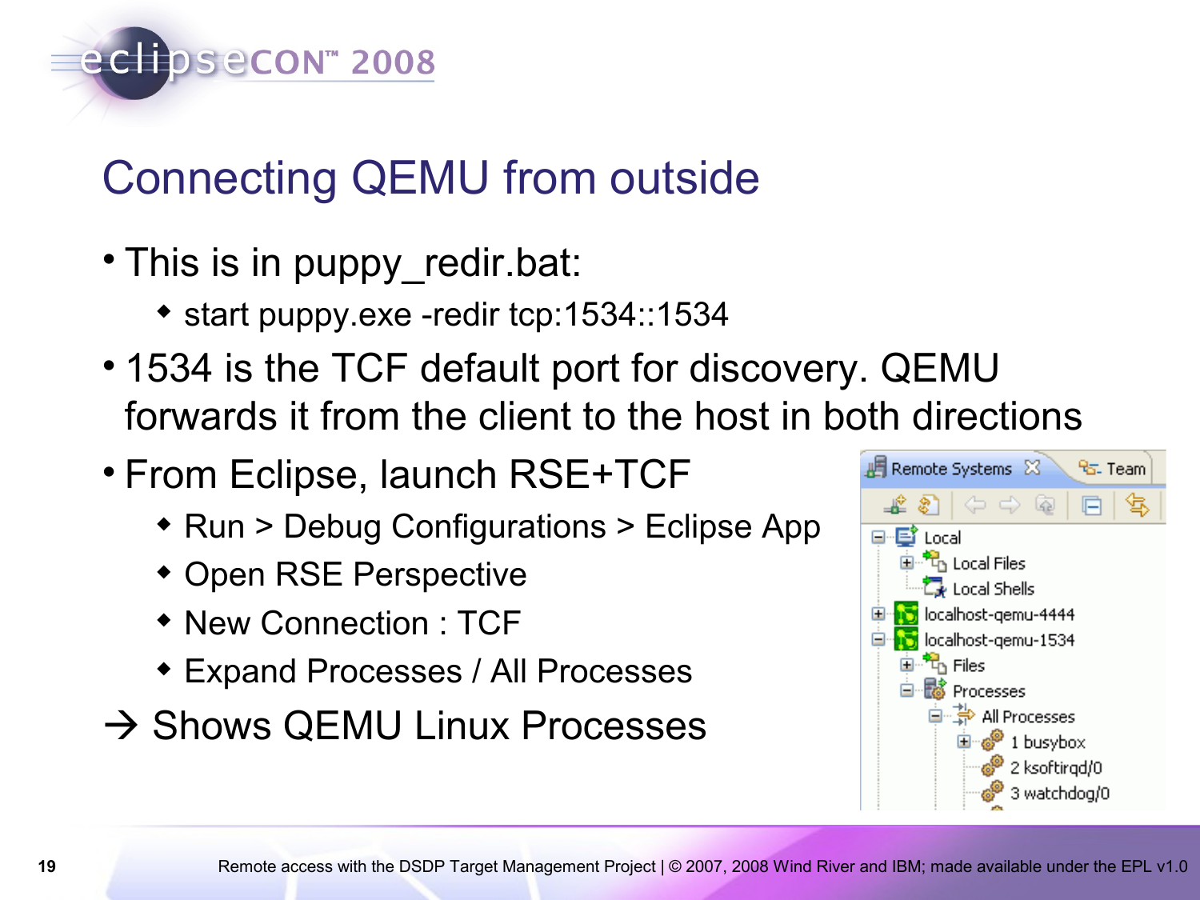# Connecting QEMU from outside

- This is in puppy_redir.bat:
  - start puppy.exe -redir tcp:1534::1534
- 1534 is the TCF default port for discovery. QEMU forwards it from the client to the host in both directions
- From Eclipse, launch RSE+TCF
  - Run > Debug Configurations > Eclipse App
  - Open RSE Perspective
  - New Connection : TCF
  - Expand Processes / All Processes

→ Shows QEMU Linux Processes

Remote Systems | Team

- Local
  - Local Files
  - Local Shells
- localhost-qemu-4444
- localhost-qemu-1534
  - Files
  - Processes
    - All Processes
      - 1 busybox
      - 2 ksoftirqd/0
      - 3 watchdog/0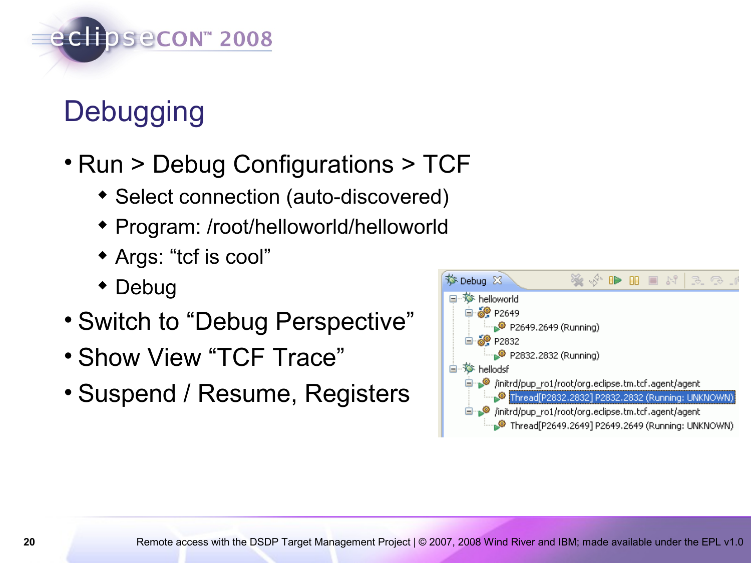# Debugging

- Run > Debug Configurations > TCF
  - Select connection (auto-discovered)
  - Program: /root/helloworld/helloworld
  - Args: “tcf is cool”
  - Debug
- Switch to “Debug Perspective”
- Show View “TCF Trace”
- Suspend / Resume, Registers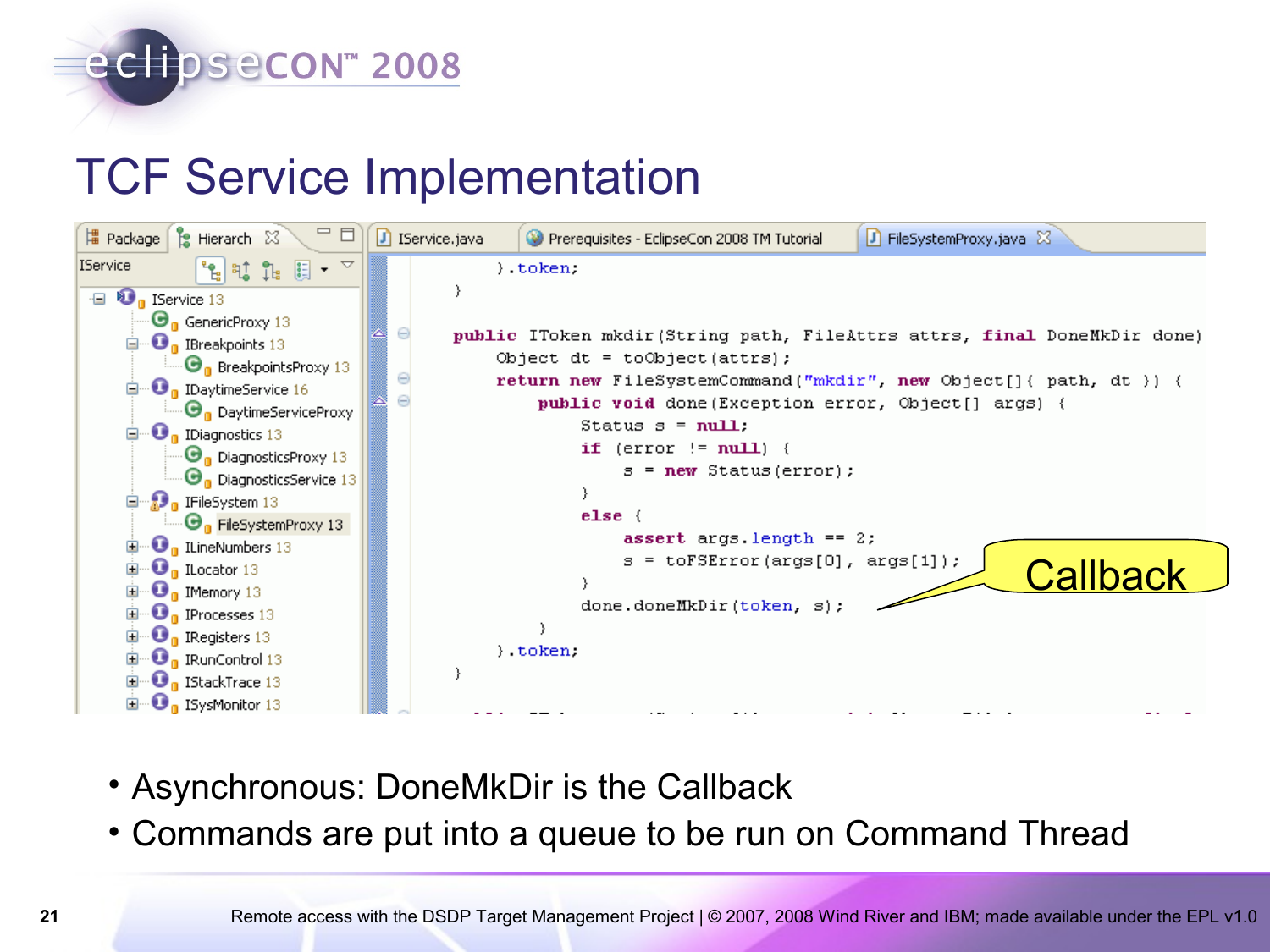# TCF Service Implementation

IService

- IService 13
  - GenericProxy 13
  - IBreakpoints 13
    - BreakpointsProxy 13
  - IDaytimeService 16
    - DaytimeServiceProxy
  - IDiagnostics 13
    - DiagnosticsProxy 13
    - DiagnosticsService 13
  - IFileSystem 13
    - FileSystemProxy 13
  - ILineNumbers 13
  - ILocator 13
  - IMemory 13
  - IProcesses 13
  - IRegisters 13
  - IRunControl 13
  - IStackTrace 13
  - ISysMonitor 13

IService.java | Prerequisites - EclipseCon 2008 TM Tutorial | FileSystemProxy.java

```
        }.token;
    }

    public IToken mkdir(String path, FileAttrs attrs, final DoneMkDir done)
        Object dt = toObject(attrs);
        return new FileSystemCommand("mkdir", new Object[]{ path, dt }) {
            public void done(Exception error, Object[] args) {
                Status s = null;
                if (error != null) {
                    s = new Status(error);
                }
                else {
                    assert args.length == 2;
                    s = toFSError(args[0], args[1]);
                }
                done.doneMkDir(token, s);
            }
        }.token;
    }
```

Callback

- Asynchronous: DoneMkDir is the Callback
- Commands are put into a queue to be run on Command Thread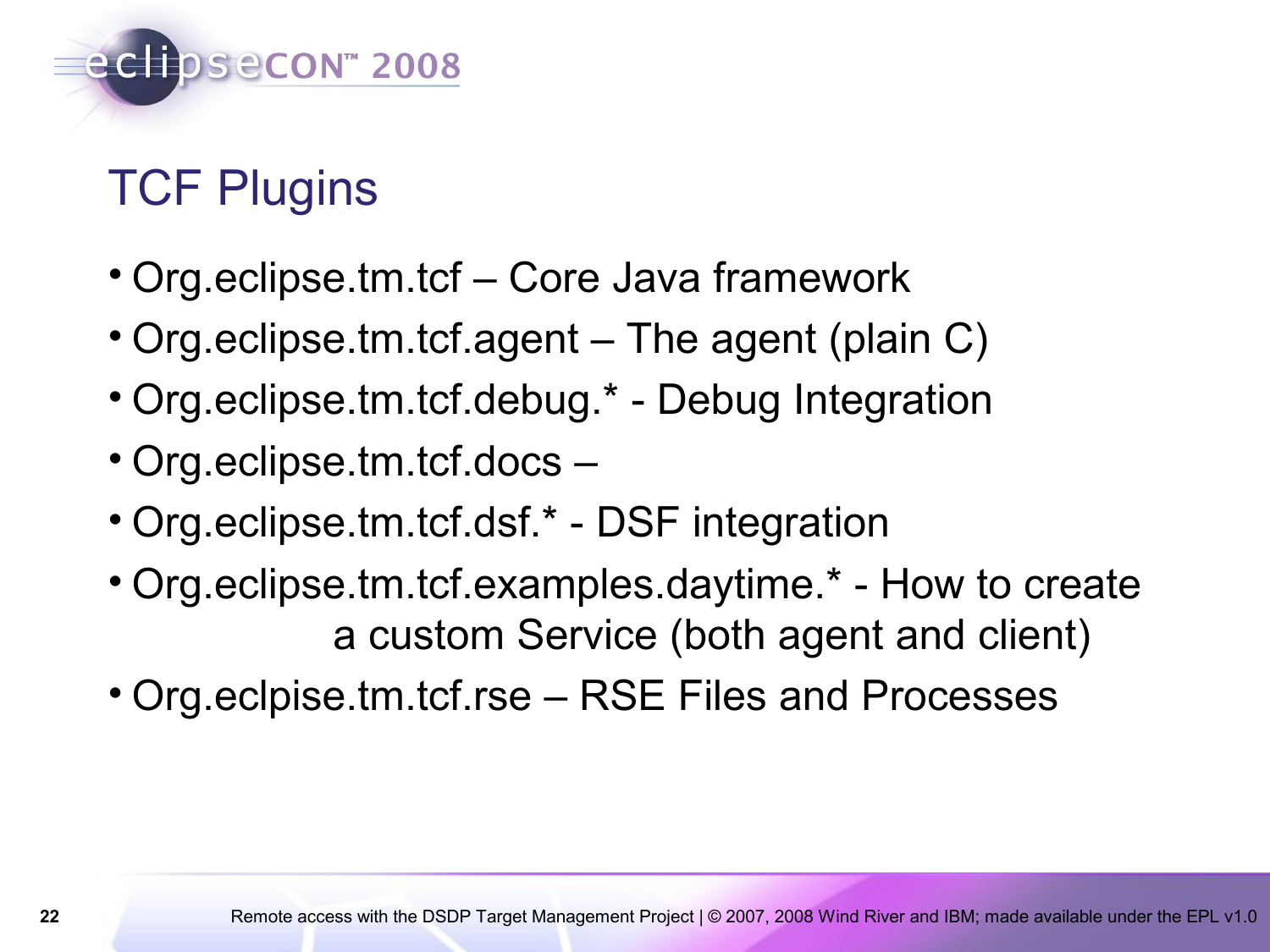# TCF Plugins

- Org.eclipse.tm.tcf – Core Java framework
- Org.eclipse.tm.tcf.agent – The agent (plain C)
- Org.eclipse.tm.tcf.debug.* - Debug Integration
- Org.eclipse.tm.tcf.docs –
- Org.eclipse.tm.tcf.dsf.* - DSF integration
- Org.eclipse.tm.tcf.examples.daytime.* - How to create a custom Service (both agent and client)
- Org.eclpise.tm.tcf.rse – RSE Files and Processes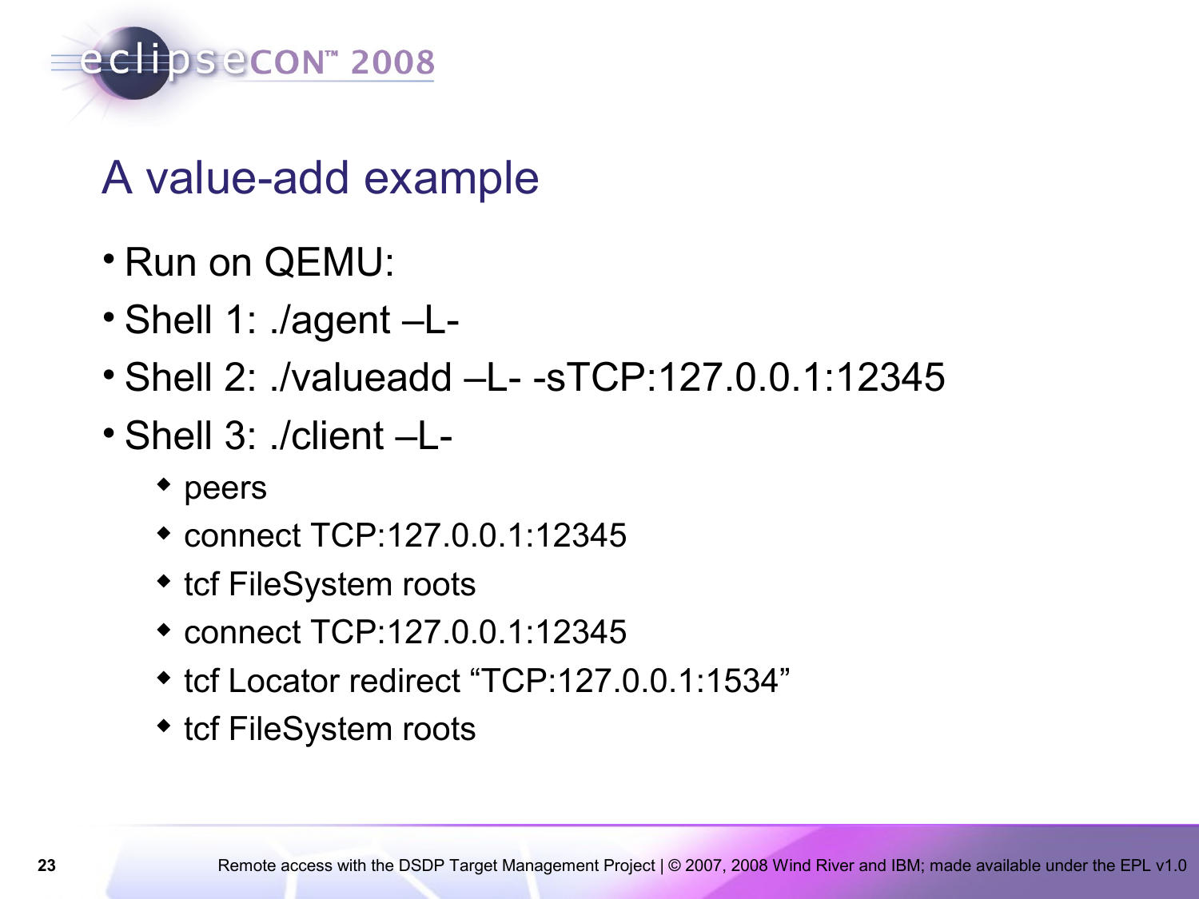# A value-add example

- Run on QEMU:
- Shell 1: ./agent –L-
- Shell 2: ./valueadd –L- -sTCP:127.0.0.1:12345
- Shell 3: ./client –L-
  - peers
  - connect TCP:127.0.0.1:12345
  - tcf FileSystem roots
  - connect TCP:127.0.0.1:12345
  - tcf Locator redirect “TCP:127.0.0.1:1534”
  - tcf FileSystem roots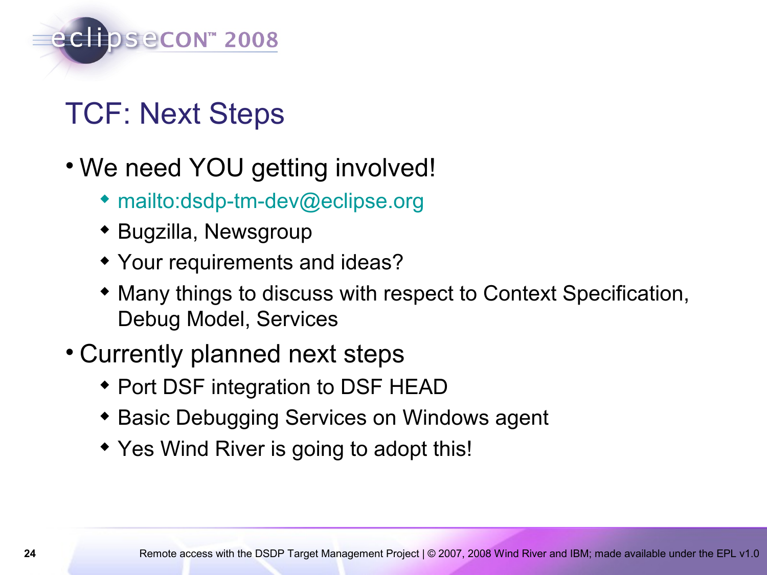# TCF: Next Steps

- We need YOU getting involved!
  - mailto:dsdp-tm-dev@eclipse.org
  - Bugzilla, Newsgroup
  - Your requirements and ideas?
  - Many things to discuss with respect to Context Specification, Debug Model, Services
- Currently planned next steps
  - Port DSF integration to DSF HEAD
  - Basic Debugging Services on Windows agent
  - Yes Wind River is going to adopt this!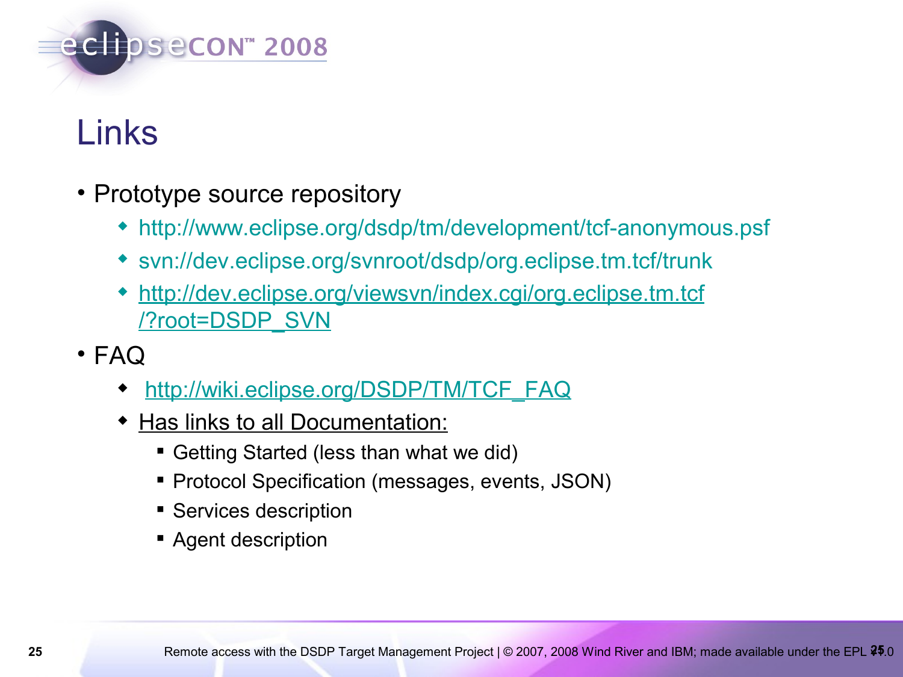# Links

- Prototype source repository
  - http://www.eclipse.org/dsdp/tm/development/tcf-anonymous.psf
  - svn://dev.eclipse.org/svnroot/dsdp/org.eclipse.tm.tcf/trunk
  - http://dev.eclipse.org/viewsvn/index.cgi/org.eclipse.tm.tcf/?root=DSDP_SVN
- FAQ
  - http://wiki.eclipse.org/DSDP/TM/TCF_FAQ
  - Has links to all Documentation:
    - Getting Started (less than what we did)
    - Protocol Specification (messages, events, JSON)
    - Services description
    - Agent description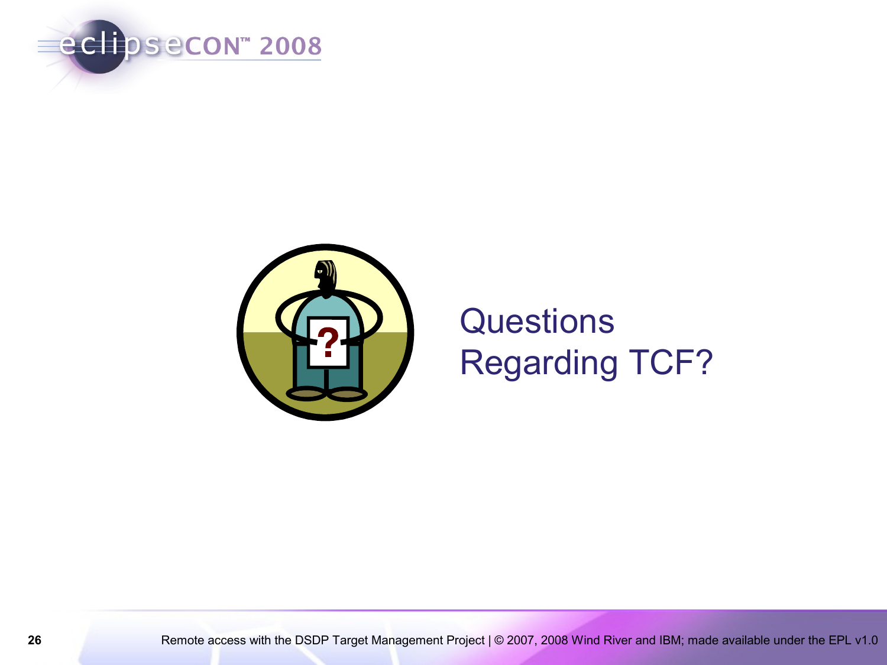# Questions Regarding TCF?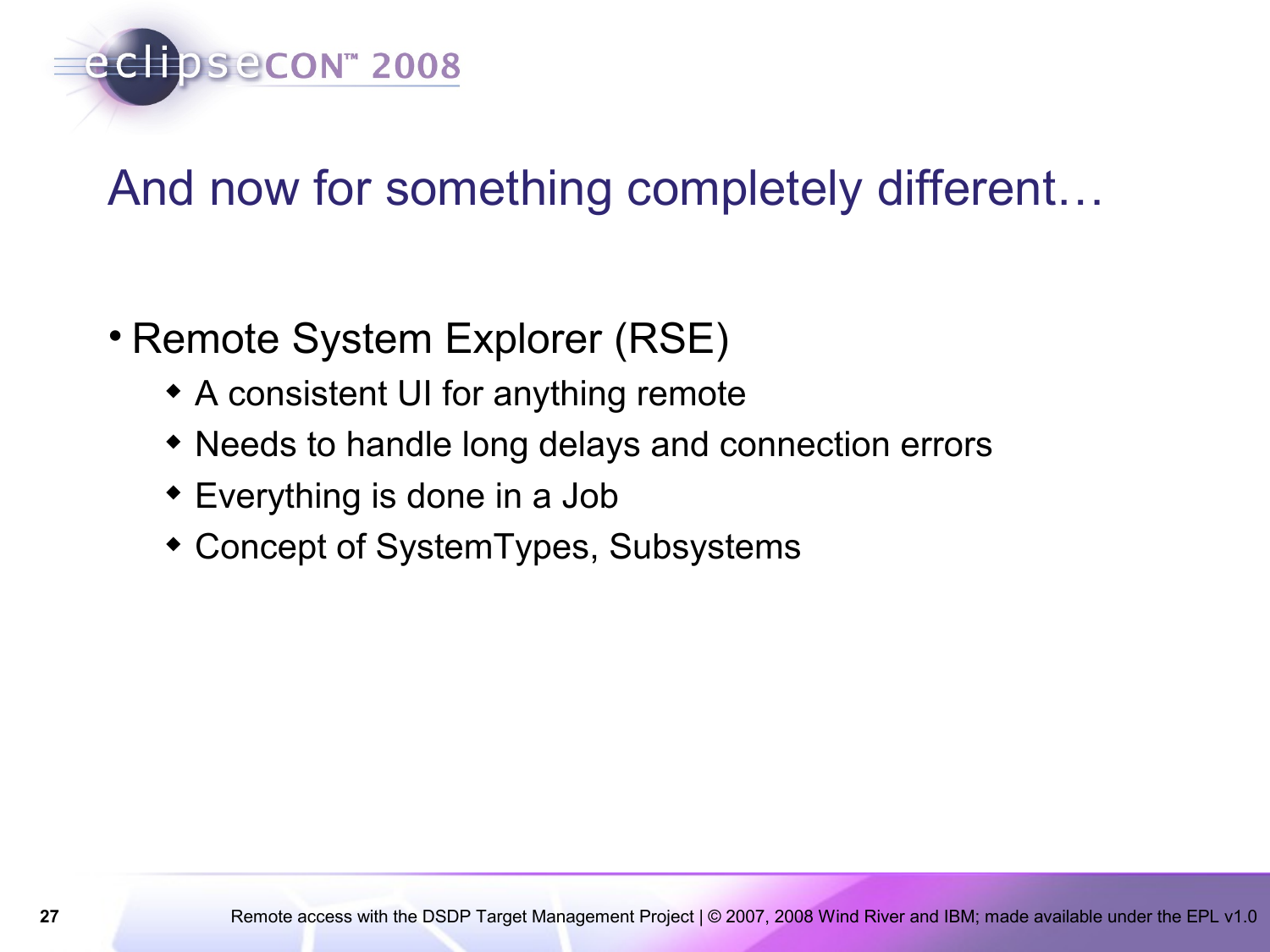# And now for something completely different…

- Remote System Explorer (RSE)
  - A consistent UI for anything remote
  - Needs to handle long delays and connection errors
  - Everything is done in a Job
  - Concept of SystemTypes, Subsystems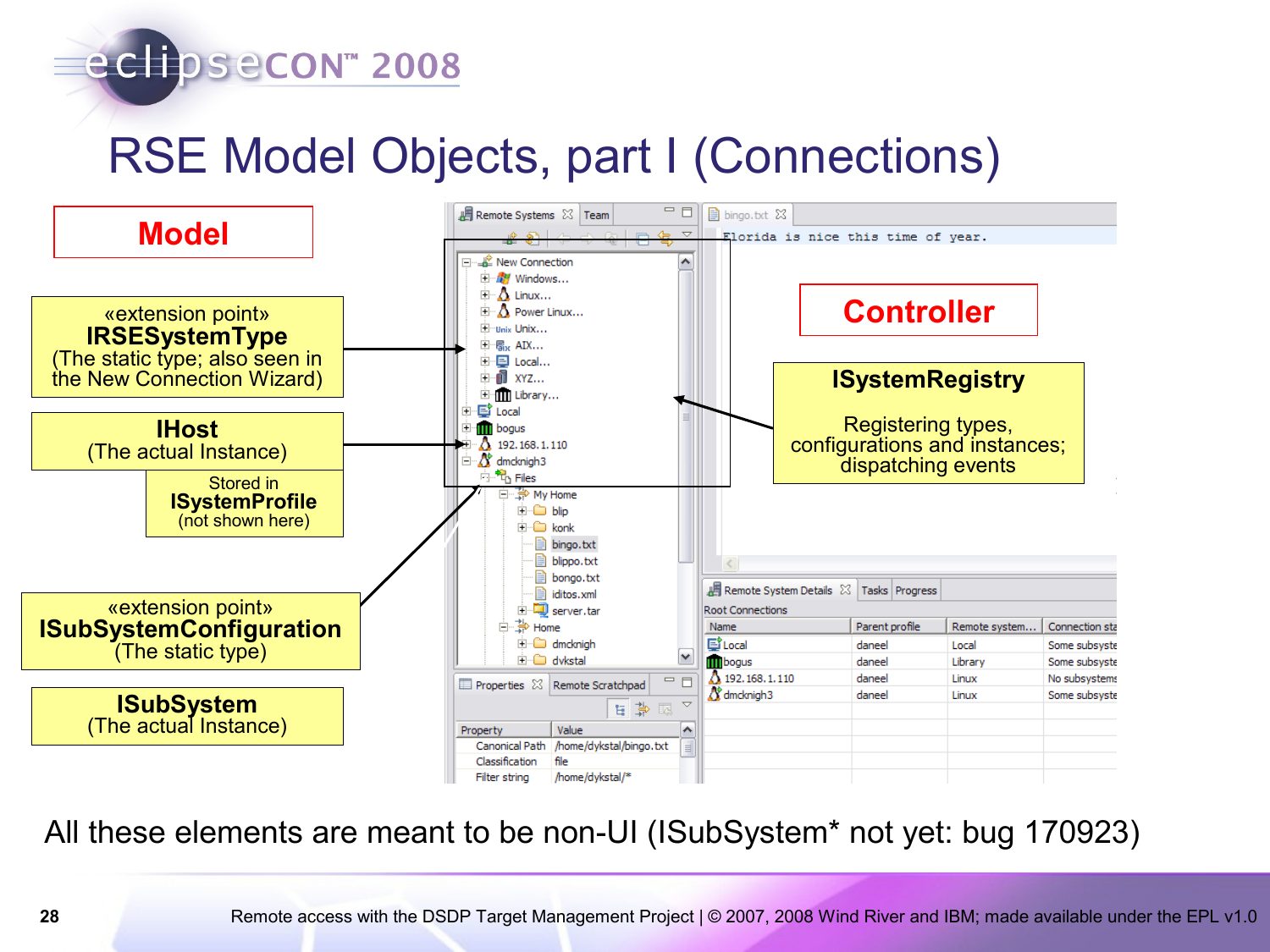# RSE Model Objects, part I (Connections)

**Model**

«extension point»
**IRSESystemType**
(The static type; also seen in the New Connection Wizard)

**IHost**
(The actual Instance)

Stored in
**ISystemProfile**
(not shown here)

«extension point»
**ISubSystemConfiguration**
(The static type)

**ISubSystem**
(The actual Instance)

**Controller**

**ISystemRegistry**

Registering types, configurations and instances; dispatching events

All these elements are meant to be non-UI (ISubSystem* not yet: bug 170923)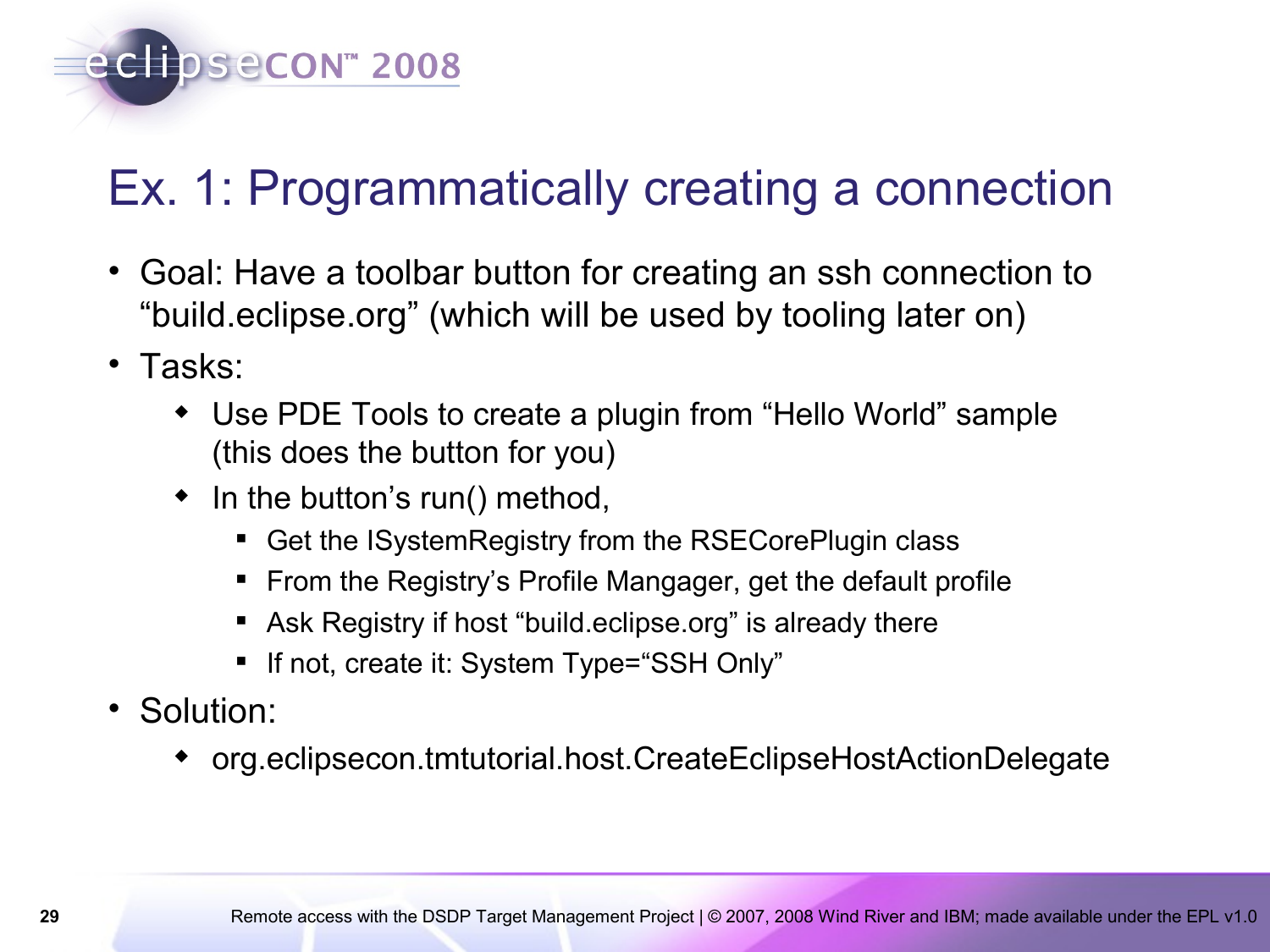# Ex. 1: Programmatically creating a connection

- Goal: Have a toolbar button for creating an ssh connection to “build.eclipse.org” (which will be used by tooling later on)
- Tasks:
  - Use PDE Tools to create a plugin from “Hello World” sample (this does the button for you)
  - In the button’s run() method,
    - Get the ISystemRegistry from the RSECorePlugin class
    - From the Registry’s Profile Mangager, get the default profile
    - Ask Registry if host “build.eclipse.org” is already there
    - If not, create it: System Type=“SSH Only”
- Solution:
  - org.eclipsecon.tmtutorial.host.CreateEclipseHostActionDelegate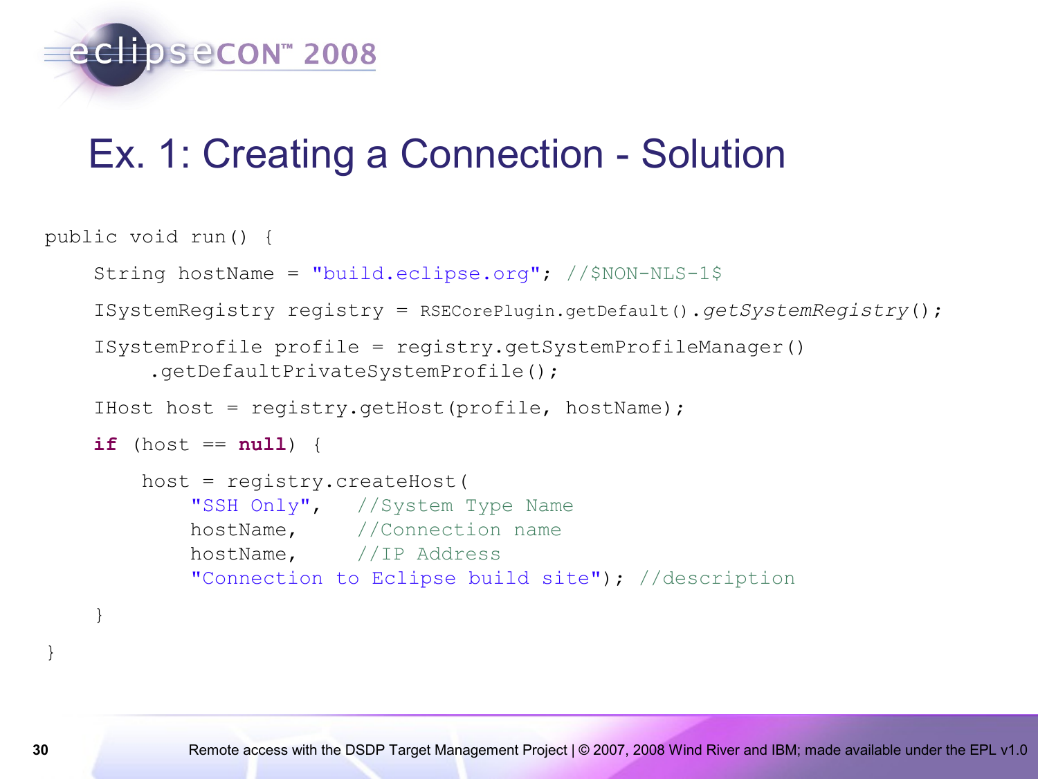# Ex. 1: Creating a Connection - Solution

```
public void run() {
    String hostName = "build.eclipse.org"; //$NON-NLS-1$
    ISystemRegistry registry = RSECorePlugin.getDefault().getSystemRegistry();
    ISystemProfile profile = registry.getSystemProfileManager()
         .getDefaultPrivateSystemProfile();
    IHost host = registry.getHost(profile, hostName);
    if (host == null) {
        host = registry.createHost(
            "SSH Only",    //System Type Name
            hostName,      //Connection name
            hostName,      //IP Address
            "Connection to Eclipse build site"); //description
    }
}
```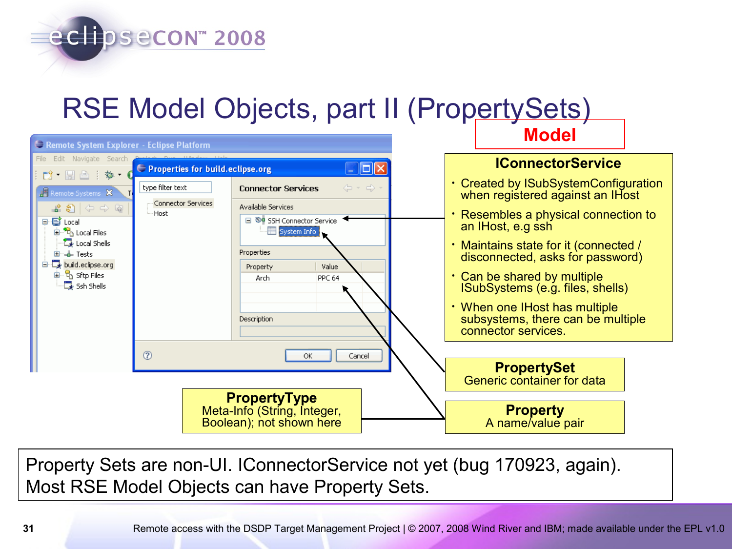# RSE Model Objects, part II (PropertySets)

**Model**

**IConnectorService**

- Created by ISubSystemConfiguration when registered against an IHost
- Resembles a physical connection to an IHost, e.g ssh
- Maintains state for it (connected / disconnected, asks for password)
- Can be shared by multiple ISubSystems (e.g. files, shells)
- When one IHost has multiple subsystems, there can be multiple connector services.

**PropertySet**
Generic container for data

**Property**
A name/value pair

**PropertyType**
Meta-Info (String, Integer, Boolean); not shown here

Property Sets are non-UI. IConnectorService not yet (bug 170923, again).
Most RSE Model Objects can have Property Sets.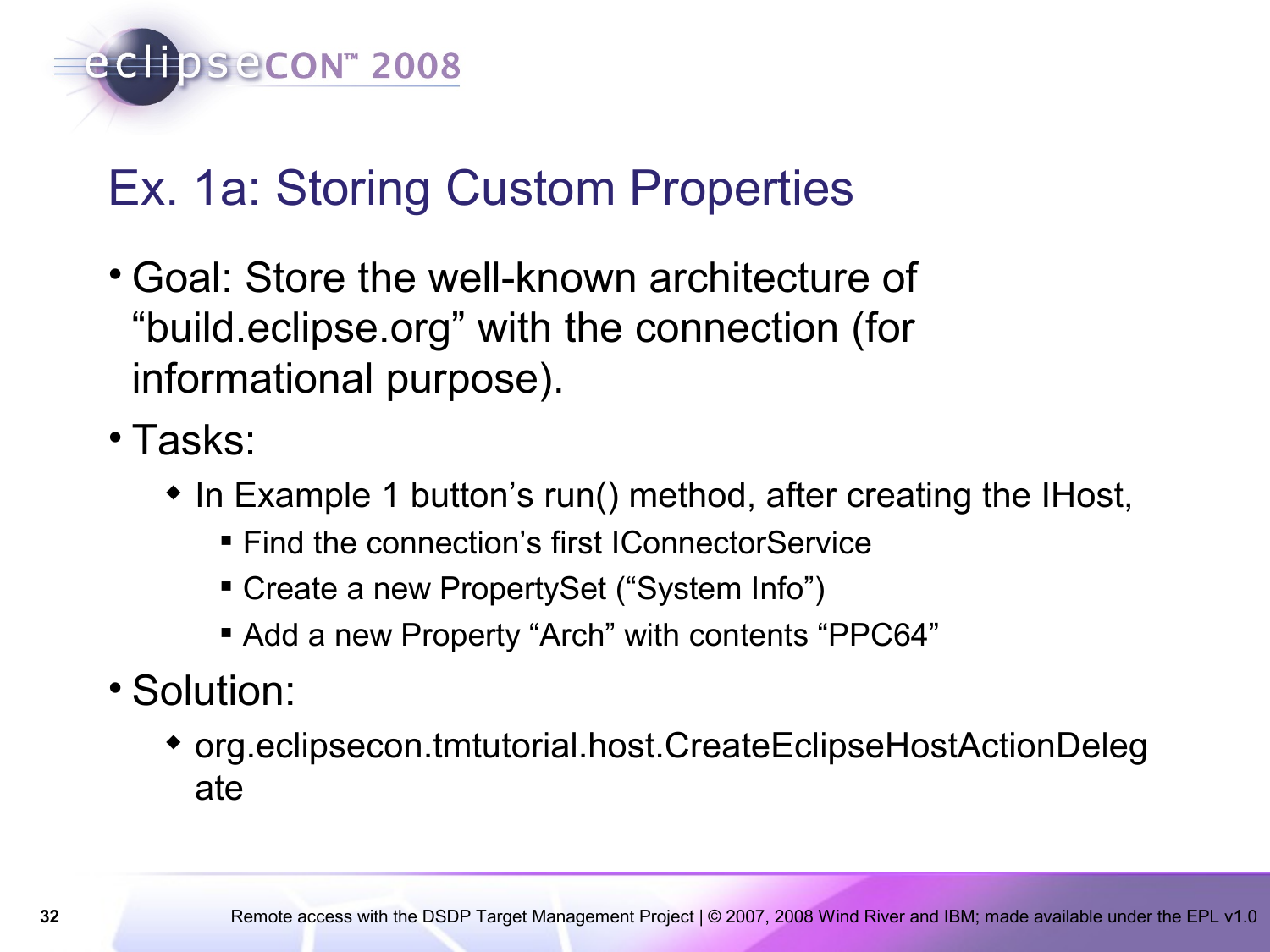# Ex. 1a: Storing Custom Properties

- Goal: Store the well-known architecture of “build.eclipse.org” with the connection (for informational purpose).
- Tasks:
  - In Example 1 button’s run() method, after creating the IHost,
    - Find the connection’s first IConnectorService
    - Create a new PropertySet (“System Info”)
    - Add a new Property “Arch” with contents “PPC64”
- Solution:
  - org.eclipsecon.tmtutorial.host.CreateEclipseHostActionDelegate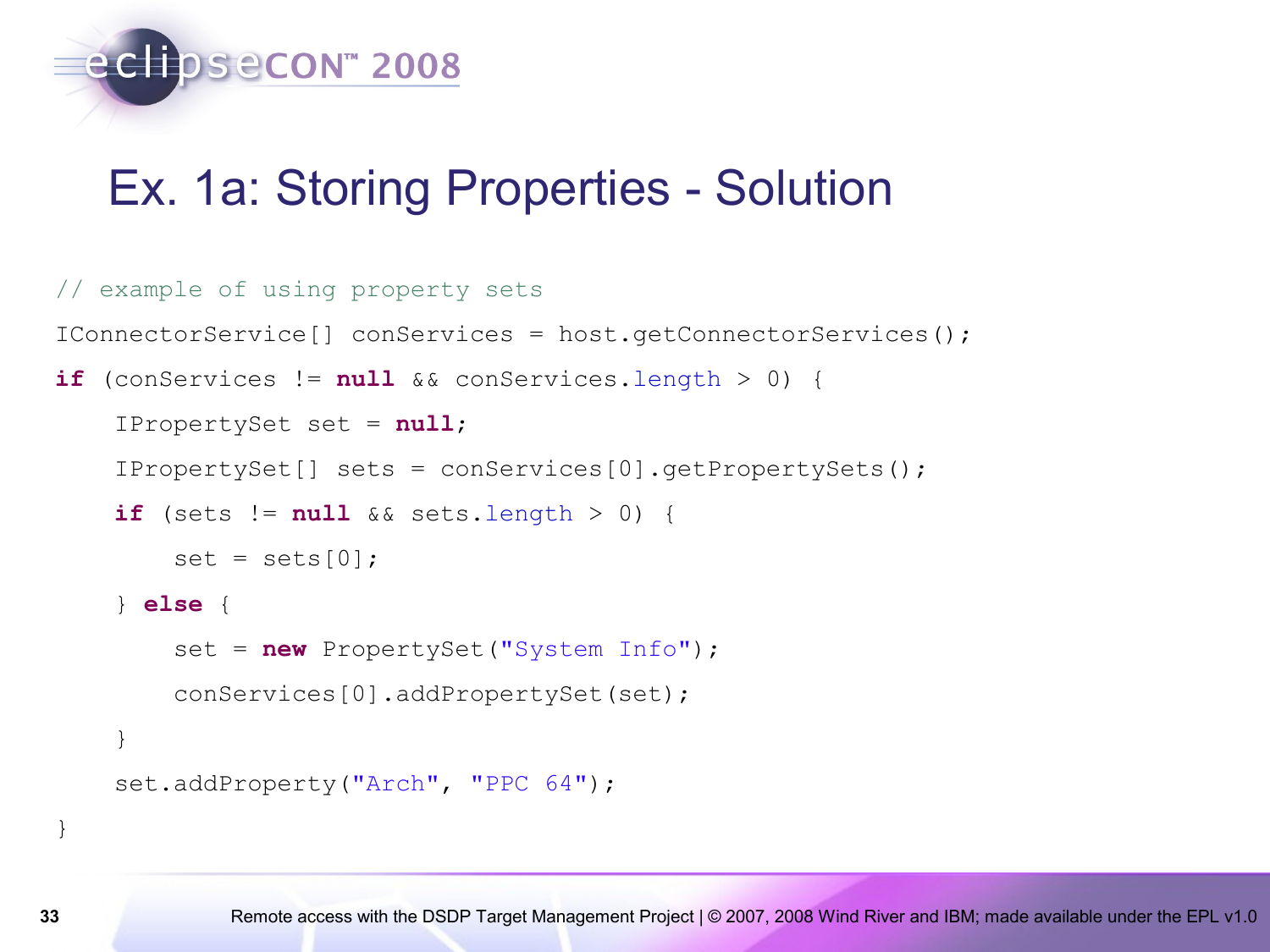# Ex. 1a: Storing Properties - Solution

```java
// example of using property sets
IConnectorService[] conServices = host.getConnectorServices();
if (conServices != null && conServices.length > 0) {
    IPropertySet set = null;
    IPropertySet[] sets = conServices[0].getPropertySets();
    if (sets != null && sets.length > 0) {
        set = sets[0];
    } else {
        set = new PropertySet("System Info");
        conServices[0].addPropertySet(set);
    }
    set.addProperty("Arch", "PPC 64");
}
```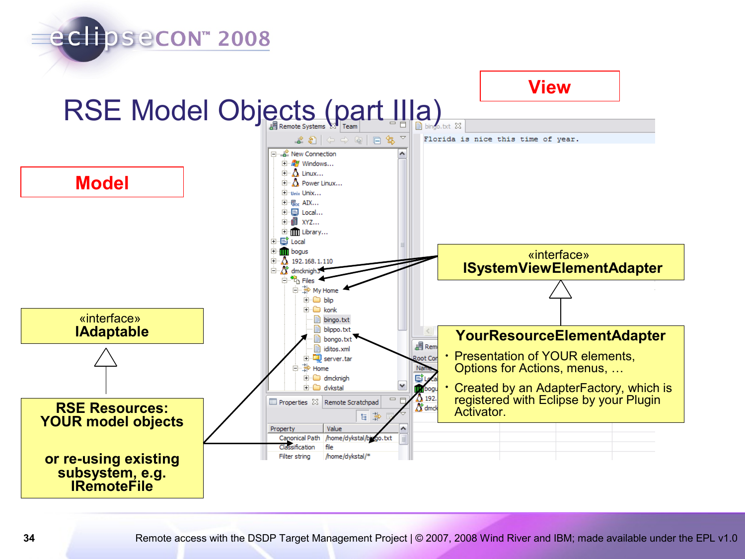# RSE Model Objects (part IIIa)

**View**

**Model**

«interface»
**IAdaptable**

**RSE Resources: YOUR model objects**

**or re-using existing subsystem, e.g. IRemoteFile**

«interface»
**ISystemViewElementAdapter**

**YourResourceElementAdapter**

- Presentation of YOUR elements, Options for Actions, menus, …
- Created by an AdapterFactory, which is registered with Eclipse by your Plugin Activator.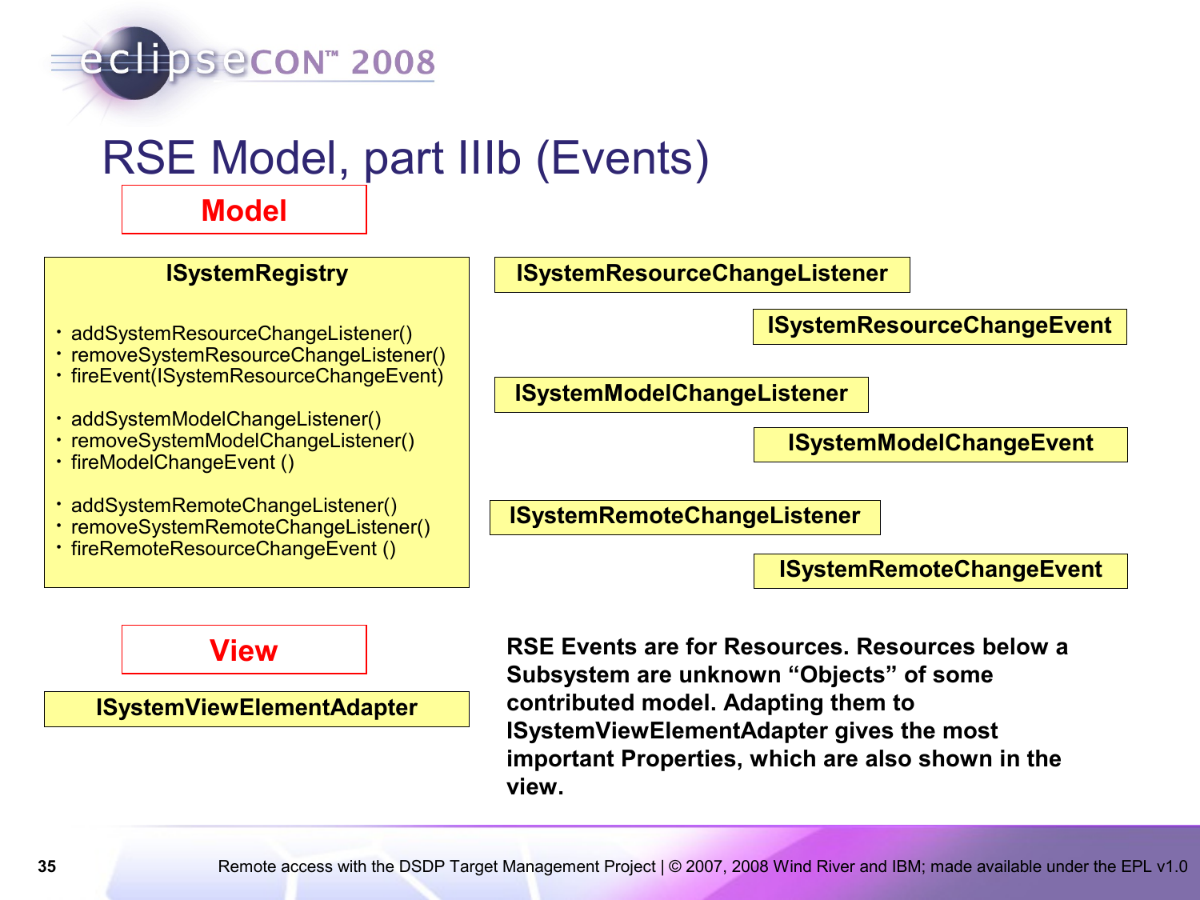# RSE Model, part IIIb (Events)

**Model**

**ISystemRegistry**

- addSystemResourceChangeListener()
- removeSystemResourceChangeListener()
- fireEvent(ISystemResourceChangeEvent)

- addSystemModelChangeListener()
- removeSystemModelChangeListener()
- fireModelChangeEvent ()

- addSystemRemoteChangeListener()
- removeSystemRemoteChangeListener()
- fireRemoteResourceChangeEvent ()

**ISystemResourceChangeListener**

**ISystemResourceChangeEvent**

**ISystemModelChangeListener**

**ISystemModelChangeEvent**

**ISystemRemoteChangeListener**

**ISystemRemoteChangeEvent**

**View**

**ISystemViewElementAdapter**

**RSE Events are for Resources. Resources below a Subsystem are unknown “Objects” of some contributed model. Adapting them to ISystemViewElementAdapter gives the most important Properties, which are also shown in the view.**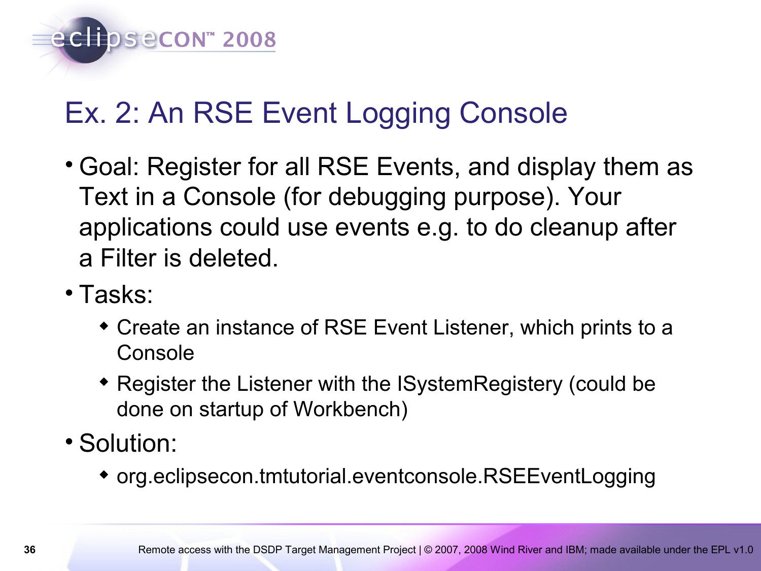# Ex. 2: An RSE Event Logging Console

- Goal: Register for all RSE Events, and display them as Text in a Console (for debugging purpose). Your applications could use events e.g. to do cleanup after a Filter is deleted.
- Tasks:
  - Create an instance of RSE Event Listener, which prints to a Console
  - Register the Listener with the ISystemRegistery (could be done on startup of Workbench)
- Solution:
  - org.eclipsecon.tmtutorial.eventconsole.RSEEventLogging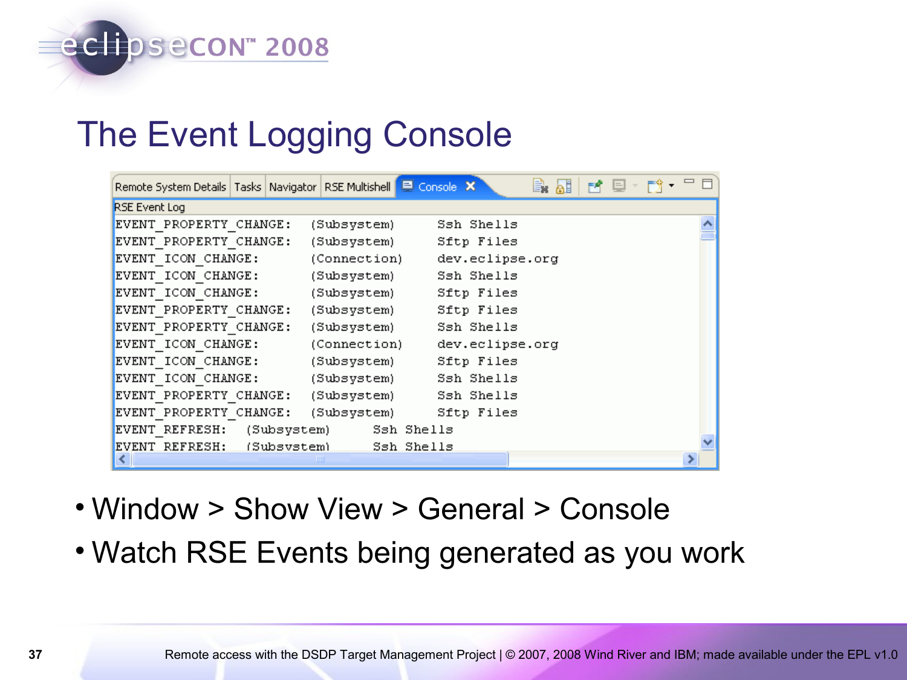# The Event Logging Console

Remote System Details | Tasks | Navigator | RSE Multishell | Console

```
RSE Event Log
EVENT_PROPERTY_CHANGE:   (Subsystem)      Ssh Shells
EVENT_PROPERTY_CHANGE:   (Subsystem)      Sftp Files
EVENT_ICON_CHANGE:       (Connection)     dev.eclipse.org
EVENT_ICON_CHANGE:       (Subsystem)      Ssh Shells
EVENT_ICON_CHANGE:       (Subsystem)      Sftp Files
EVENT_PROPERTY_CHANGE:   (Subsystem)      Sftp Files
EVENT_PROPERTY_CHANGE:   (Subsystem)      Ssh Shells
EVENT_ICON_CHANGE:       (Connection)     dev.eclipse.org
EVENT_ICON_CHANGE:       (Subsystem)      Sftp Files
EVENT_ICON_CHANGE:       (Subsystem)      Ssh Shells
EVENT_PROPERTY_CHANGE:   (Subsystem)      Ssh Shells
EVENT_PROPERTY_CHANGE:   (Subsystem)      Sftp Files
EVENT_REFRESH:   (Subsystem)      Ssh Shells
EVENT_REFRESH:   (Subsystem)      Ssh Shells
```

- Window > Show View > General > Console
- Watch RSE Events being generated as you work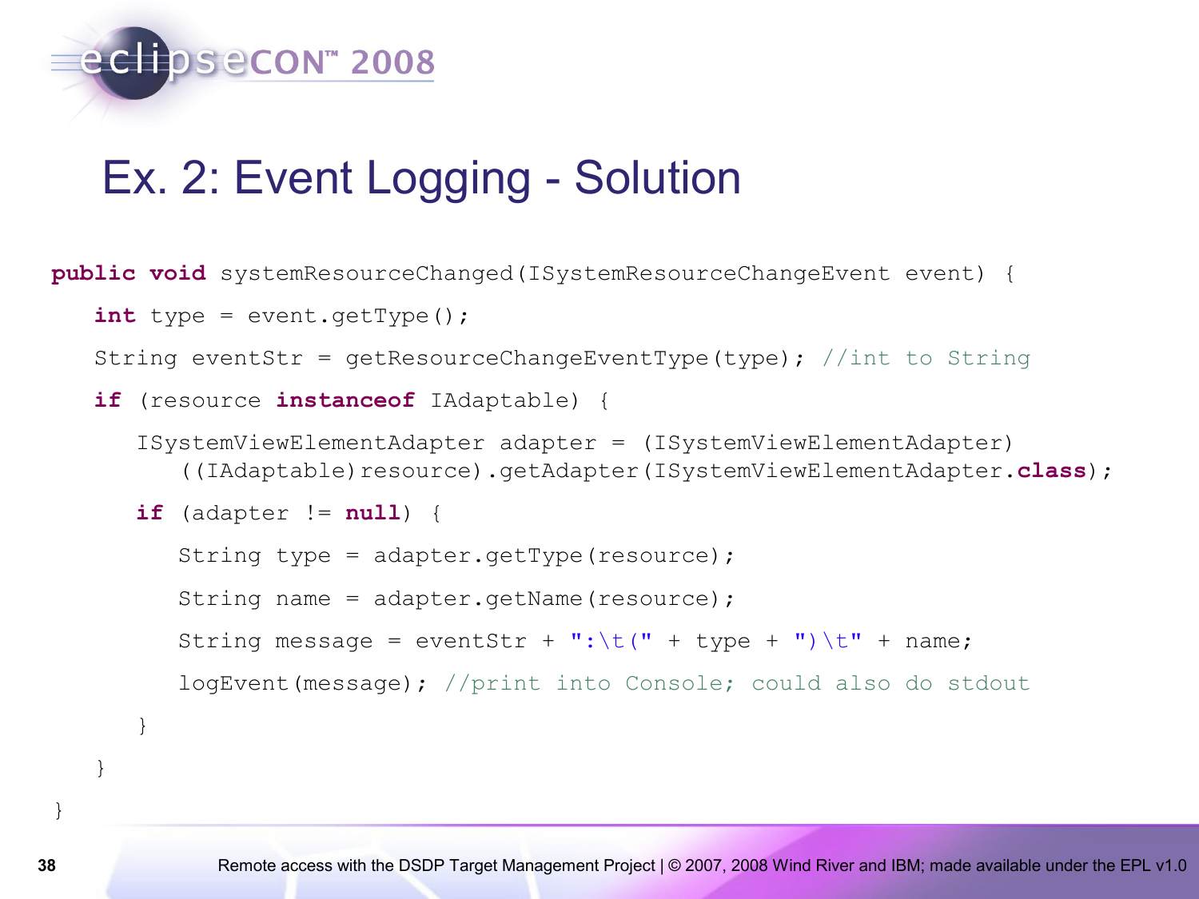# Ex. 2: Event Logging - Solution

```java
public void systemResourceChanged(ISystemResourceChangeEvent event) {
   int type = event.getType();
   String eventStr = getResourceChangeEventType(type); //int to String
   if (resource instanceof IAdaptable) {
      ISystemViewElementAdapter adapter = (ISystemViewElementAdapter)
         ((IAdaptable)resource).getAdapter(ISystemViewElementAdapter.class);
      if (adapter != null) {
         String type = adapter.getType(resource);
         String name = adapter.getName(resource);
         String message = eventStr + ":\t(" + type + ")\t" + name;
         logEvent(message); //print into Console; could also do stdout
      }
   }
}
```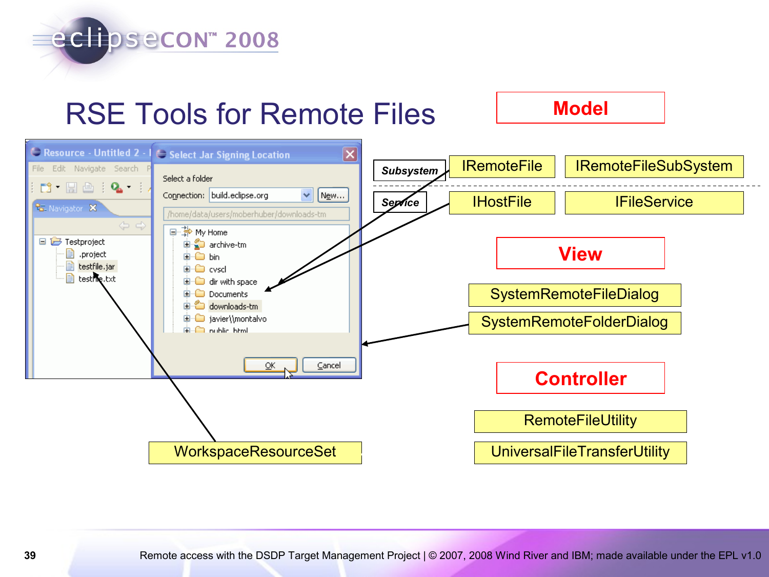# RSE Tools for Remote Files

**Model**

| | | |
|---|---|---|
| *Subsystem* | IRemoteFile | IRemoteFileSubSystem |
| *Service* | IHostFile | IFileService |

**View**

- SystemRemoteFileDialog
- SystemRemoteFolderDialog

**Controller**

- RemoteFileUtility
- UniversalFileTransferUtility

WorkspaceResourceSet

Remote access with the DSDP Target Management Project | © 2007, 2008 Wind River and IBM; made available under the EPL v1.0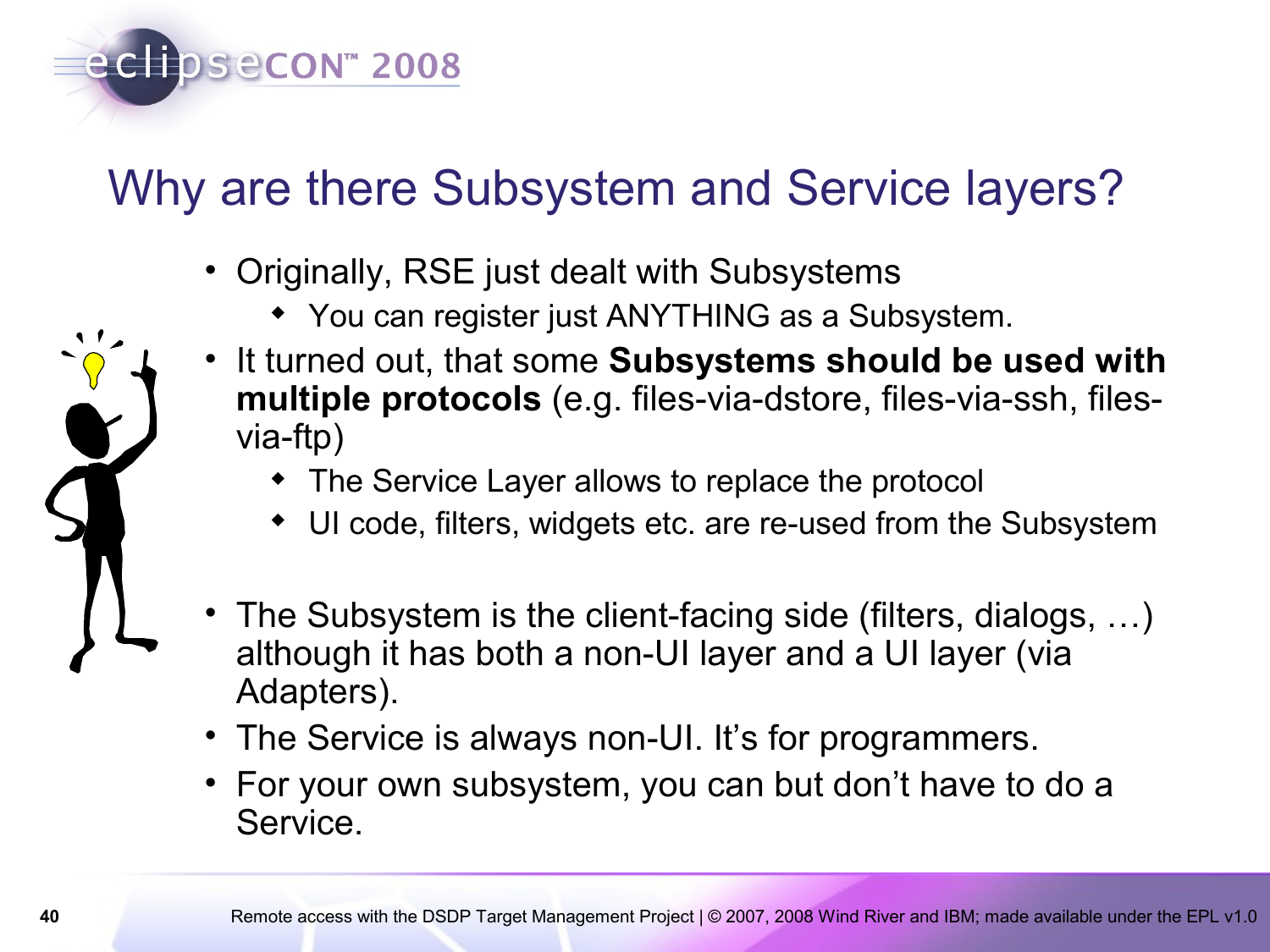# Why are there Subsystem and Service layers?

- Originally, RSE just dealt with Subsystems
  - You can register just ANYTHING as a Subsystem.
- It turned out, that some **Subsystems should be used with multiple protocols** (e.g. files-via-dstore, files-via-ssh, files-via-ftp)
  - The Service Layer allows to replace the protocol
  - UI code, filters, widgets etc. are re-used from the Subsystem
- The Subsystem is the client-facing side (filters, dialogs, …) although it has both a non-UI layer and a UI layer (via Adapters).
- The Service is always non-UI. It's for programmers.
- For your own subsystem, you can but don't have to do a Service.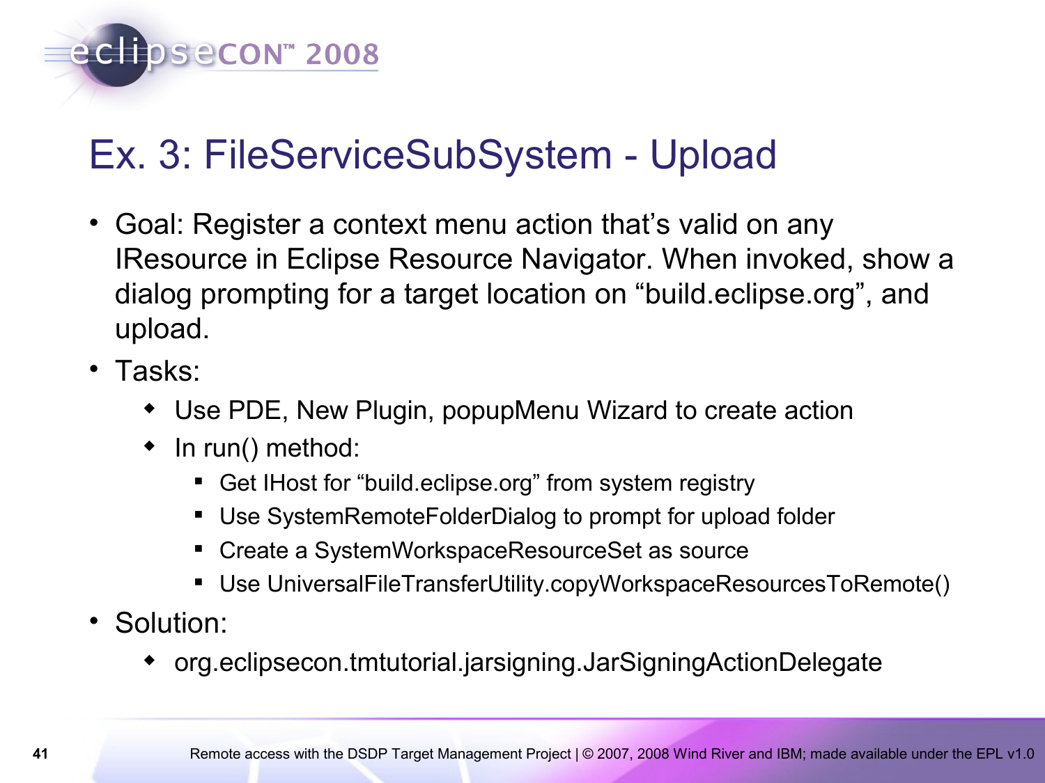# Ex. 3: FileServiceSubSystem - Upload

- Goal: Register a context menu action that's valid on any IResource in Eclipse Resource Navigator. When invoked, show a dialog prompting for a target location on "build.eclipse.org", and upload.
- Tasks:
  - Use PDE, New Plugin, popupMenu Wizard to create action
  - In run() method:
    - Get IHost for "build.eclipse.org" from system registry
    - Use SystemRemoteFolderDialog to prompt for upload folder
    - Create a SystemWorkspaceResourceSet as source
    - Use UniversalFileTransferUtility.copyWorkspaceResourcesToRemote()
- Solution:
  - org.eclipsecon.tmtutorial.jarsigning.JarSigningActionDelegate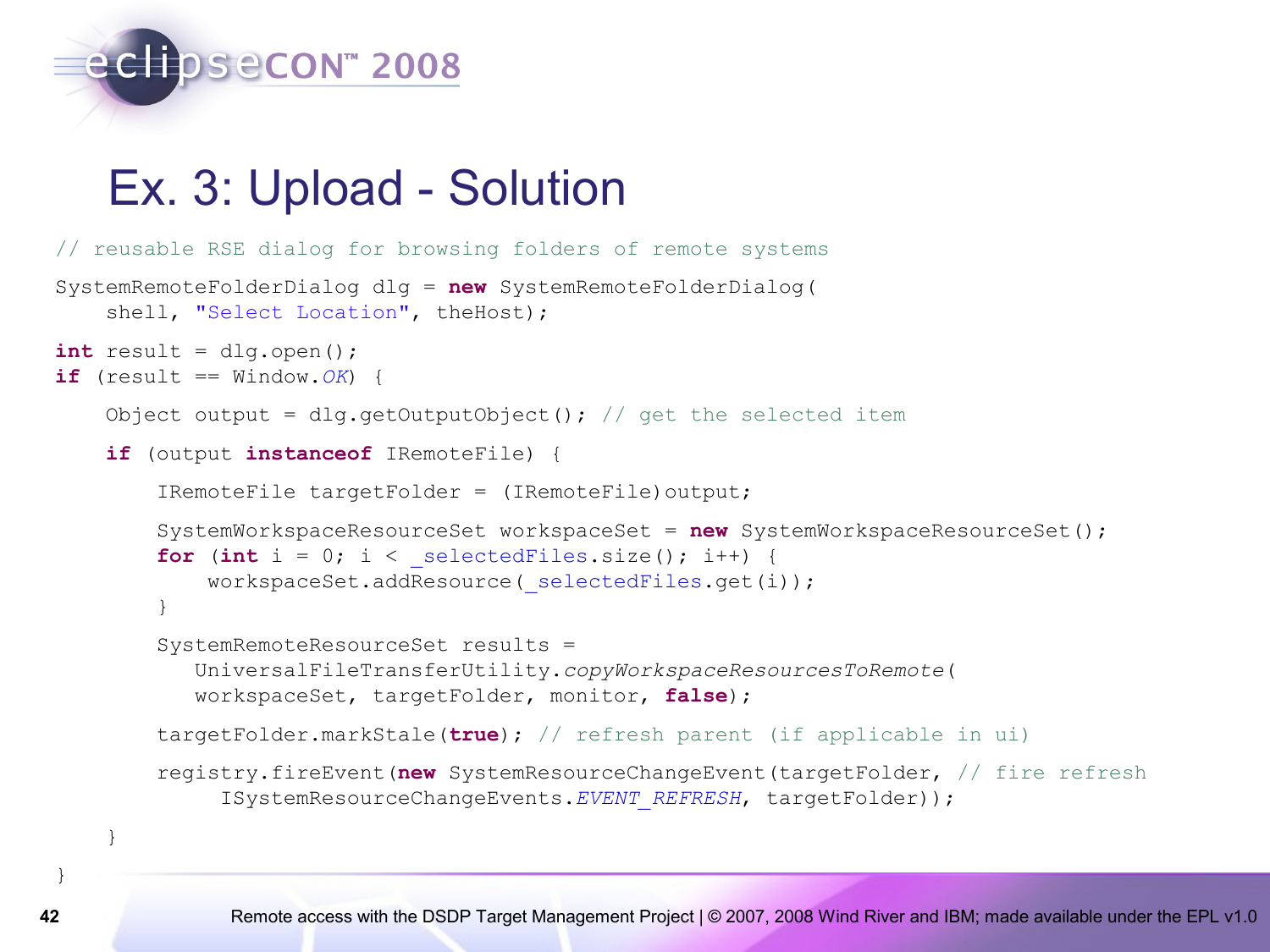# Ex. 3: Upload - Solution

```java
// reusable RSE dialog for browsing folders of remote systems
SystemRemoteFolderDialog dlg = new SystemRemoteFolderDialog(
    shell, "Select Location", theHost);
int result = dlg.open();
if (result == Window.OK) {
    Object output = dlg.getOutputObject(); // get the selected item
    if (output instanceof IRemoteFile) {
        IRemoteFile targetFolder = (IRemoteFile)output;
        SystemWorkspaceResourceSet workspaceSet = new SystemWorkspaceResourceSet();
        for (int i = 0; i < _selectedFiles.size(); i++) {
            workspaceSet.addResource(_selectedFiles.get(i));
        }
        SystemRemoteResourceSet results =
           UniversalFileTransferUtility.copyWorkspaceResourcesToRemote(
           workspaceSet, targetFolder, monitor, false);
        targetFolder.markStale(true); // refresh parent (if applicable in ui)
        registry.fireEvent(new SystemResourceChangeEvent(targetFolder, // fire refresh
             ISystemResourceChangeEvents.EVENT_REFRESH, targetFolder));
    }
}
```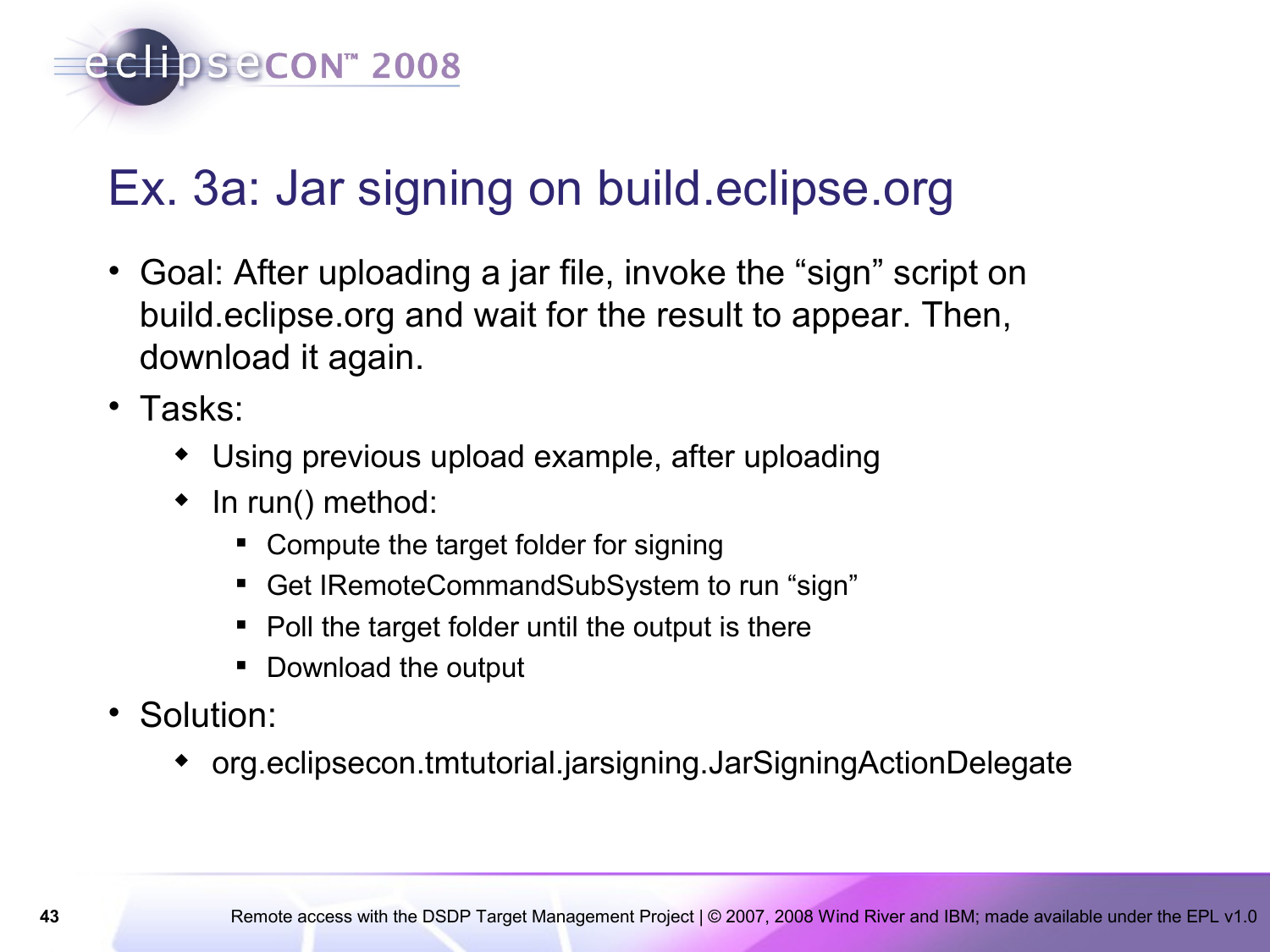# Ex. 3a: Jar signing on build.eclipse.org

- Goal: After uploading a jar file, invoke the “sign” script on build.eclipse.org and wait for the result to appear. Then, download it again.
- Tasks:
  - Using previous upload example, after uploading
  - In run() method:
    - Compute the target folder for signing
    - Get IRemoteCommandSubSystem to run “sign”
    - Poll the target folder until the output is there
    - Download the output
- Solution:
  - org.eclipsecon.tmtutorial.jarsigning.JarSigningActionDelegate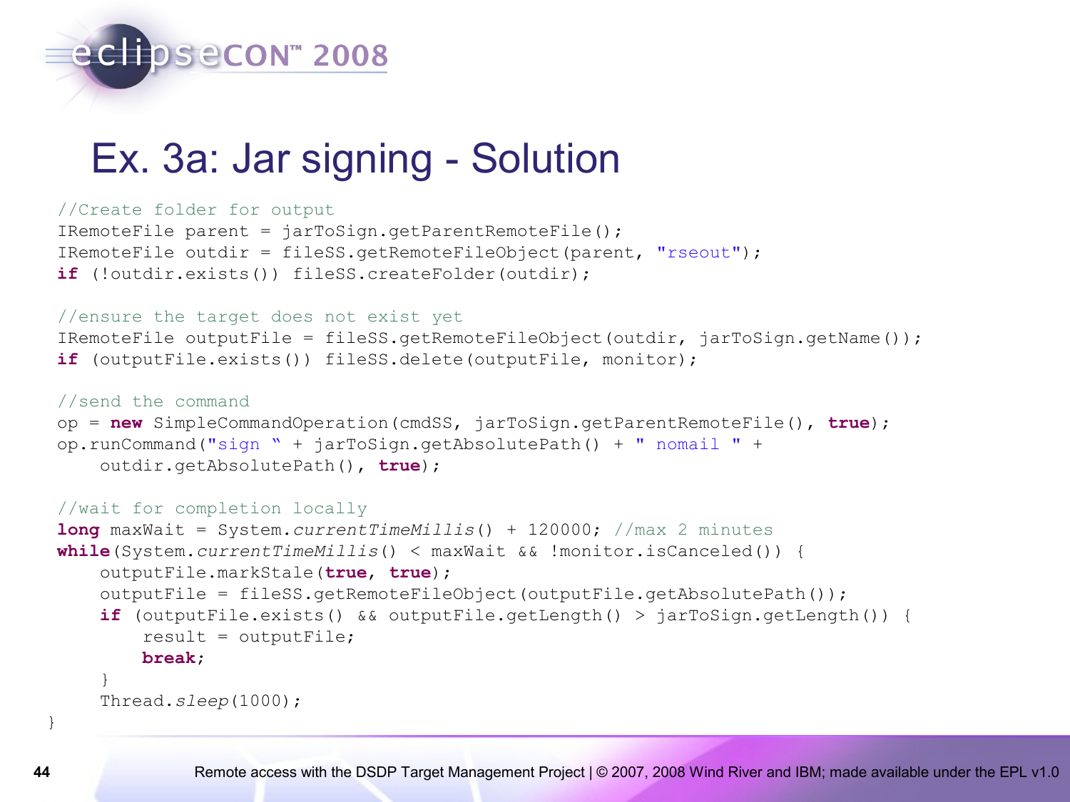# Ex. 3a: Jar signing - Solution

```
//Create folder for output
IRemoteFile parent = jarToSign.getParentRemoteFile();
IRemoteFile outdir = fileSS.getRemoteFileObject(parent, "rseout");
if (!outdir.exists()) fileSS.createFolder(outdir);

//ensure the target does not exist yet
IRemoteFile outputFile = fileSS.getRemoteFileObject(outdir, jarToSign.getName());
if (outputFile.exists()) fileSS.delete(outputFile, monitor);

//send the command
op = new SimpleCommandOperation(cmdSS, jarToSign.getParentRemoteFile(), true);
op.runCommand("sign " + jarToSign.getAbsolutePath() + " nomail " +
    outdir.getAbsolutePath(), true);

//wait for completion locally
long maxWait = System.currentTimeMillis() + 120000; //max 2 minutes
while(System.currentTimeMillis() < maxWait && !monitor.isCanceled()) {
    outputFile.markStale(true, true);
    outputFile = fileSS.getRemoteFileObject(outputFile.getAbsolutePath());
    if (outputFile.exists() && outputFile.getLength() > jarToSign.getLength()) {
        result = outputFile;
        break;
    }
    Thread.sleep(1000);
}
```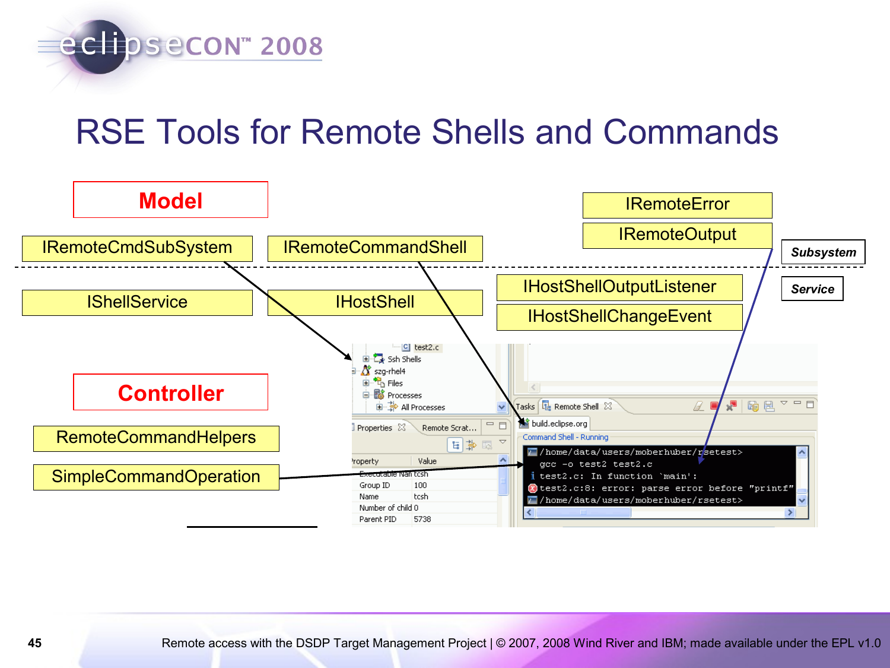# RSE Tools for Remote Shells and Commands

**Model**

IRemoteCmdSubSystem

IRemoteCommandShell

IRemoteError

IRemoteOutput

***Subsystem***

IShellService

IHostShell

IHostShellOutputListener

IHostShellChangeEvent

***Service***

**Controller**

RemoteCommandHelpers

SimpleCommandOperation

```
/home/data/users/moberhuber/rsetest>
gcc -o test2 test2.c
test2.c: In function `main':
test2.c:8: error: parse error before "printf"
/home/data/users/moberhuber/rsetest>
```

| Property | Value |
|---|---|
| Executable Name | tcsh |
| Group ID | 100 |
| Name | tcsh |
| Number of child | 0 |
| Parent PID | 5738 |

Remote access with the DSDP Target Management Project | © 2007, 2008 Wind River and IBM; made available under the EPL v1.0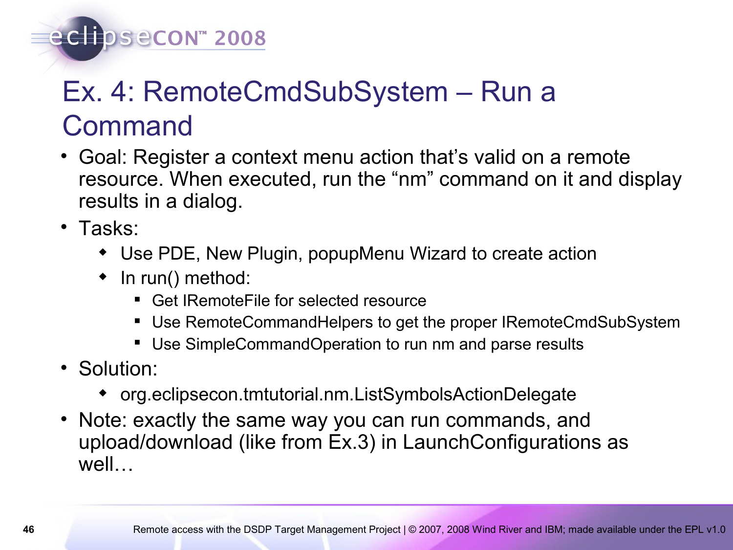# Ex. 4: RemoteCmdSubSystem – Run a Command

- Goal: Register a context menu action that's valid on a remote resource. When executed, run the "nm" command on it and display results in a dialog.
- Tasks:
  - Use PDE, New Plugin, popupMenu Wizard to create action
  - In run() method:
    - Get IRemoteFile for selected resource
    - Use RemoteCommandHelpers to get the proper IRemoteCmdSubSystem
    - Use SimpleCommandOperation to run nm and parse results
- Solution:
  - org.eclipsecon.tmtutorial.nm.ListSymbolsActionDelegate
- Note: exactly the same way you can run commands, and upload/download (like from Ex.3) in LaunchConfigurations as well…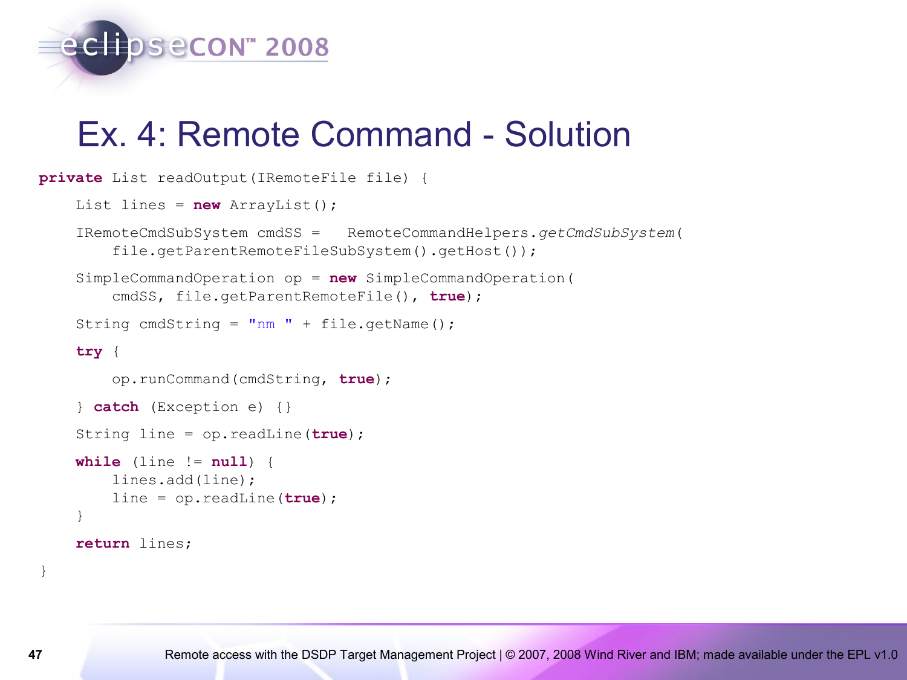# Ex. 4: Remote Command - Solution

```
private List readOutput(IRemoteFile file) {
    List lines = new ArrayList();
    IRemoteCmdSubSystem cmdSS =   RemoteCommandHelpers.getCmdSubSystem(
        file.getParentRemoteFileSubSystem().getHost());
    SimpleCommandOperation op = new SimpleCommandOperation(
        cmdSS, file.getParentRemoteFile(), true);
    String cmdString = "nm " + file.getName();
    try {
        op.runCommand(cmdString, true);
    } catch (Exception e) {}
    String line = op.readLine(true);
    while (line != null) {
        lines.add(line);
        line = op.readLine(true);
    }
    return lines;
}
```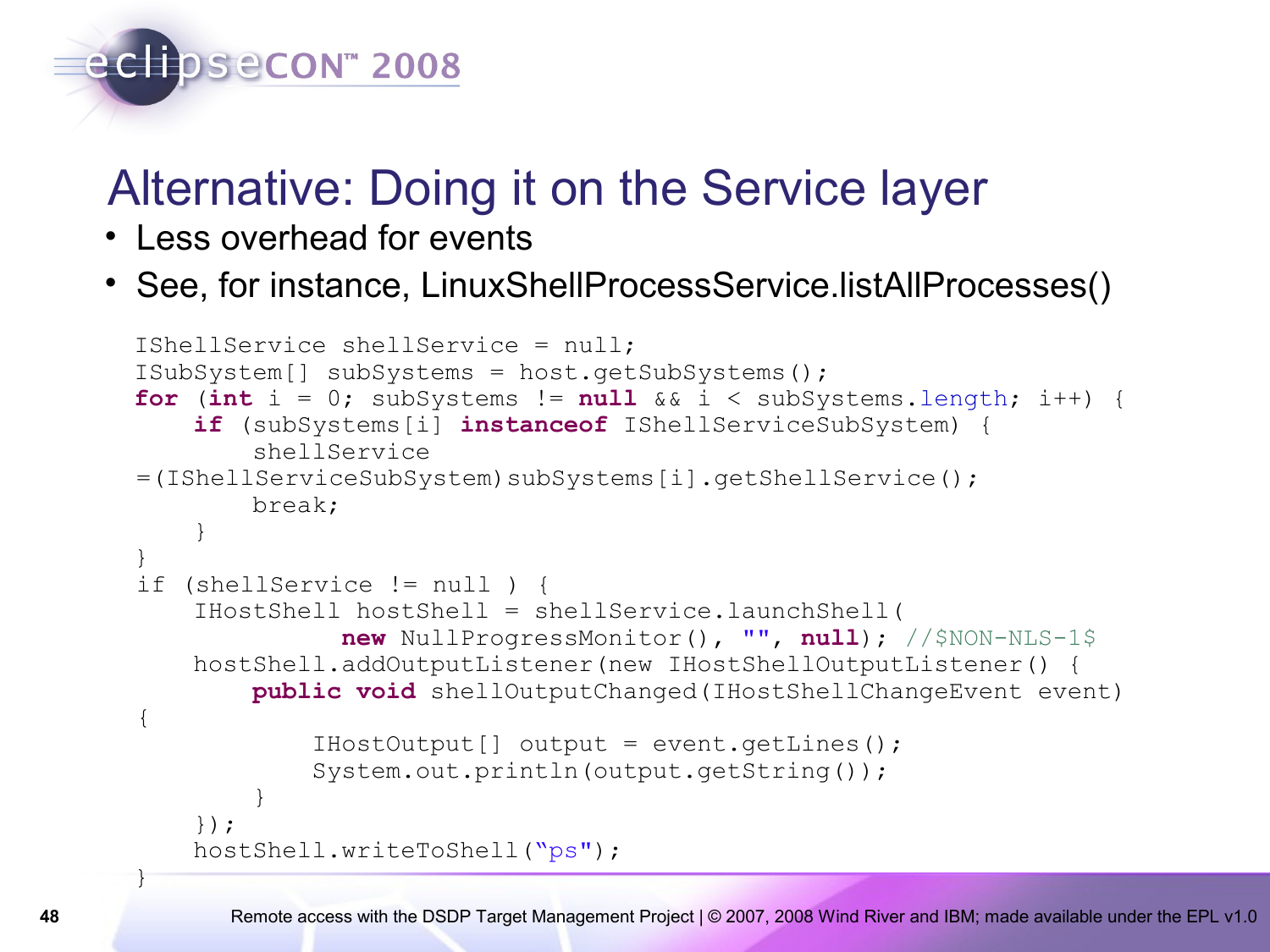# Alternative: Doing it on the Service layer

- Less overhead for events
- See, for instance, LinuxShellProcessService.listAllProcesses()

```
IShellService shellService = null;
ISubSystem[] subSystems = host.getSubSystems();
for (int i = 0; subSystems != null && i < subSystems.length; i++) {
    if (subSystems[i] instanceof IShellServiceSubSystem) {
        shellService
=(IShellServiceSubSystem)subSystems[i].getShellService();
        break;
    }
}
if (shellService != null ) {
    IHostShell hostShell = shellService.launchShell(
              new NullProgressMonitor(), "", null); //$NON-NLS-1$
    hostShell.addOutputListener(new IHostShellOutputListener() {
        public void shellOutputChanged(IHostShellChangeEvent event)
{
            IHostOutput[] output = event.getLines();
            System.out.println(output.getString());
        }
    });
    hostShell.writeToShell("ps");
}
```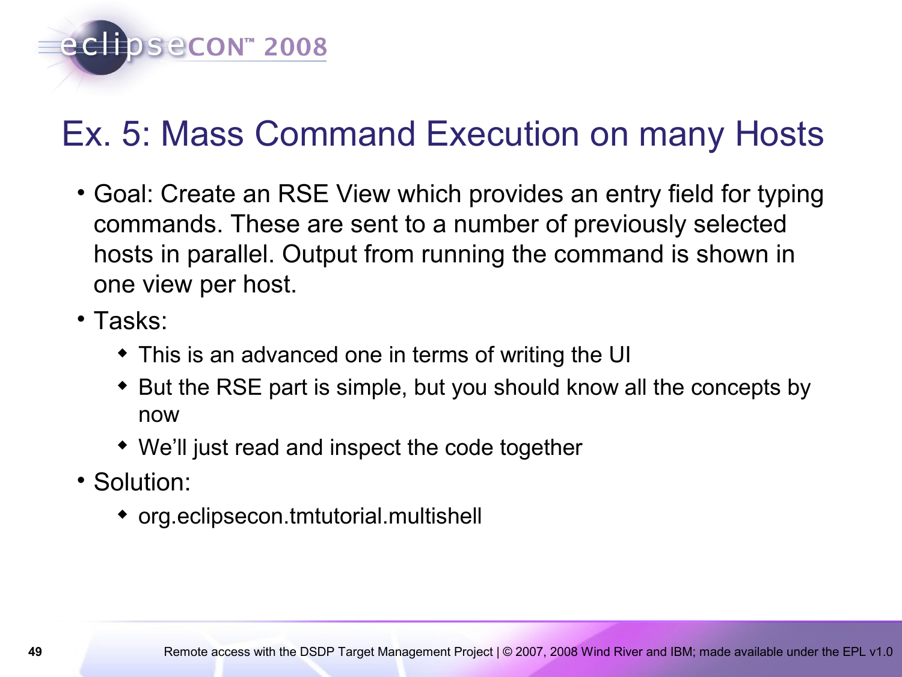# Ex. 5: Mass Command Execution on many Hosts

- Goal: Create an RSE View which provides an entry field for typing commands. These are sent to a number of previously selected hosts in parallel. Output from running the command is shown in one view per host.
- Tasks:
  - This is an advanced one in terms of writing the UI
  - But the RSE part is simple, but you should know all the concepts by now
  - We'll just read and inspect the code together
- Solution:
  - org.eclipsecon.tmtutorial.multishell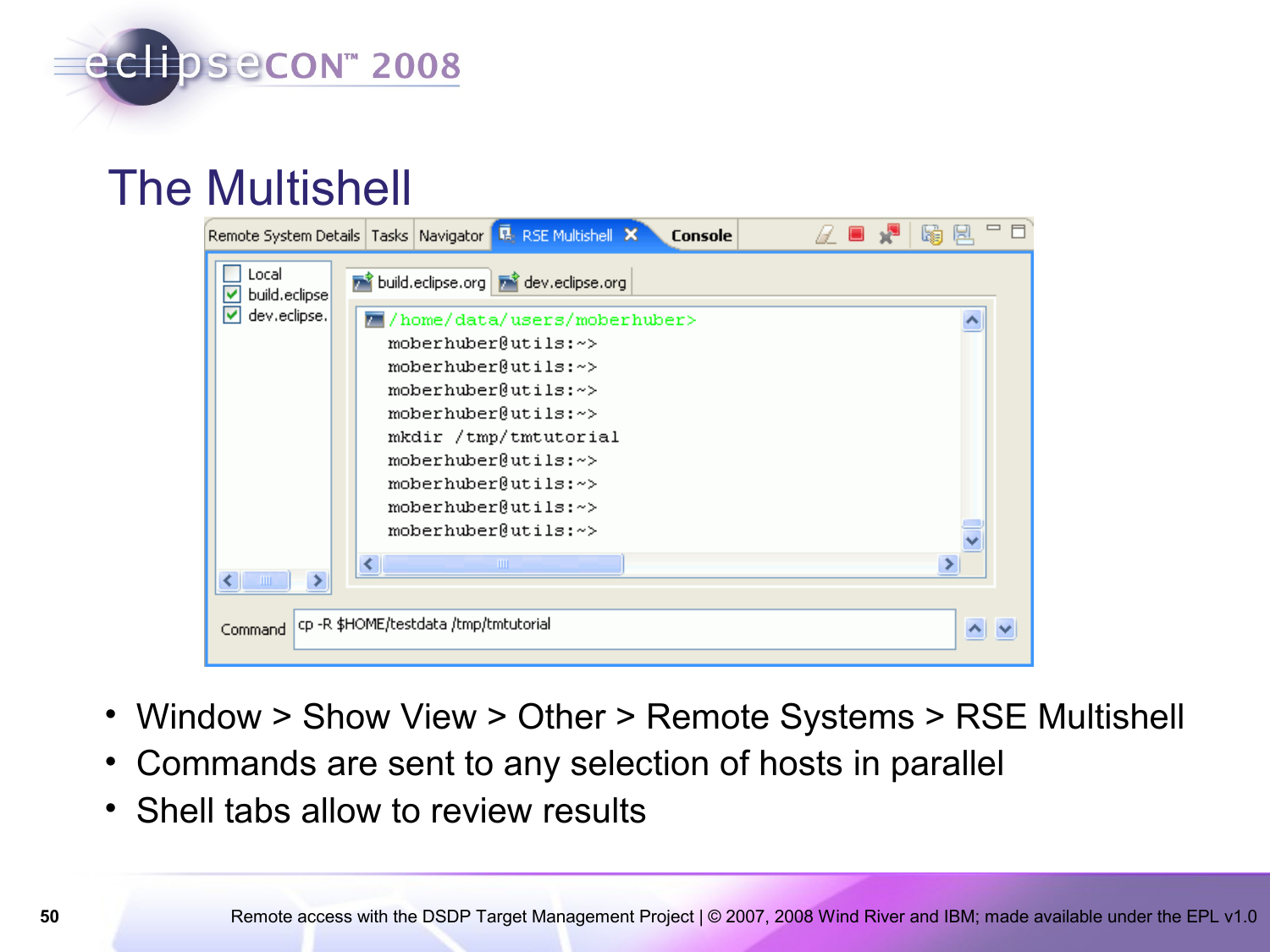# The Multishell

- Window > Show View > Other > Remote Systems > RSE Multishell
- Commands are sent to any selection of hosts in parallel
- Shell tabs allow to review results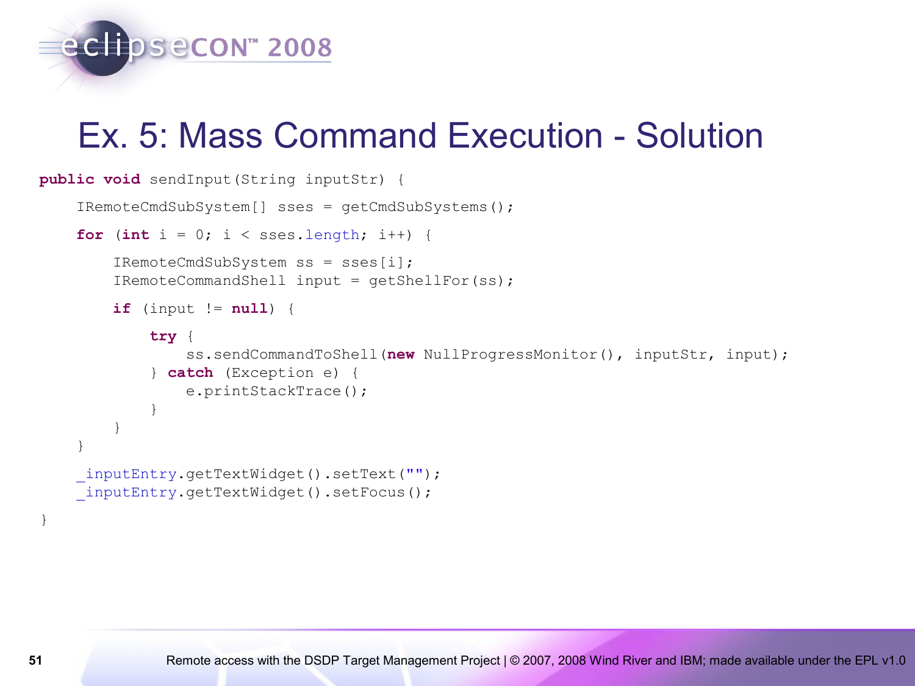# Ex. 5: Mass Command Execution - Solution

```
public void sendInput(String inputStr) {
    IRemoteCmdSubSystem[] sses = getCmdSubSystems();
    for (int i = 0; i < sses.length; i++) {
        IRemoteCmdSubSystem ss = sses[i];
        IRemoteCommandShell input = getShellFor(ss);
        if (input != null) {
            try {
                ss.sendCommandToShell(new NullProgressMonitor(), inputStr, input);
            } catch (Exception e) {
                e.printStackTrace();
            }
        }
    }
    _inputEntry.getTextWidget().setText("");
    _inputEntry.getTextWidget().setFocus();
}
```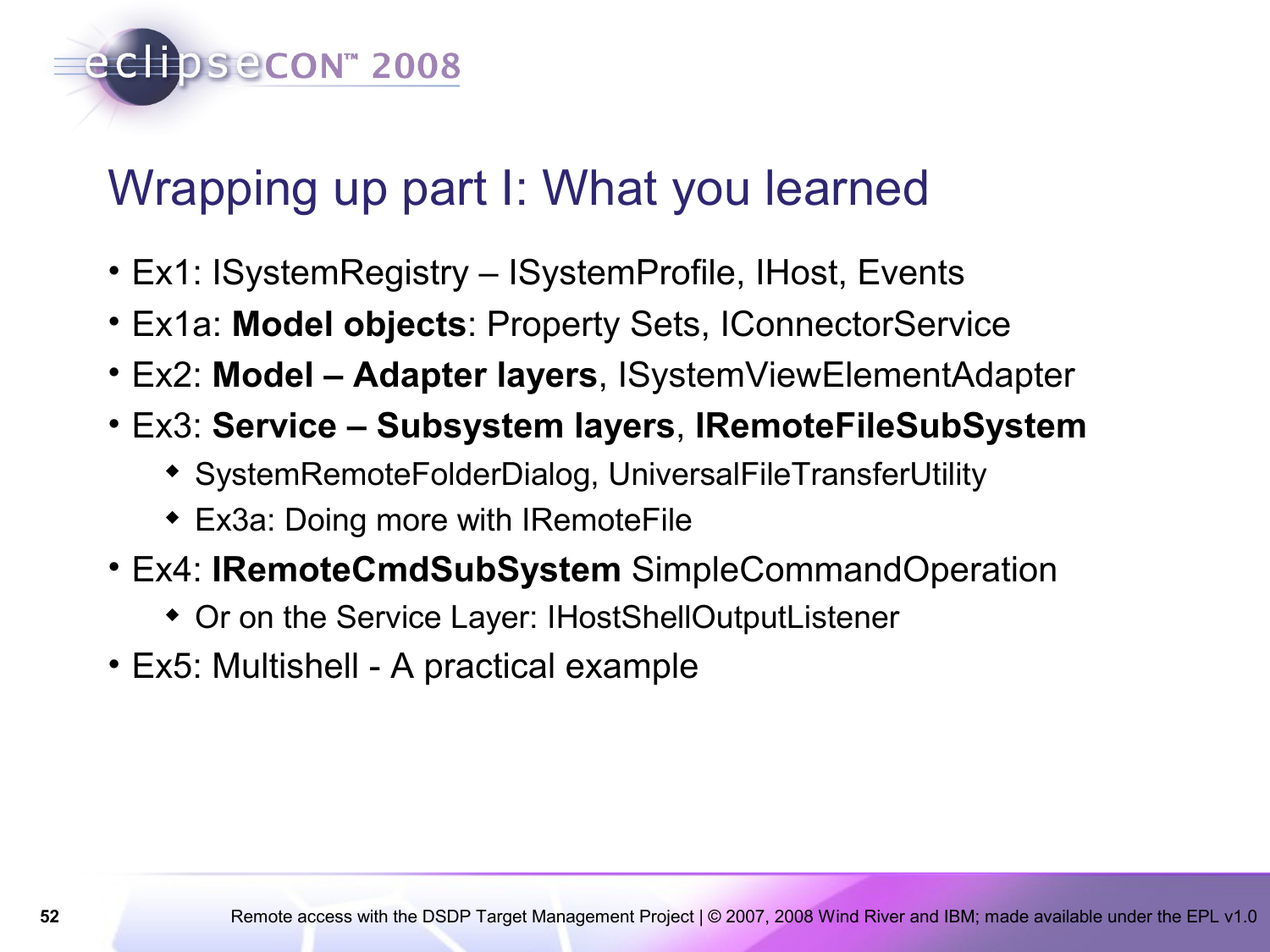# Wrapping up part I: What you learned

- Ex1: ISystemRegistry – ISystemProfile, IHost, Events
- Ex1a: **Model objects**: Property Sets, IConnectorService
- Ex2: **Model – Adapter layers**, ISystemViewElementAdapter
- Ex3: **Service – Subsystem layers**, **IRemoteFileSubSystem**
  - SystemRemoteFolderDialog, UniversalFileTransferUtility
  - Ex3a: Doing more with IRemoteFile
- Ex4: **IRemoteCmdSubSystem** SimpleCommandOperation
  - Or on the Service Layer: IHostShellOutputListener
- Ex5: Multishell - A practical example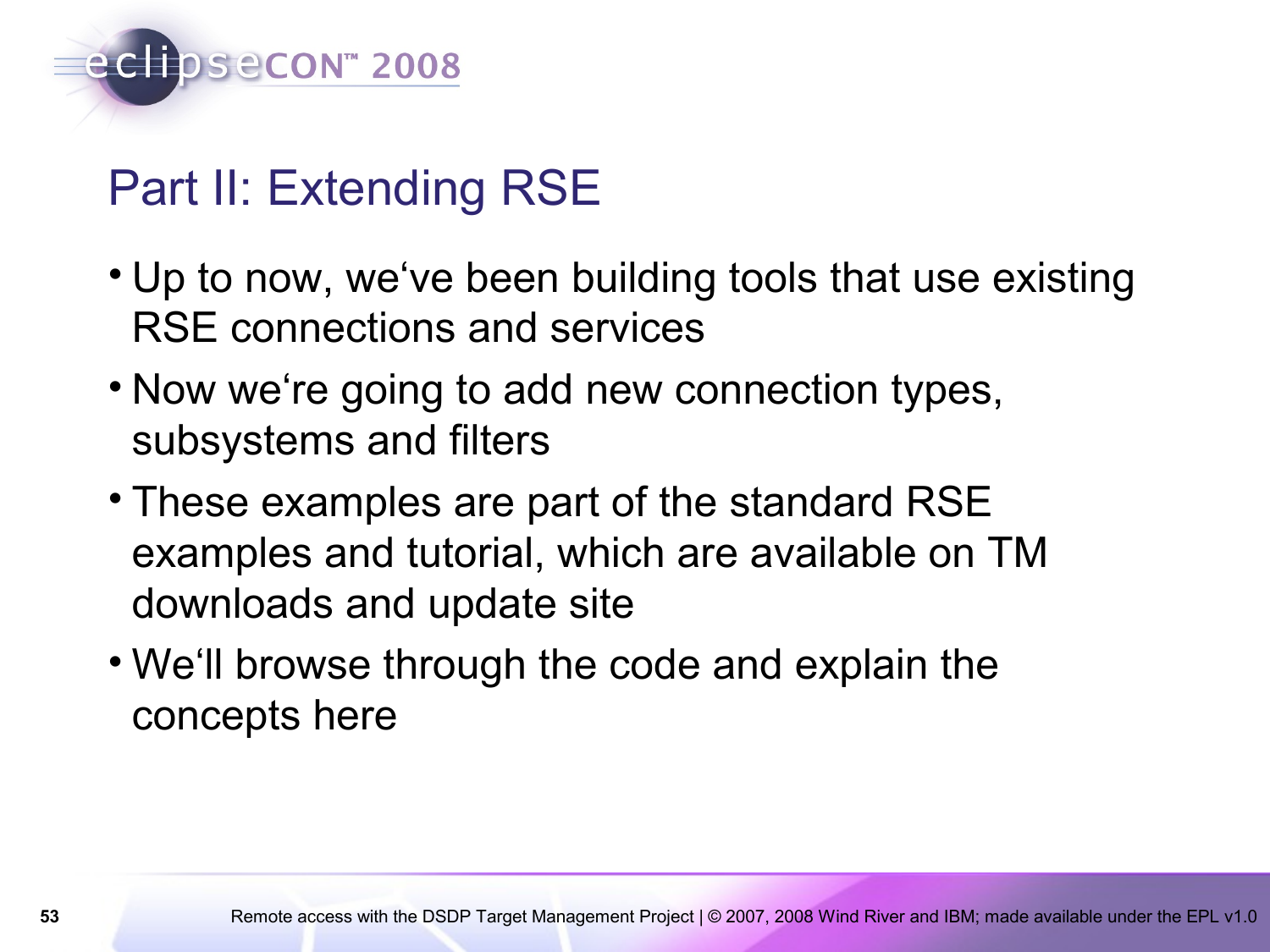# Part II: Extending RSE

- Up to now, we‘ve been building tools that use existing RSE connections and services
- Now we‘re going to add new connection types, subsystems and filters
- These examples are part of the standard RSE examples and tutorial, which are available on TM downloads and update site
- We‘ll browse through the code and explain the concepts here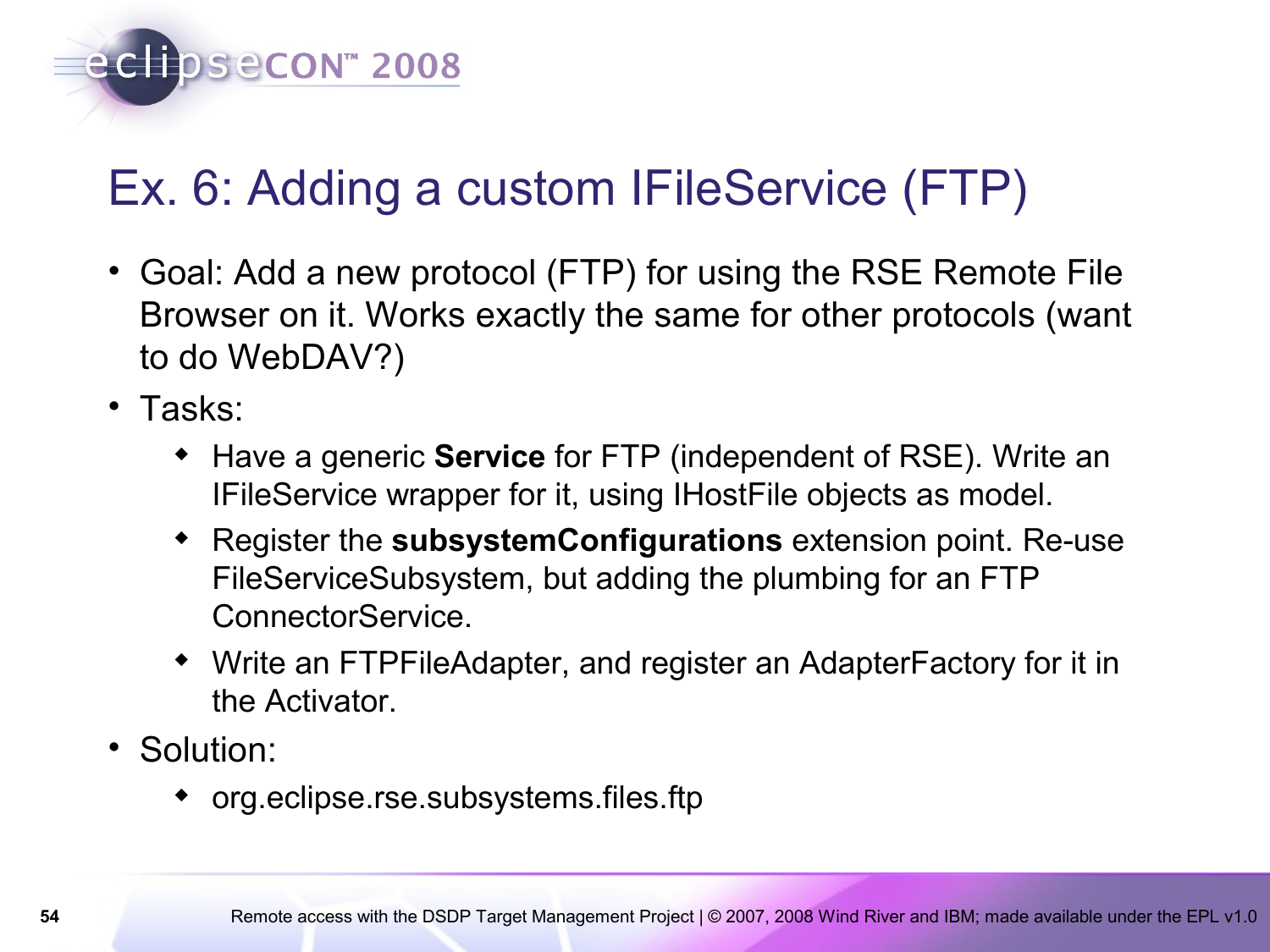# Ex. 6: Adding a custom IFileService (FTP)

- Goal: Add a new protocol (FTP) for using the RSE Remote File Browser on it. Works exactly the same for other protocols (want to do WebDAV?)
- Tasks:
  - Have a generic **Service** for FTP (independent of RSE). Write an IFileService wrapper for it, using IHostFile objects as model.
  - Register the **subsystemConfigurations** extension point. Re-use FileServiceSubsystem, but adding the plumbing for an FTP ConnectorService.
  - Write an FTPFileAdapter, and register an AdapterFactory for it in the Activator.
- Solution:
  - org.eclipse.rse.subsystems.files.ftp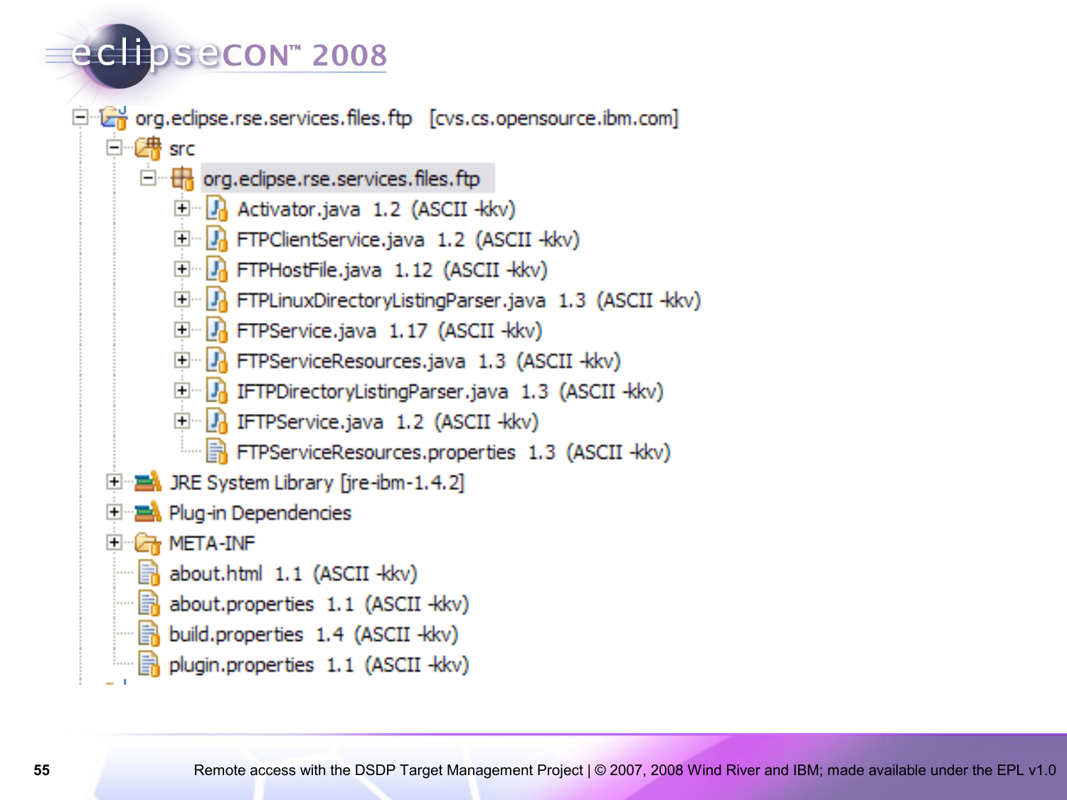- org.eclipse.rse.services.files.ftp [cvs.cs.opensource.ibm.com]
  - src
    - org.eclipse.rse.services.files.ftp
      - Activator.java 1.2 (ASCII -kkv)
      - FTPClientService.java 1.2 (ASCII -kkv)
      - FTPHostFile.java 1.12 (ASCII -kkv)
      - FTPLinuxDirectoryListingParser.java 1.3 (ASCII -kkv)
      - FTPService.java 1.17 (ASCII -kkv)
      - FTPServiceResources.java 1.3 (ASCII -kkv)
      - IFTPDirectoryListingParser.java 1.3 (ASCII -kkv)
      - IFTPService.java 1.2 (ASCII -kkv)
      - FTPServiceResources.properties 1.3 (ASCII -kkv)
  - JRE System Library [jre-ibm-1.4.2]
  - Plug-in Dependencies
  - META-INF
  - about.html 1.1 (ASCII -kkv)
  - about.properties 1.1 (ASCII -kkv)
  - build.properties 1.4 (ASCII -kkv)
  - plugin.properties 1.1 (ASCII -kkv)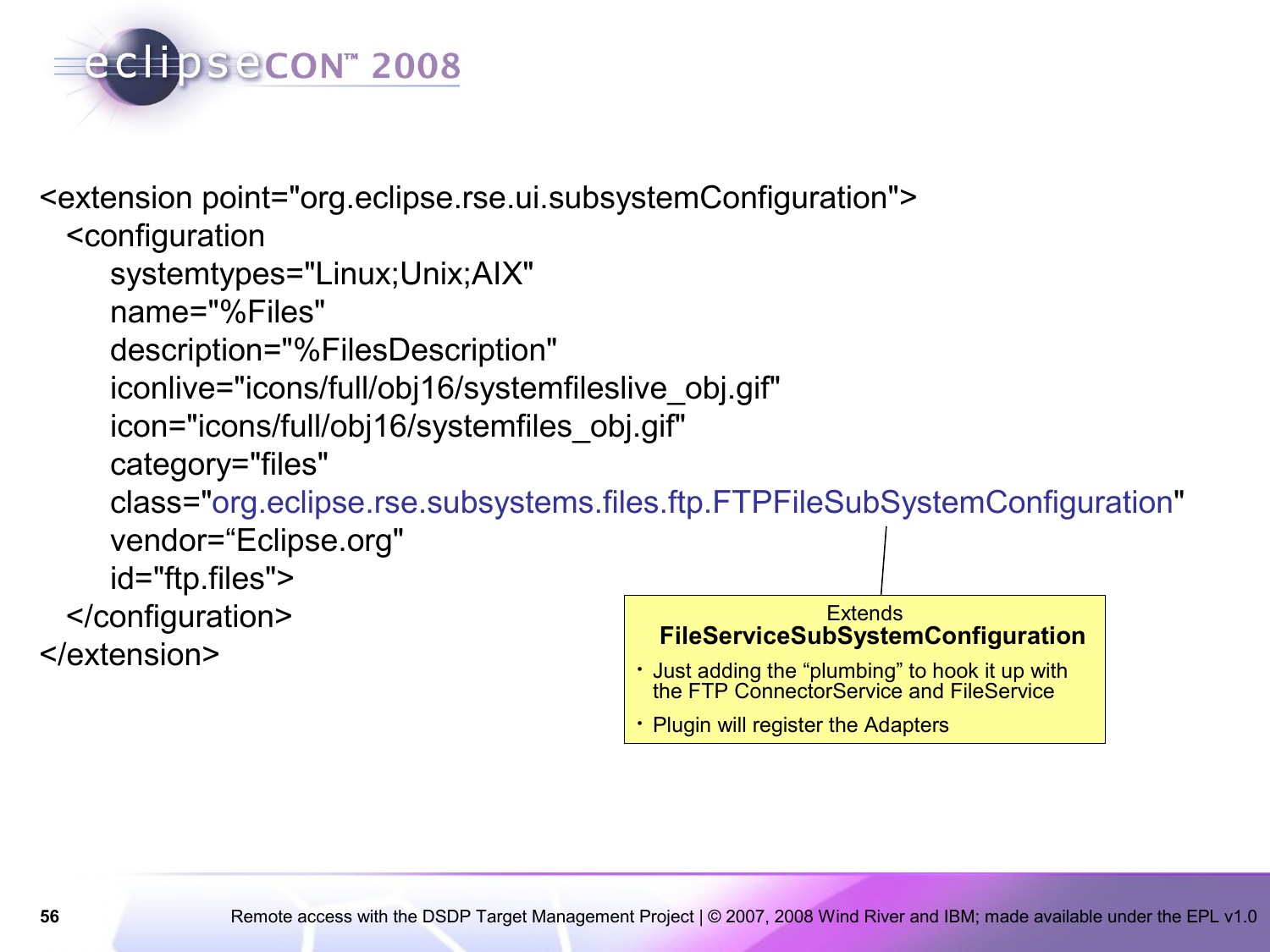```xml
<extension point="org.eclipse.rse.ui.subsystemConfiguration">
  <configuration
      systemtypes="Linux;Unix;AIX"
      name="%Files"
      description="%FilesDescription"
      iconlive="icons/full/obj16/systemfileslive_obj.gif"
      icon="icons/full/obj16/systemfiles_obj.gif"
      category="files"
      class="org.eclipse.rse.subsystems.files.ftp.FTPFileSubSystemConfiguration"
      vendor="Eclipse.org"
      id="ftp.files">
  </configuration>
</extension>
```

Extends **FileServiceSubSystemConfiguration**

- Just adding the "plumbing" to hook it up with the FTP ConnectorService and FileService
- Plugin will register the Adapters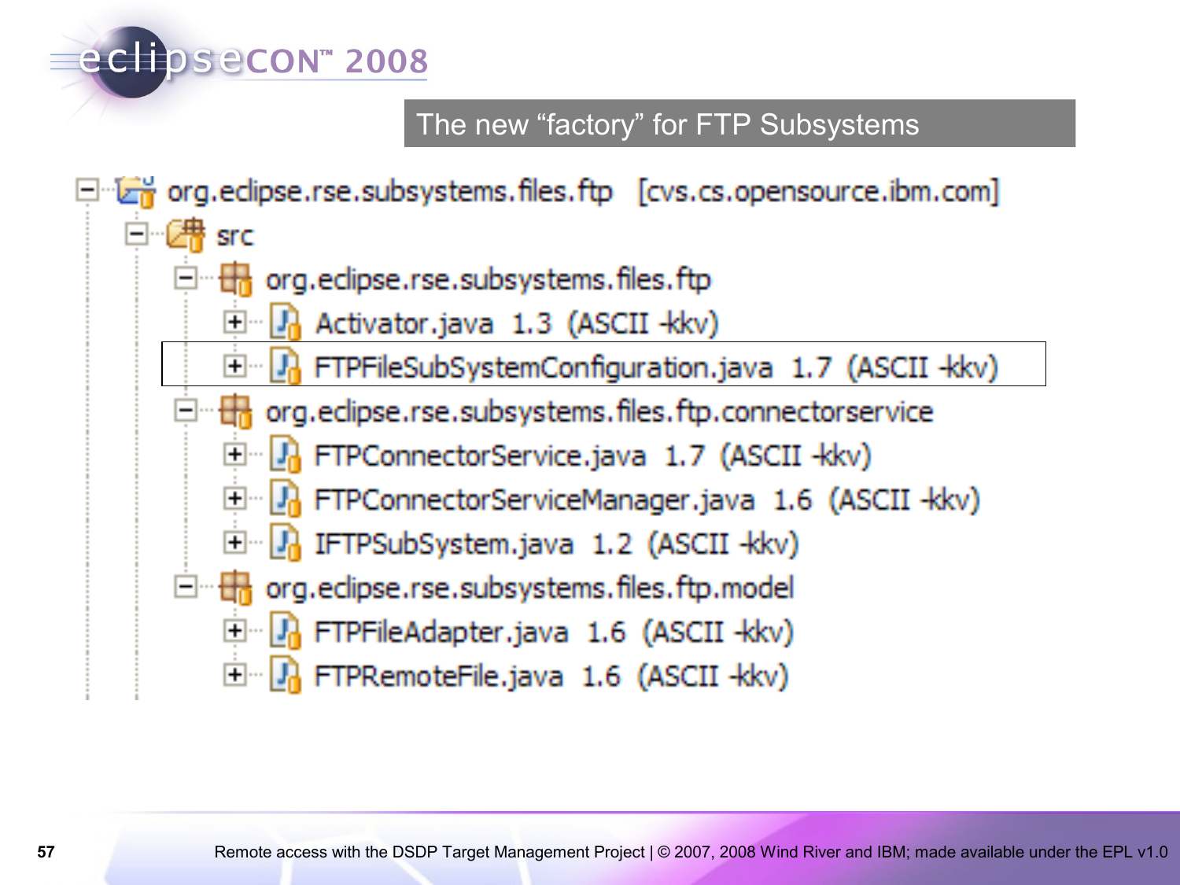# The new "factory" for FTP Subsystems

- org.eclipse.rse.subsystems.files.ftp [cvs.cs.opensource.ibm.com]
  - src
    - org.eclipse.rse.subsystems.files.ftp
      - Activator.java 1.3 (ASCII -kkv)
      - FTPFileSubSystemConfiguration.java 1.7 (ASCII -kkv)
    - org.eclipse.rse.subsystems.files.ftp.connectorservice
      - FTPConnectorService.java 1.7 (ASCII -kkv)
      - FTPConnectorServiceManager.java 1.6 (ASCII -kkv)
      - IFTPSubSystem.java 1.2 (ASCII -kkv)
    - org.eclipse.rse.subsystems.files.ftp.model
      - FTPFileAdapter.java 1.6 (ASCII -kkv)
      - FTPRemoteFile.java 1.6 (ASCII -kkv)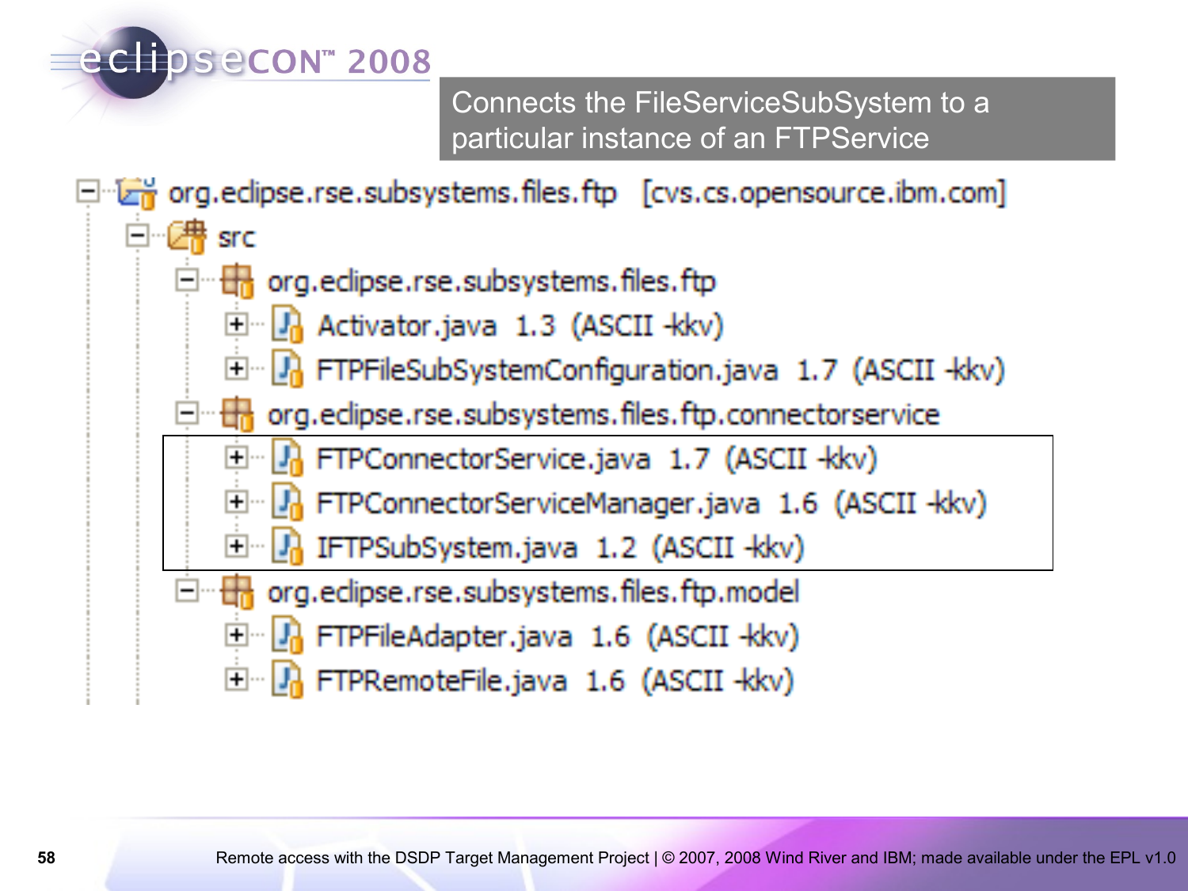Connects the FileServiceSubSystem to a particular instance of an FTPService

- org.eclipse.rse.subsystems.files.ftp [cvs.cs.opensource.ibm.com]
  - src
    - org.eclipse.rse.subsystems.files.ftp
      - Activator.java 1.3 (ASCII -kkv)
      - FTPFileSubSystemConfiguration.java 1.7 (ASCII -kkv)
    - org.eclipse.rse.subsystems.files.ftp.connectorservice
      - FTPConnectorService.java 1.7 (ASCII -kkv)
      - FTPConnectorServiceManager.java 1.6 (ASCII -kkv)
      - IFTPSubSystem.java 1.2 (ASCII -kkv)
    - org.eclipse.rse.subsystems.files.ftp.model
      - FTPFileAdapter.java 1.6 (ASCII -kkv)
      - FTPRemoteFile.java 1.6 (ASCII -kkv)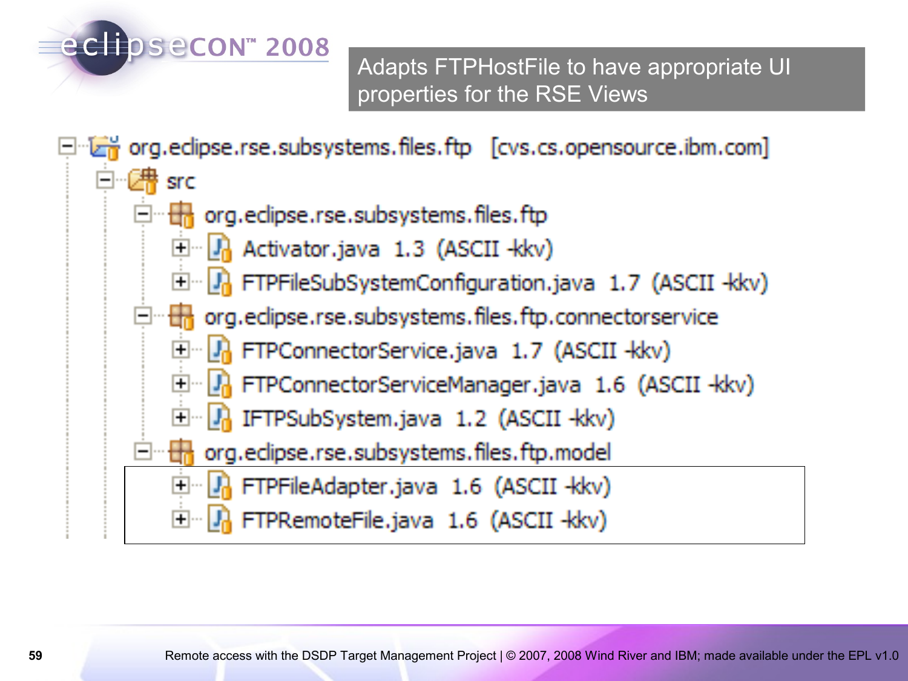## Adapts FTPHostFile to have appropriate UI properties for the RSE Views

- org.eclipse.rse.subsystems.files.ftp [cvs.cs.opensource.ibm.com]
  - src
    - org.eclipse.rse.subsystems.files.ftp
      - Activator.java 1.3 (ASCII -kkv)
      - FTPFileSubSystemConfiguration.java 1.7 (ASCII -kkv)
    - org.eclipse.rse.subsystems.files.ftp.connectorservice
      - FTPConnectorService.java 1.7 (ASCII -kkv)
      - FTPConnectorServiceManager.java 1.6 (ASCII -kkv)
      - IFTPSubSystem.java 1.2 (ASCII -kkv)
    - org.eclipse.rse.subsystems.files.ftp.model
      - FTPFileAdapter.java 1.6 (ASCII -kkv)
      - FTPRemoteFile.java 1.6 (ASCII -kkv)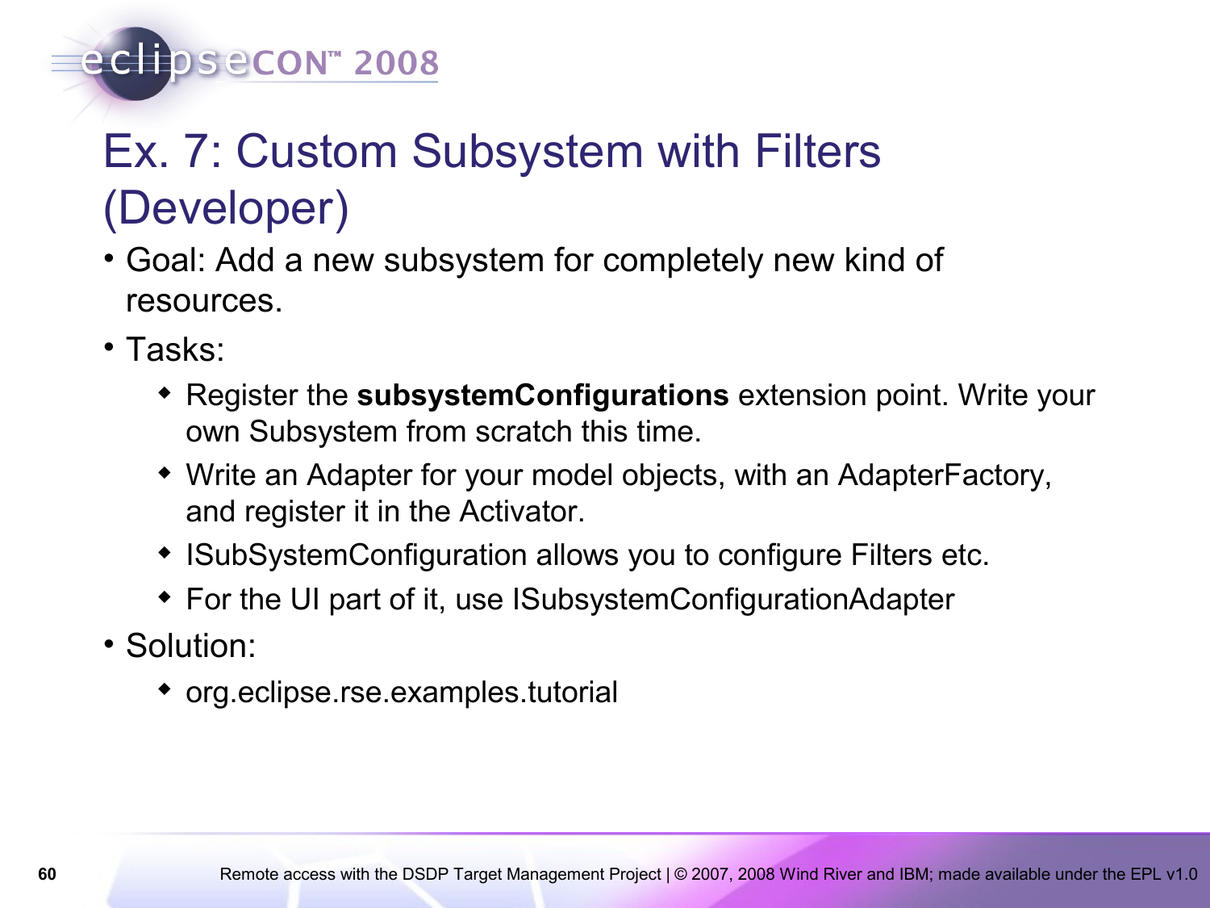# Ex. 7: Custom Subsystem with Filters (Developer)

- Goal: Add a new subsystem for completely new kind of resources.
- Tasks:
  - Register the **subsystemConfigurations** extension point. Write your own Subsystem from scratch this time.
  - Write an Adapter for your model objects, with an AdapterFactory, and register it in the Activator.
  - ISubSystemConfiguration allows you to configure Filters etc.
  - For the UI part of it, use ISubsystemConfigurationAdapter
- Solution:
  - org.eclipse.rse.examples.tutorial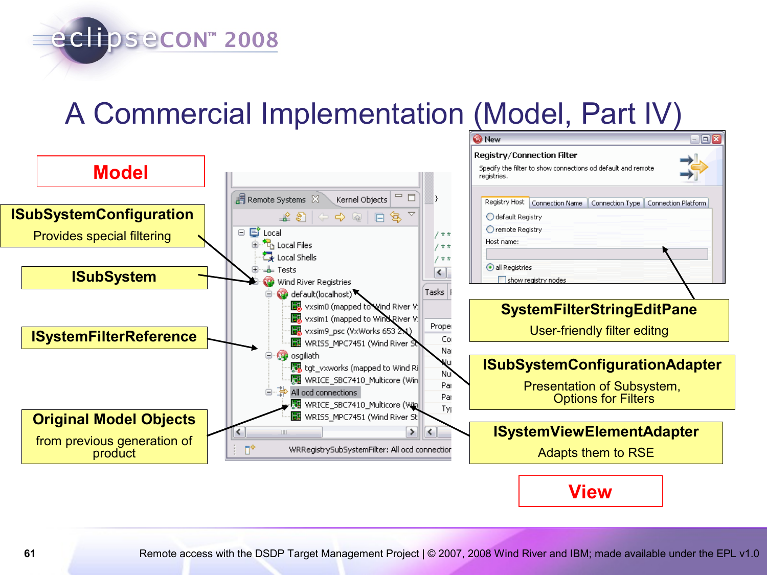# A Commercial Implementation (Model, Part IV)

**Model**

**ISubSystemConfiguration**
Provides special filtering

**ISubSystem**

**ISystemFilterReference**

**Original Model Objects**
from previous generation of product

**SystemFilterStringEditPane**
User-friendly filter editng

**ISubSystemConfigurationAdapter**
Presentation of Subsystem, Options for Filters

**ISystemViewElementAdapter**
Adapts them to RSE

**View**

Remote access with the DSDP Target Management Project | © 2007, 2008 Wind River and IBM; made available under the EPL v1.0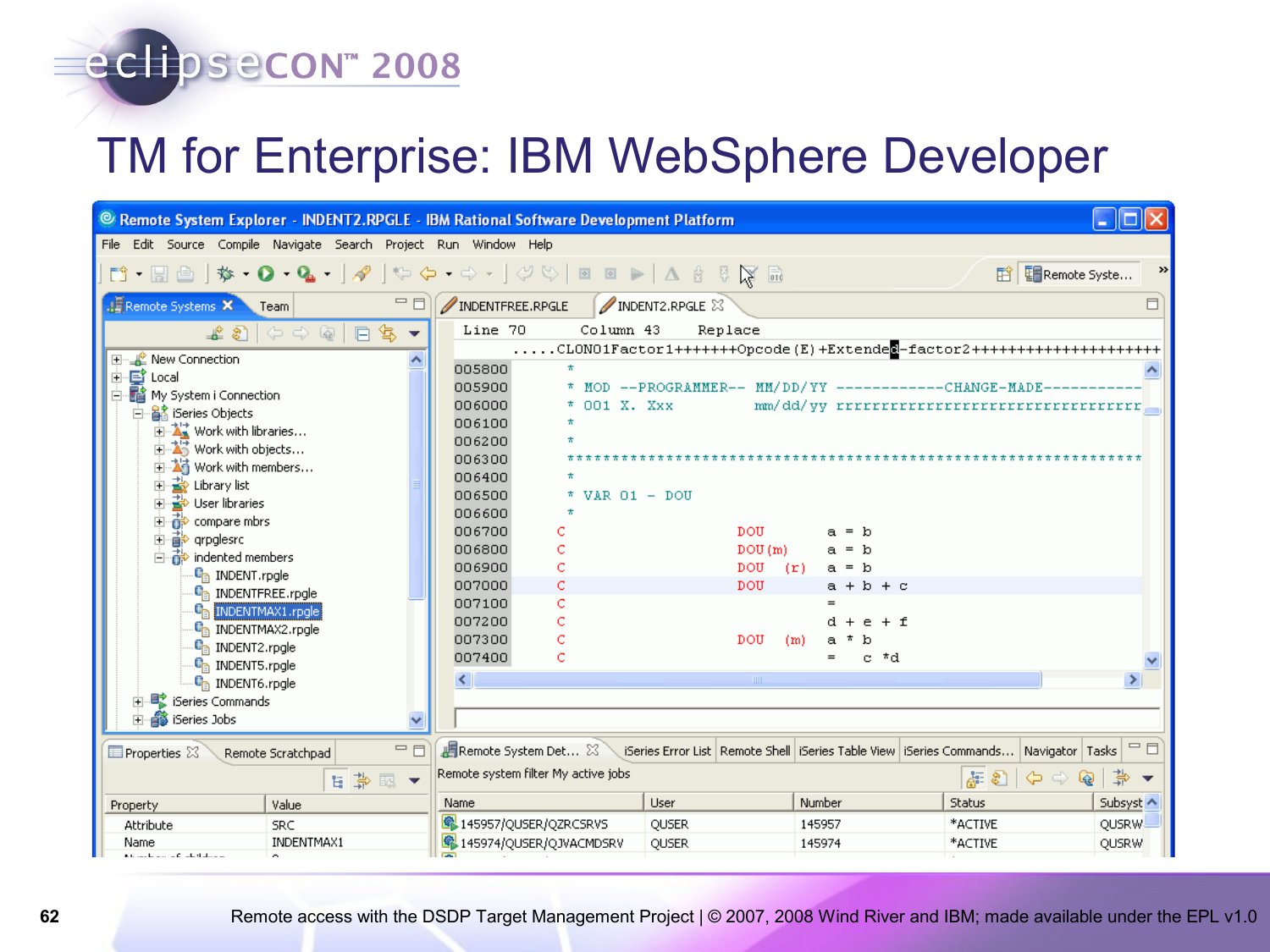# TM for Enterprise: IBM WebSphere Developer

Remote access with the DSDP Target Management Project | © 2007, 2008 Wind River and IBM; made available under the EPL v1.0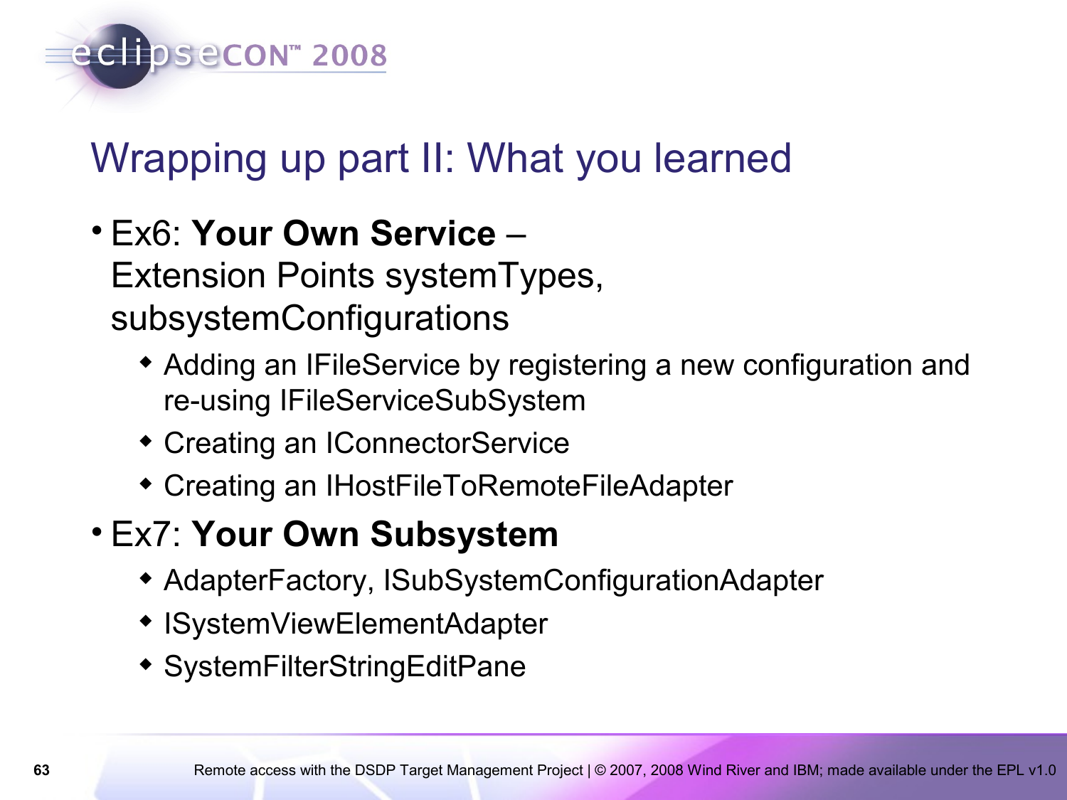# Wrapping up part II: What you learned

- Ex6: **Your Own Service** – Extension Points systemTypes, subsystemConfigurations
  - Adding an IFileService by registering a new configuration and re-using IFileServiceSubSystem
  - Creating an IConnectorService
  - Creating an IHostFileToRemoteFileAdapter
- Ex7: **Your Own Subsystem**
  - AdapterFactory, ISubSystemConfigurationAdapter
  - ISystemViewElementAdapter
  - SystemFilterStringEditPane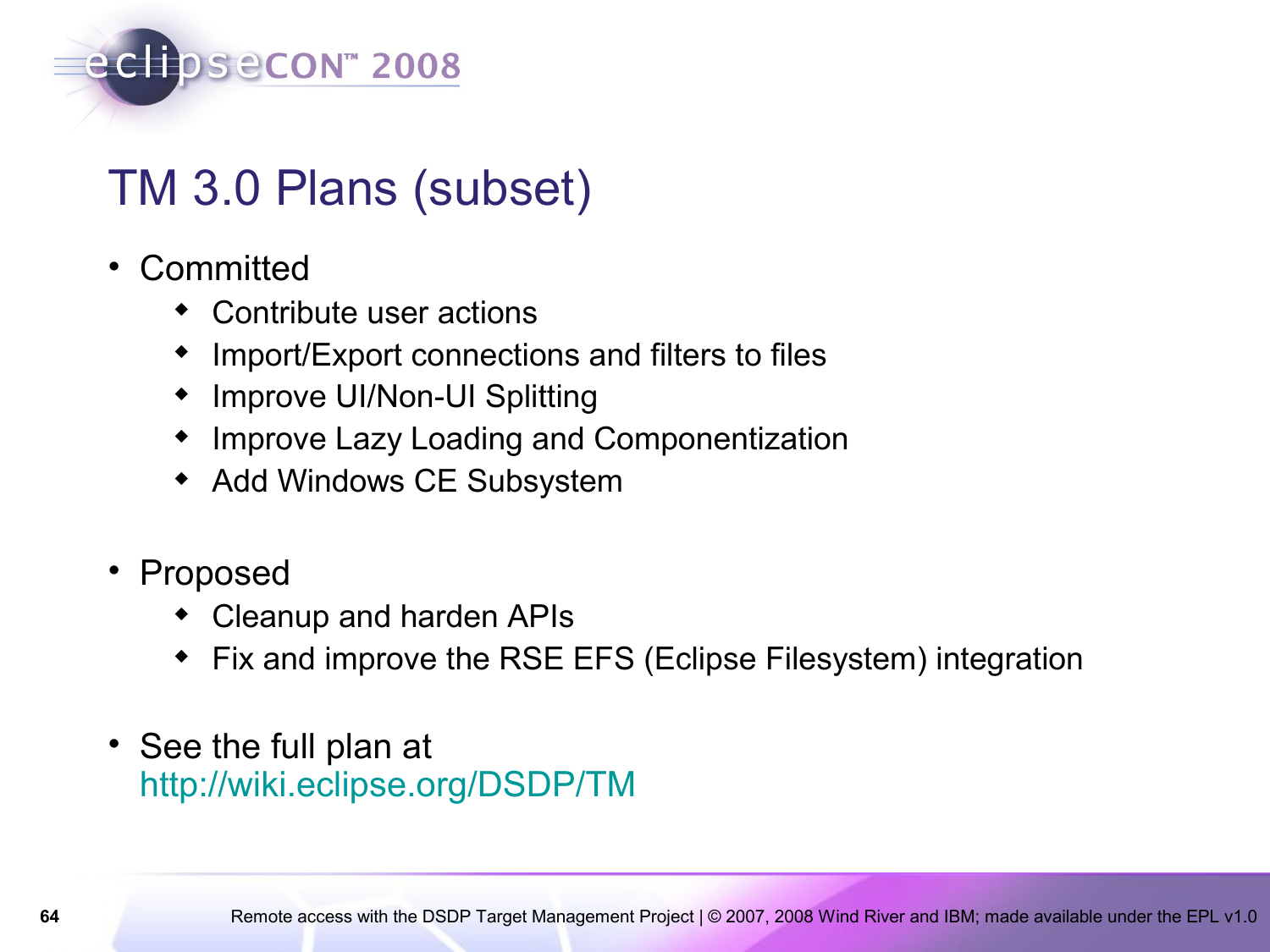# TM 3.0 Plans (subset)

- Committed
  - Contribute user actions
  - Import/Export connections and filters to files
  - Improve UI/Non-UI Splitting
  - Improve Lazy Loading and Componentization
  - Add Windows CE Subsystem
- Proposed
  - Cleanup and harden APIs
  - Fix and improve the RSE EFS (Eclipse Filesystem) integration
- See the full plan at http://wiki.eclipse.org/DSDP/TM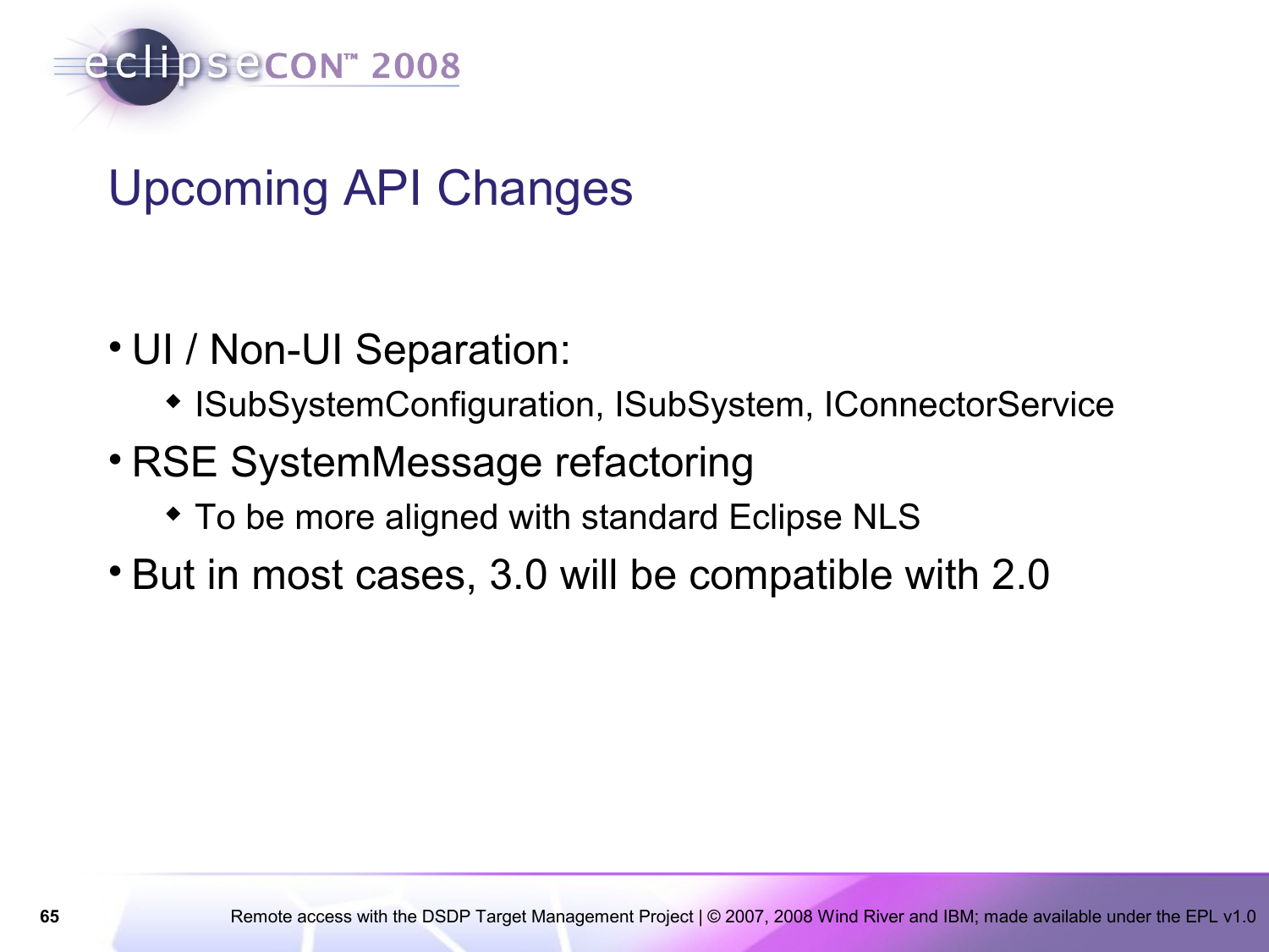# Upcoming API Changes

- UI / Non-UI Separation:
  - ISubSystemConfiguration, ISubSystem, IConnectorService
- RSE SystemMessage refactoring
  - To be more aligned with standard Eclipse NLS
- But in most cases, 3.0 will be compatible with 2.0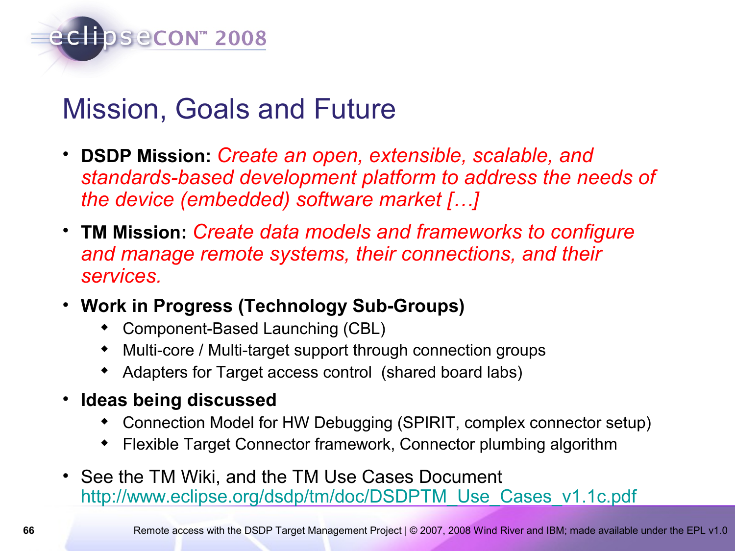# Mission, Goals and Future

- **DSDP Mission:** *Create an open, extensible, scalable, and standards-based development platform to address the needs of the device (embedded) software market […]*
- **TM Mission:** *Create data models and frameworks to configure and manage remote systems, their connections, and their services.*
- **Work in Progress (Technology Sub-Groups)**
  - Component-Based Launching (CBL)
  - Multi-core / Multi-target support through connection groups
  - Adapters for Target access control (shared board labs)
- **Ideas being discussed**
  - Connection Model for HW Debugging (SPIRIT, complex connector setup)
  - Flexible Target Connector framework, Connector plumbing algorithm
- See the TM Wiki, and the TM Use Cases Document http://www.eclipse.org/dsdp/tm/doc/DSDPTM_Use_Cases_v1.1c.pdf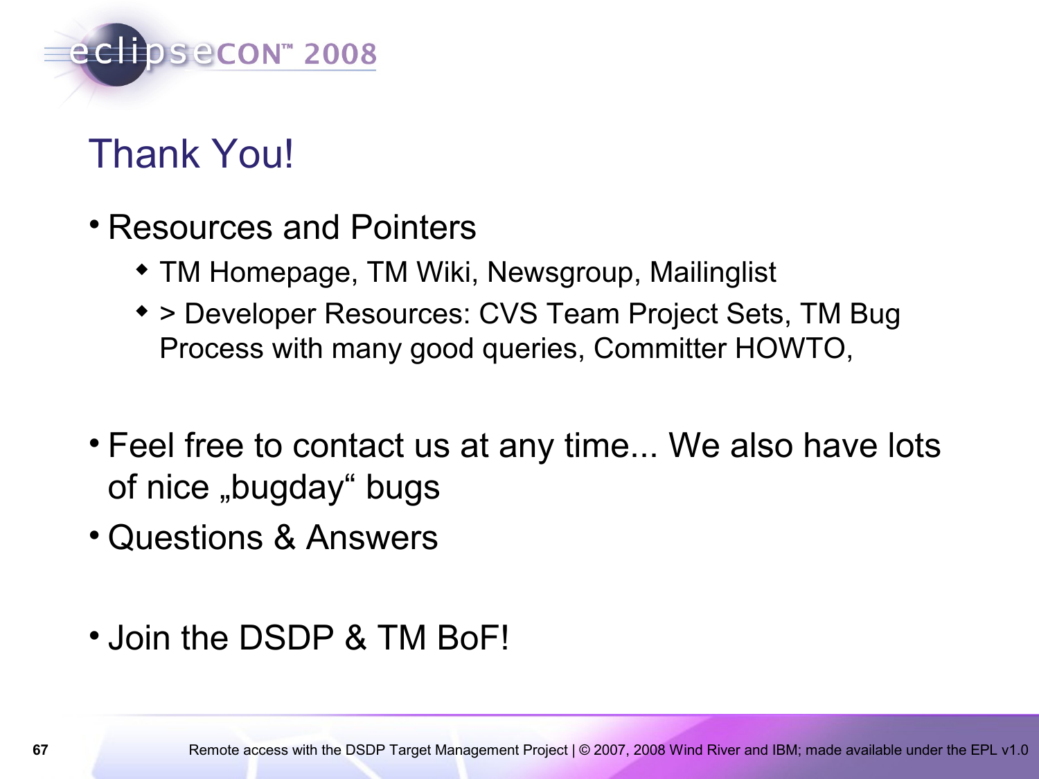# Thank You!

- Resources and Pointers
  - TM Homepage, TM Wiki, Newsgroup, Mailinglist
  - > Developer Resources: CVS Team Project Sets, TM Bug Process with many good queries, Committer HOWTO,
- Feel free to contact us at any time... We also have lots of nice „bugday" bugs
- Questions & Answers
- Join the DSDP & TM BoF!